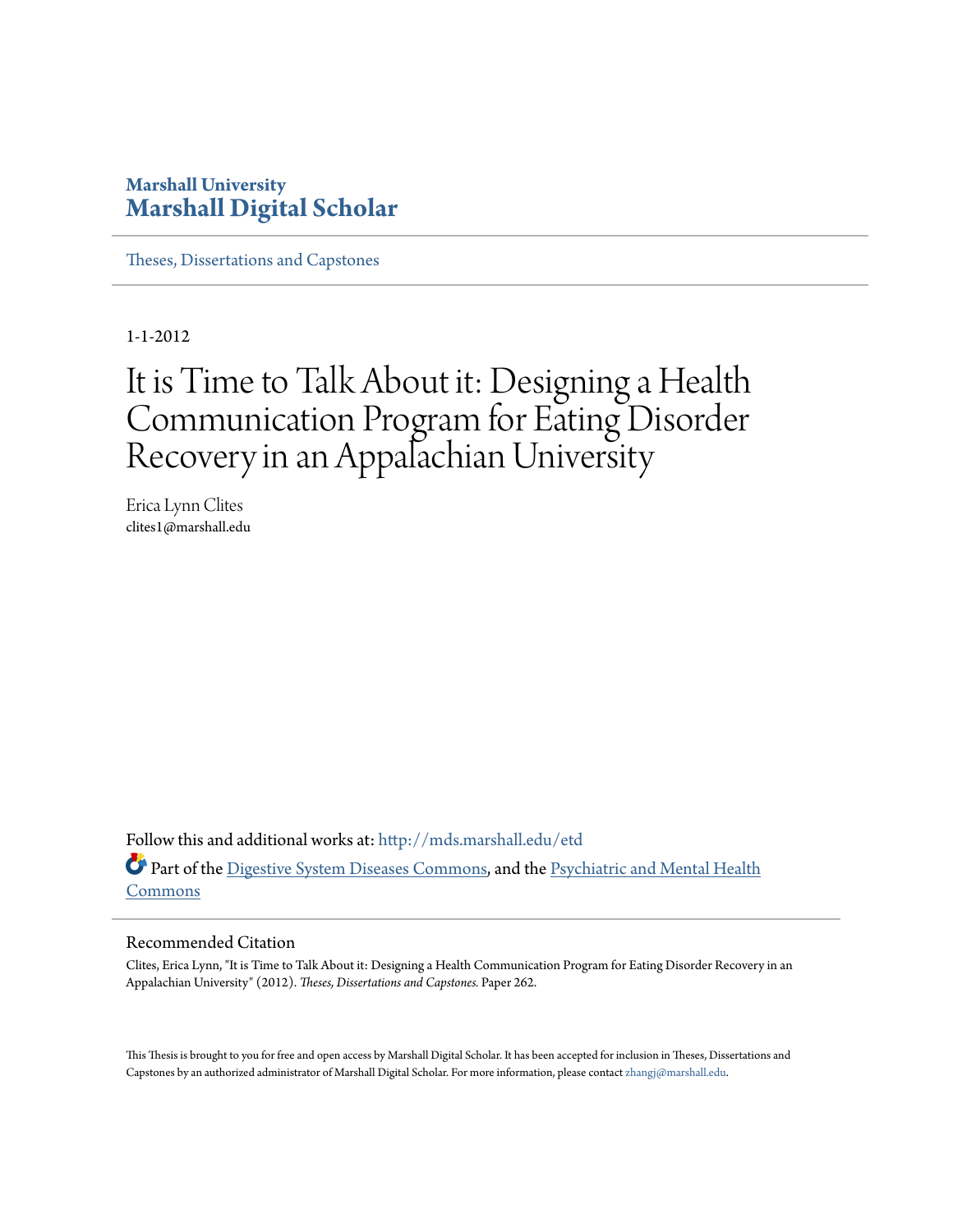Marshall University
# Marshall Digital Scholar

Theses, Dissertations and Capstones

1-1-2012

# It is Time to Talk About it: Designing a Health Communication Program for Eating Disorder Recovery in an Appalachian University

Erica Lynn Clites
clites1@marshall.edu

Follow this and additional works at: http://mds.marshall.edu/etd

Part of the Digestive System Diseases Commons, and the Psychiatric and Mental Health Commons

## Recommended Citation

Clites, Erica Lynn, "It is Time to Talk About it: Designing a Health Communication Program for Eating Disorder Recovery in an Appalachian University" (2012). *Theses, Dissertations and Capstones.* Paper 262.

This Thesis is brought to you for free and open access by Marshall Digital Scholar. It has been accepted for inclusion in Theses, Dissertations and Capstones by an authorized administrator of Marshall Digital Scholar. For more information, please contact zhangj@marshall.edu.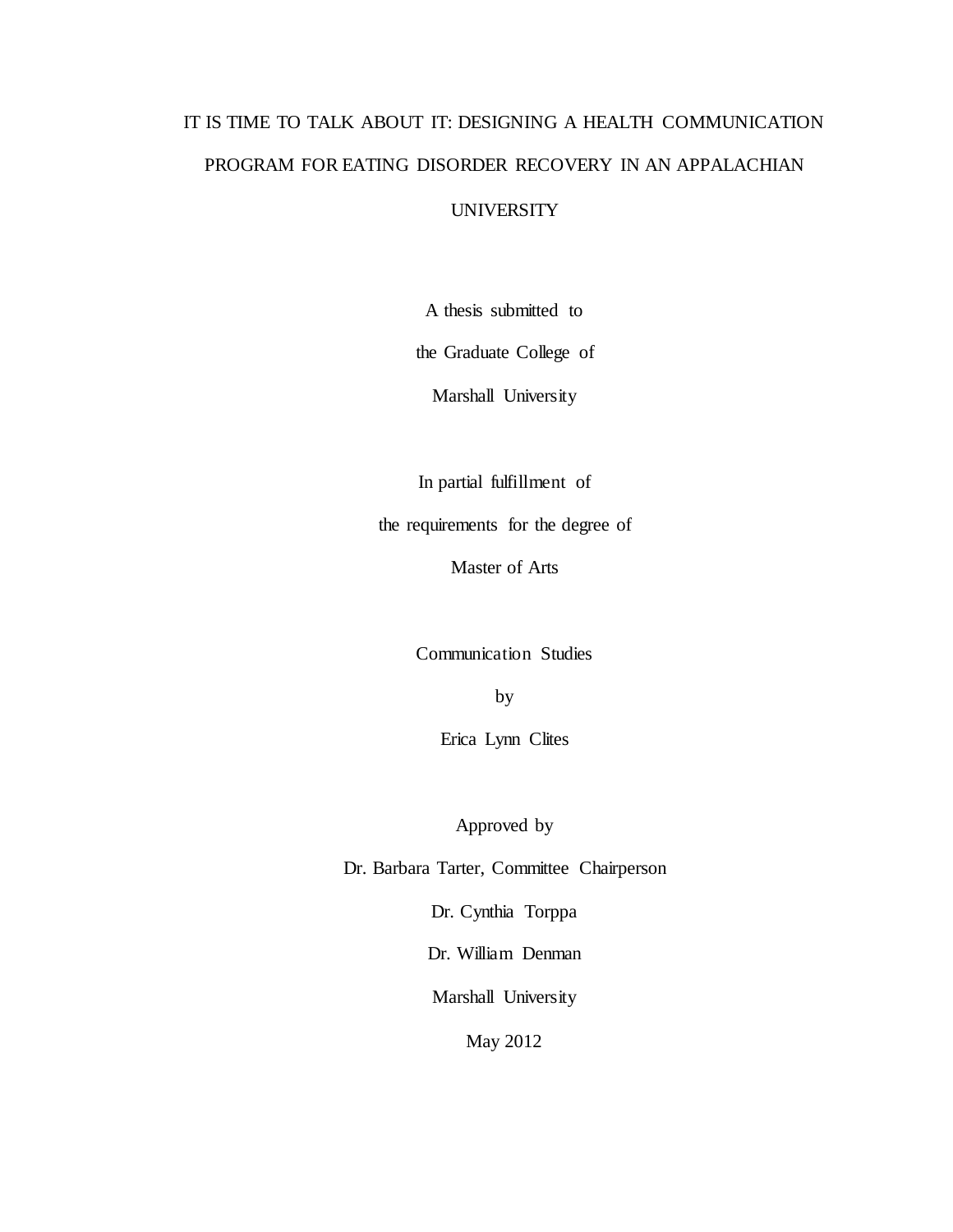# IT IS TIME TO TALK ABOUT IT: DESIGNING A HEALTH COMMUNICATION PROGRAM FOR EATING DISORDER RECOVERY IN AN APPALACHIAN UNIVERSITY

A thesis submitted to

the Graduate College of

Marshall University

In partial fulfillment of

the requirements for the degree of

Master of Arts

Communication Studies

by

Erica Lynn Clites

Approved by

Dr. Barbara Tarter, Committee Chairperson

Dr. Cynthia Torppa

Dr. William Denman

Marshall University

May 2012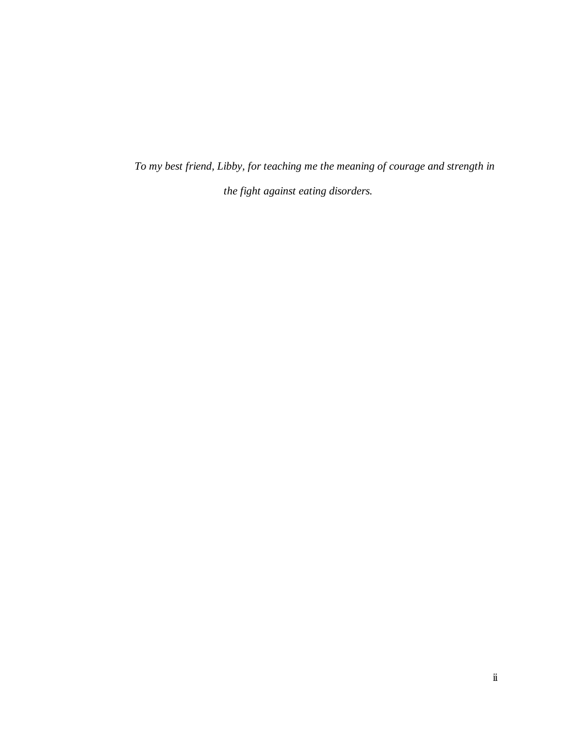*To my best friend, Libby, for teaching me the meaning of courage and strength in the fight against eating disorders.*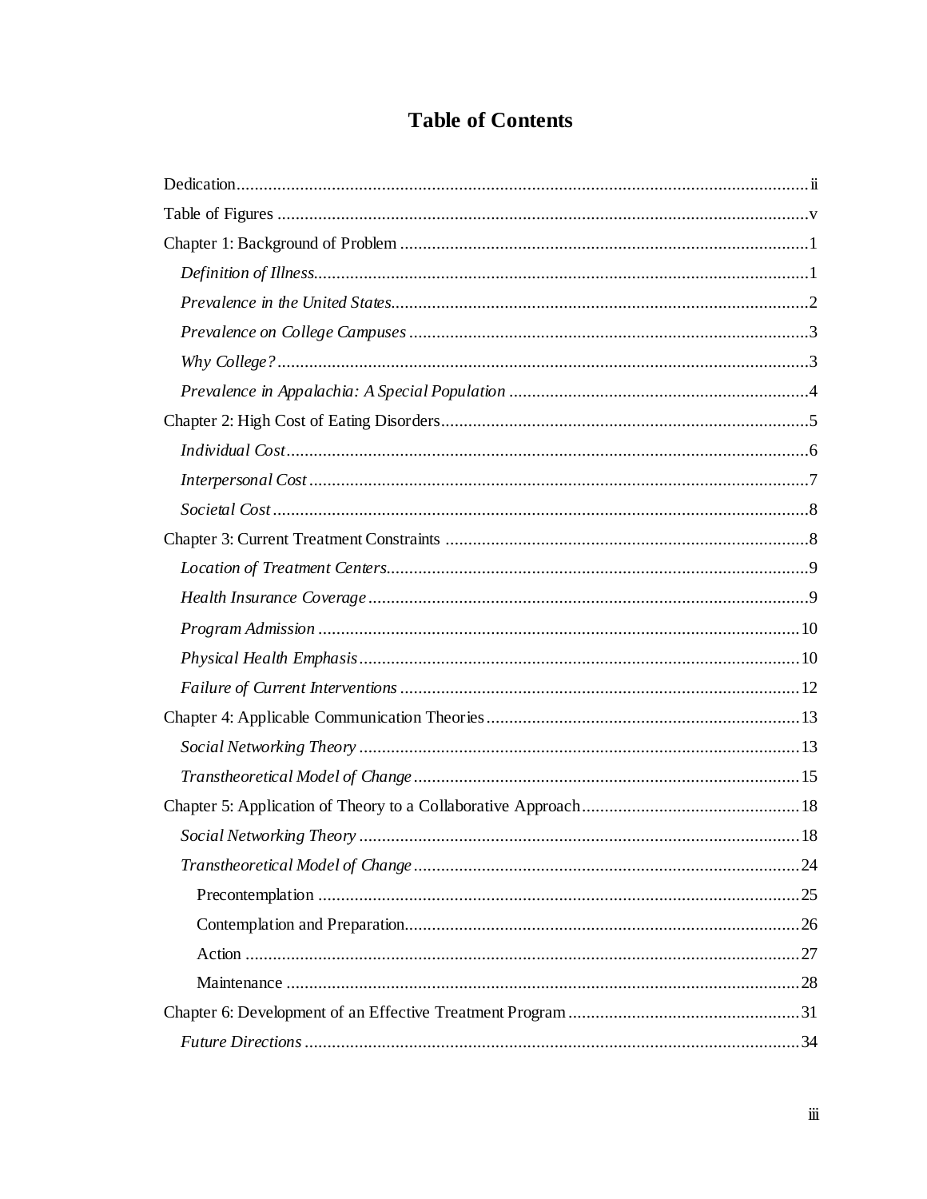# Table of Contents

Dedication ..... ii

Table of Figures ..... v

Chapter 1: Background of Problem ..... 1

- *Definition of Illness* ..... 1
- *Prevalence in the United States* ..... 2
- *Prevalence on College Campuses* ..... 3
- *Why College?* ..... 3
- *Prevalence in Appalachia: A Special Population* ..... 4

Chapter 2: High Cost of Eating Disorders ..... 5

- *Individual Cost* ..... 6
- *Interpersonal Cost* ..... 7
- *Societal Cost* ..... 8

Chapter 3: Current Treatment Constraints ..... 8

- *Location of Treatment Centers* ..... 9
- *Health Insurance Coverage* ..... 9
- *Program Admission* ..... 10
- *Physical Health Emphasis* ..... 10
- *Failure of Current Interventions* ..... 12

Chapter 4: Applicable Communication Theories ..... 13

- *Social Networking Theory* ..... 13
- *Transtheoretical Model of Change* ..... 15

Chapter 5: Application of Theory to a Collaborative Approach ..... 18

- *Social Networking Theory* ..... 18
- *Transtheoretical Model of Change* ..... 24
  - Precontemplation ..... 25
  - Contemplation and Preparation ..... 26
  - Action ..... 27
  - Maintenance ..... 28

Chapter 6: Development of an Effective Treatment Program ..... 31

- *Future Directions* ..... 34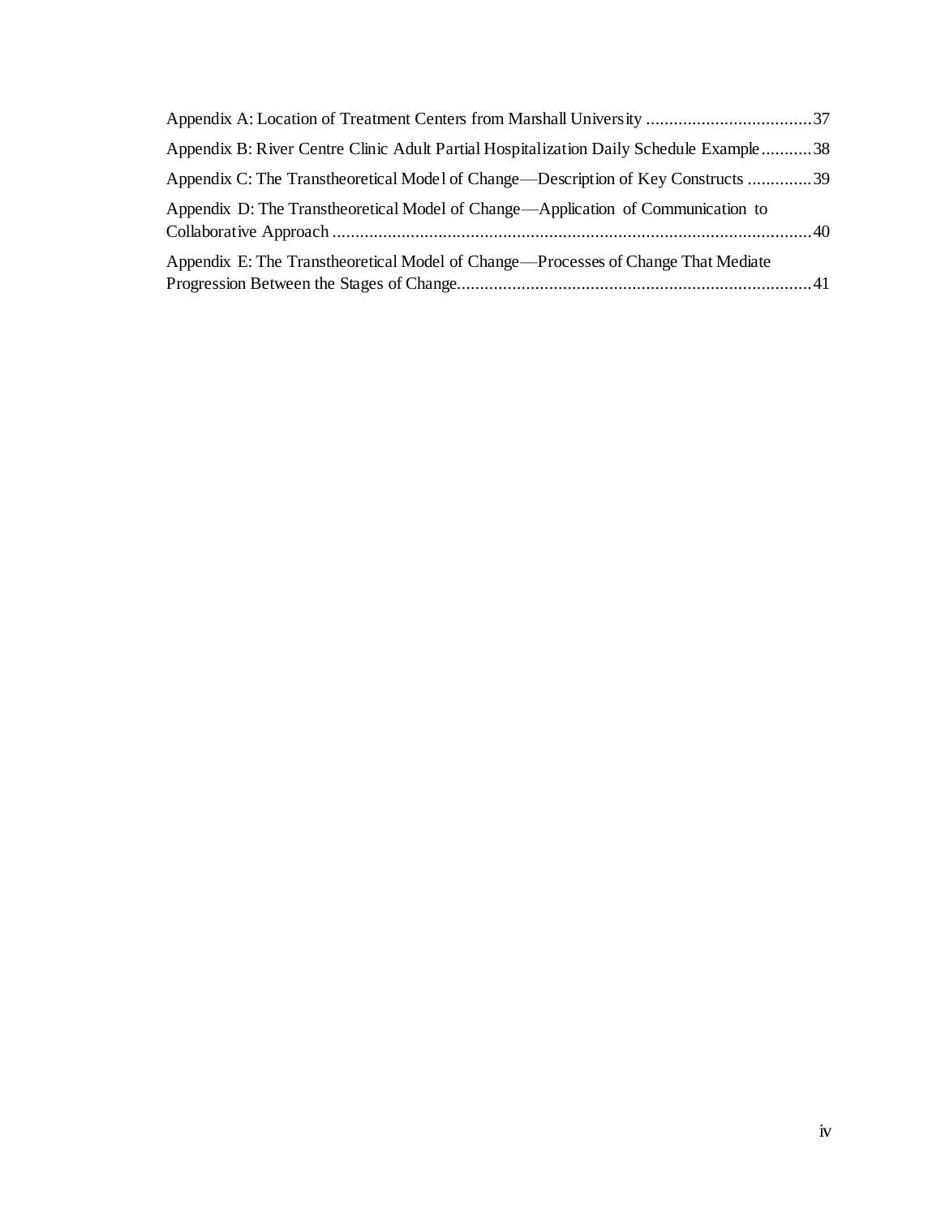Appendix A: Location of Treatment Centers from Marshall University ....................................37

Appendix B: River Centre Clinic Adult Partial Hospitalization Daily Schedule Example...........38

Appendix C: The Transtheoretical Model of Change—Description of Key Constructs ..............39

Appendix D: The Transtheoretical Model of Change—Application of Communication to Collaborative Approach ........................................................................................................40

Appendix E: The Transtheoretical Model of Change—Processes of Change That Mediate Progression Between the Stages of Change.............................................................................41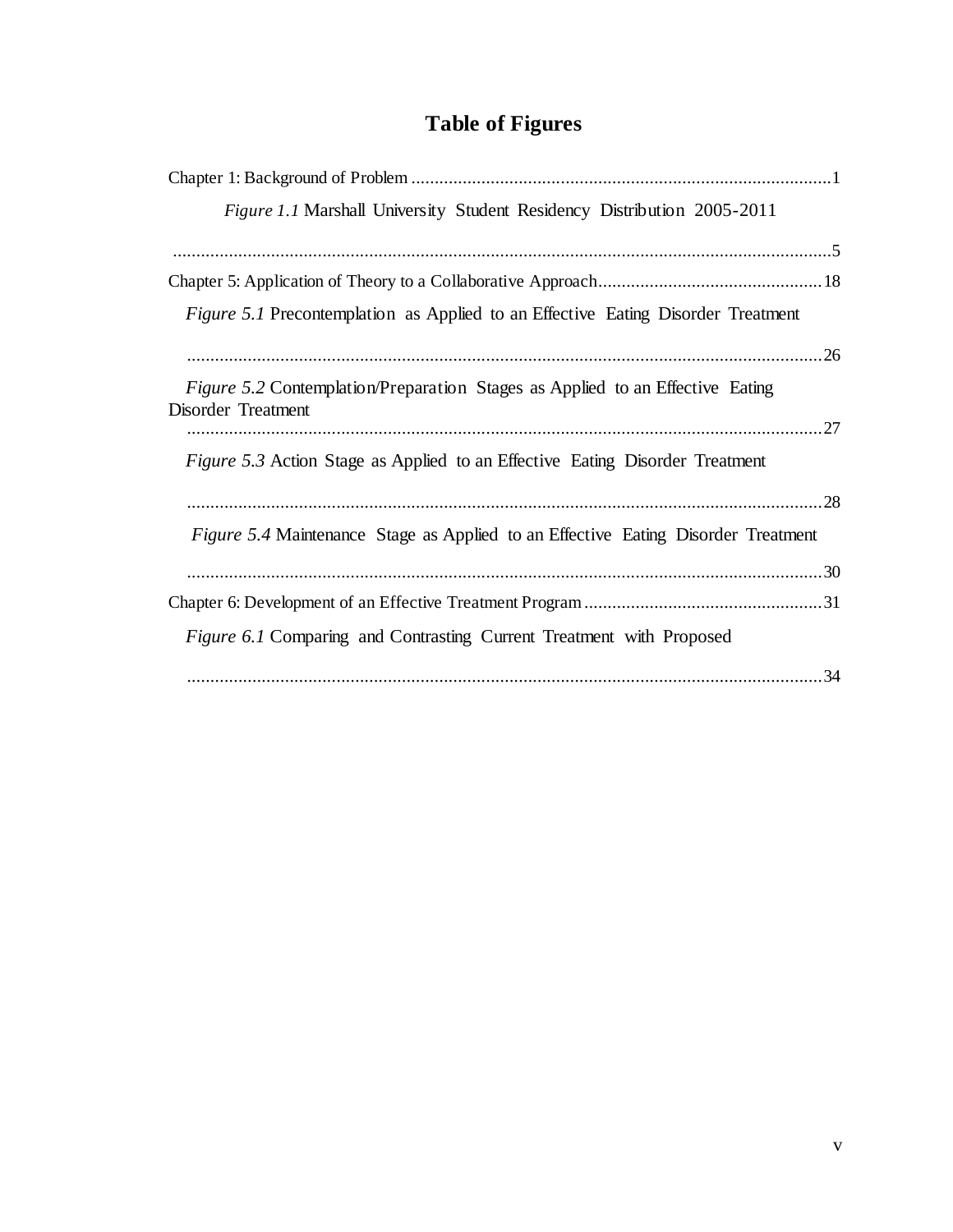# Table of Figures

Chapter 1: Background of Problem ..........................................................................................1

*Figure 1.1* Marshall University Student Residency Distribution 2005-2011 ..........................................................................................................................5

Chapter 5: Application of Theory to a Collaborative Approach................................................18

*Figure 5.1* Precontemplation as Applied to an Effective Eating Disorder Treatment ..........................................................................................................................26

*Figure 5.2* Contemplation/Preparation Stages as Applied to an Effective Eating Disorder Treatment ..........................................................................................................................27

*Figure 5.3* Action Stage as Applied to an Effective Eating Disorder Treatment ..........................................................................................................................28

*Figure 5.4* Maintenance Stage as Applied to an Effective Eating Disorder Treatment ..........................................................................................................................30

Chapter 6: Development of an Effective Treatment Program ...................................................31

*Figure 6.1* Comparing and Contrasting Current Treatment with Proposed ..........................................................................................................................34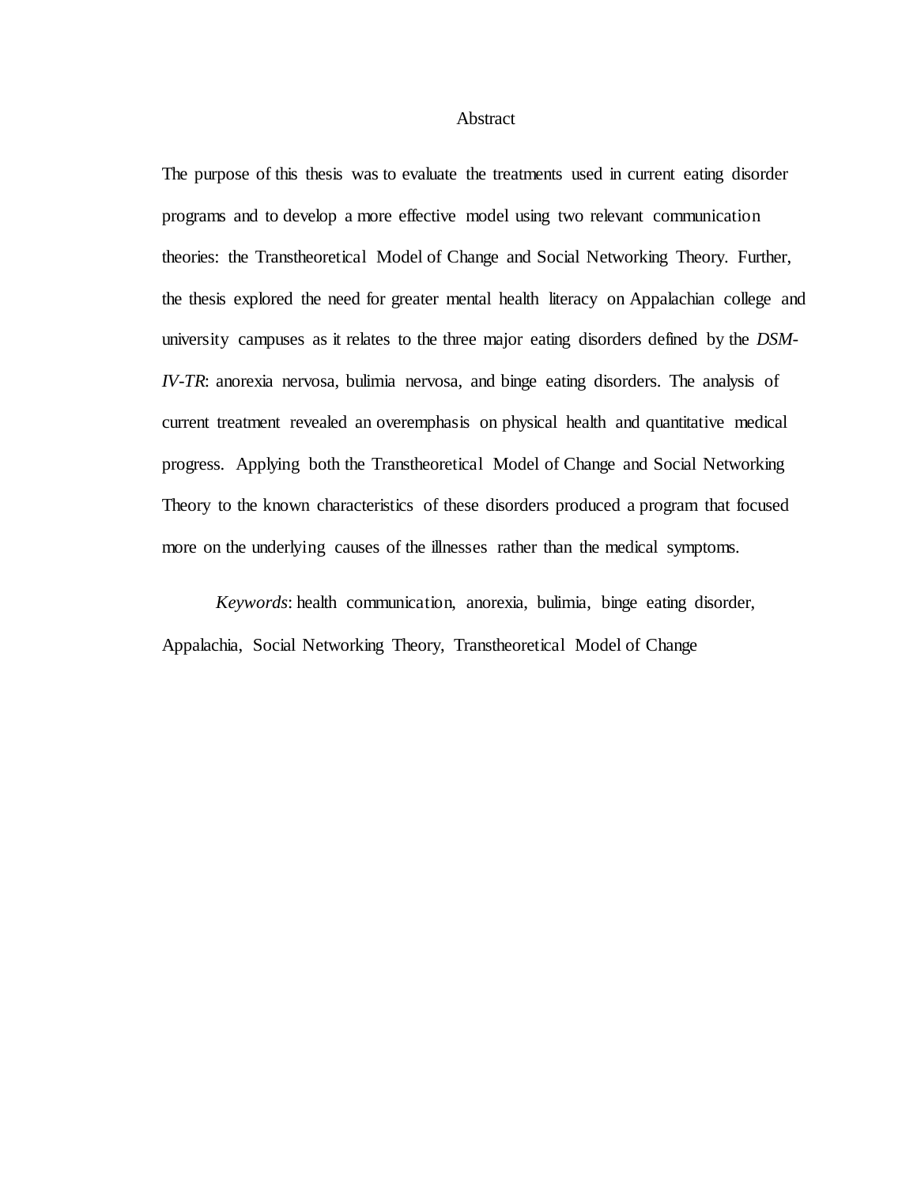# Abstract

The purpose of this thesis was to evaluate the treatments used in current eating disorder programs and to develop a more effective model using two relevant communication theories: the Transtheoretical Model of Change and Social Networking Theory. Further, the thesis explored the need for greater mental health literacy on Appalachian college and university campuses as it relates to the three major eating disorders defined by the *DSM-IV-TR*: anorexia nervosa, bulimia nervosa, and binge eating disorders. The analysis of current treatment revealed an overemphasis on physical health and quantitative medical progress. Applying both the Transtheoretical Model of Change and Social Networking Theory to the known characteristics of these disorders produced a program that focused more on the underlying causes of the illnesses rather than the medical symptoms.

*Keywords*: health communication, anorexia, bulimia, binge eating disorder, Appalachia, Social Networking Theory, Transtheoretical Model of Change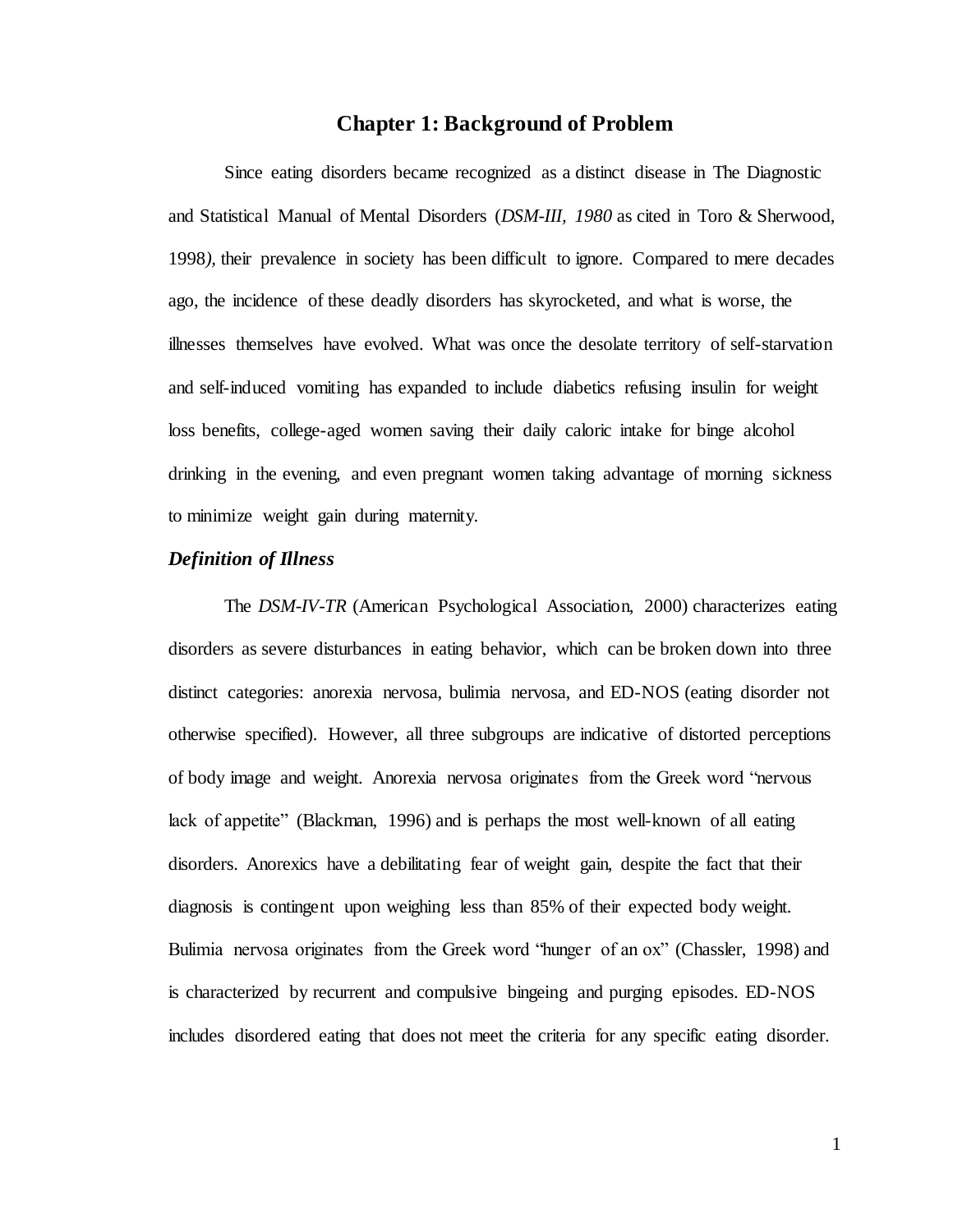# Chapter 1: Background of Problem

Since eating disorders became recognized as a distinct disease in The Diagnostic and Statistical Manual of Mental Disorders (*DSM-III, 1980* as cited in Toro & Sherwood, 1998*)*, their prevalence in society has been difficult to ignore. Compared to mere decades ago, the incidence of these deadly disorders has skyrocketed, and what is worse, the illnesses themselves have evolved. What was once the desolate territory of self-starvation and self-induced vomiting has expanded to include diabetics refusing insulin for weight loss benefits, college-aged women saving their daily caloric intake for binge alcohol drinking in the evening, and even pregnant women taking advantage of morning sickness to minimize weight gain during maternity.

### *Definition of Illness*

The *DSM-IV-TR* (American Psychological Association, 2000) characterizes eating disorders as severe disturbances in eating behavior, which can be broken down into three distinct categories: anorexia nervosa, bulimia nervosa, and ED-NOS (eating disorder not otherwise specified). However, all three subgroups are indicative of distorted perceptions of body image and weight. Anorexia nervosa originates from the Greek word "nervous lack of appetite" (Blackman, 1996) and is perhaps the most well-known of all eating disorders. Anorexics have a debilitating fear of weight gain, despite the fact that their diagnosis is contingent upon weighing less than 85% of their expected body weight. Bulimia nervosa originates from the Greek word "hunger of an ox" (Chassler, 1998) and is characterized by recurrent and compulsive bingeing and purging episodes. ED-NOS includes disordered eating that does not meet the criteria for any specific eating disorder.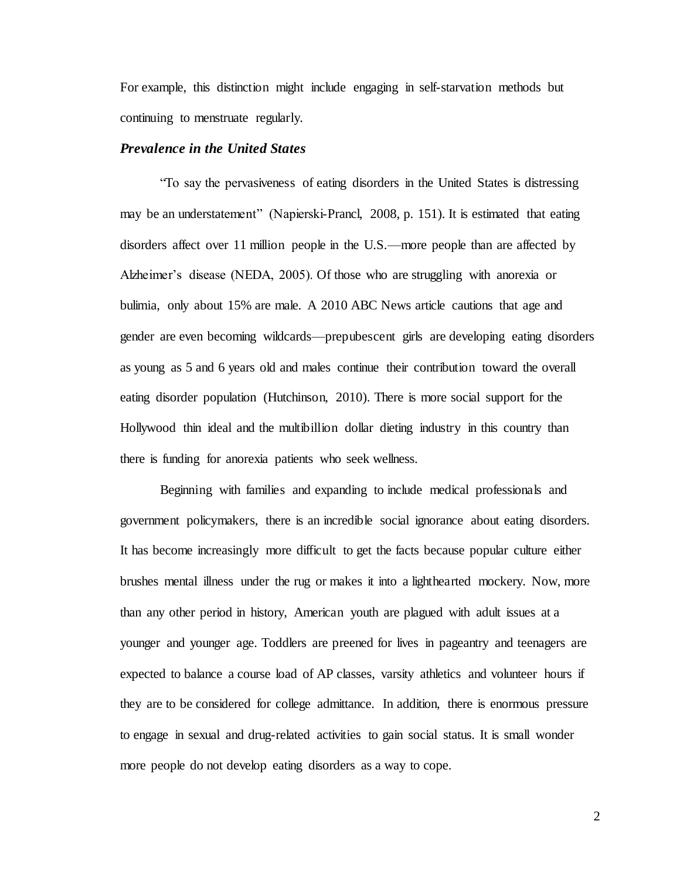For example, this distinction might include engaging in self-starvation methods but continuing to menstruate regularly.

### *Prevalence in the United States*

"To say the pervasiveness of eating disorders in the United States is distressing may be an understatement" (Napierski-Prancl, 2008, p. 151). It is estimated that eating disorders affect over 11 million people in the U.S.—more people than are affected by Alzheimer's disease (NEDA, 2005). Of those who are struggling with anorexia or bulimia, only about 15% are male. A 2010 ABC News article cautions that age and gender are even becoming wildcards—prepubescent girls are developing eating disorders as young as 5 and 6 years old and males continue their contribution toward the overall eating disorder population (Hutchinson, 2010). There is more social support for the Hollywood thin ideal and the multibillion dollar dieting industry in this country than there is funding for anorexia patients who seek wellness.

Beginning with families and expanding to include medical professionals and government policymakers, there is an incredible social ignorance about eating disorders. It has become increasingly more difficult to get the facts because popular culture either brushes mental illness under the rug or makes it into a lighthearted mockery. Now, more than any other period in history, American youth are plagued with adult issues at a younger and younger age. Toddlers are preened for lives in pageantry and teenagers are expected to balance a course load of AP classes, varsity athletics and volunteer hours if they are to be considered for college admittance. In addition, there is enormous pressure to engage in sexual and drug-related activities to gain social status. It is small wonder more people do not develop eating disorders as a way to cope.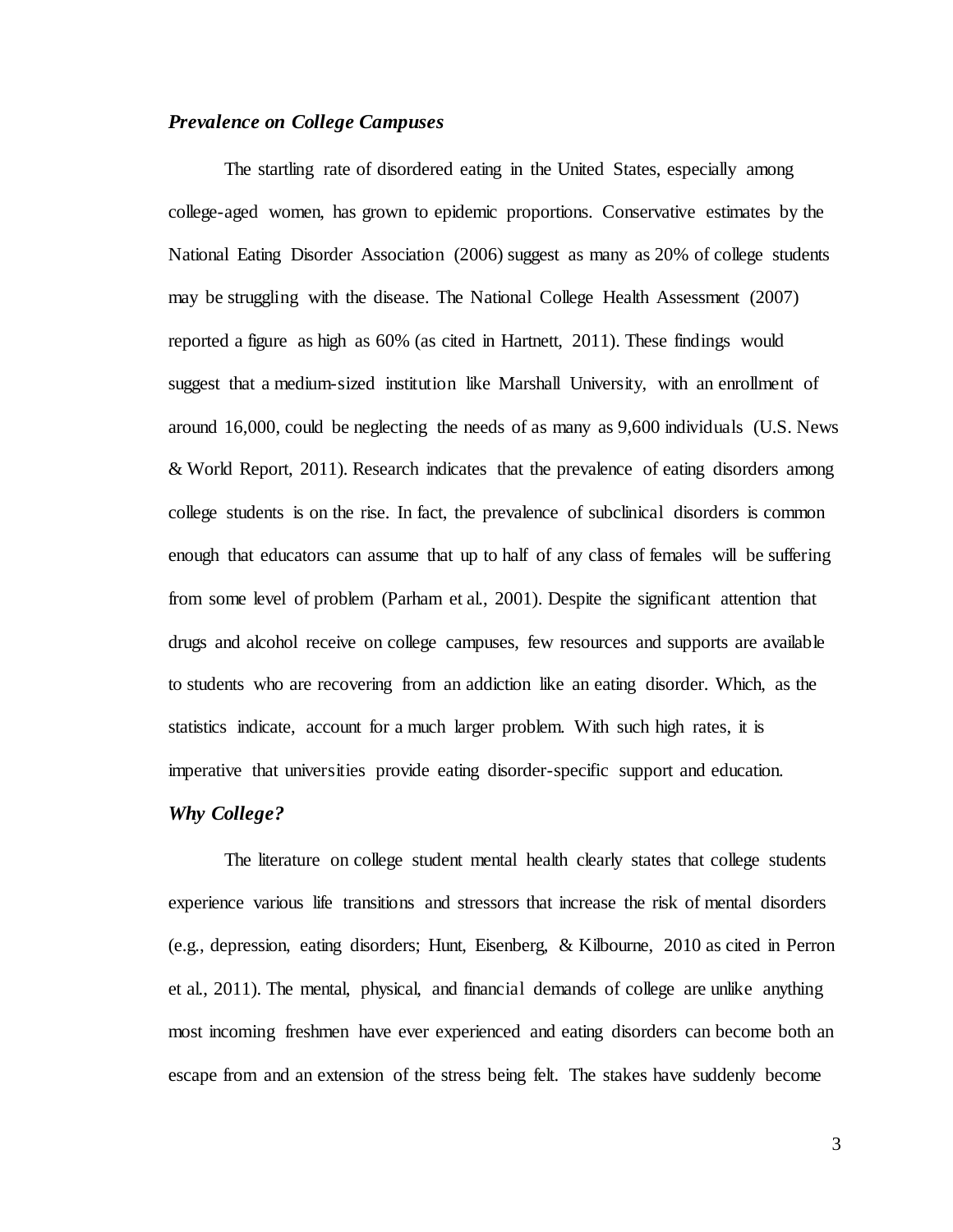### *Prevalence on College Campuses*

The startling rate of disordered eating in the United States, especially among college-aged women, has grown to epidemic proportions. Conservative estimates by the National Eating Disorder Association (2006) suggest as many as 20% of college students may be struggling with the disease. The National College Health Assessment (2007) reported a figure as high as 60% (as cited in Hartnett, 2011). These findings would suggest that a medium-sized institution like Marshall University, with an enrollment of around 16,000, could be neglecting the needs of as many as 9,600 individuals (U.S. News & World Report, 2011). Research indicates that the prevalence of eating disorders among college students is on the rise. In fact, the prevalence of subclinical disorders is common enough that educators can assume that up to half of any class of females will be suffering from some level of problem (Parham et al., 2001). Despite the significant attention that drugs and alcohol receive on college campuses, few resources and supports are available to students who are recovering from an addiction like an eating disorder. Which, as the statistics indicate, account for a much larger problem. With such high rates, it is imperative that universities provide eating disorder-specific support and education.

### *Why College?*

The literature on college student mental health clearly states that college students experience various life transitions and stressors that increase the risk of mental disorders (e.g., depression, eating disorders; Hunt, Eisenberg, & Kilbourne, 2010 as cited in Perron et al., 2011). The mental, physical, and financial demands of college are unlike anything most incoming freshmen have ever experienced and eating disorders can become both an escape from and an extension of the stress being felt. The stakes have suddenly become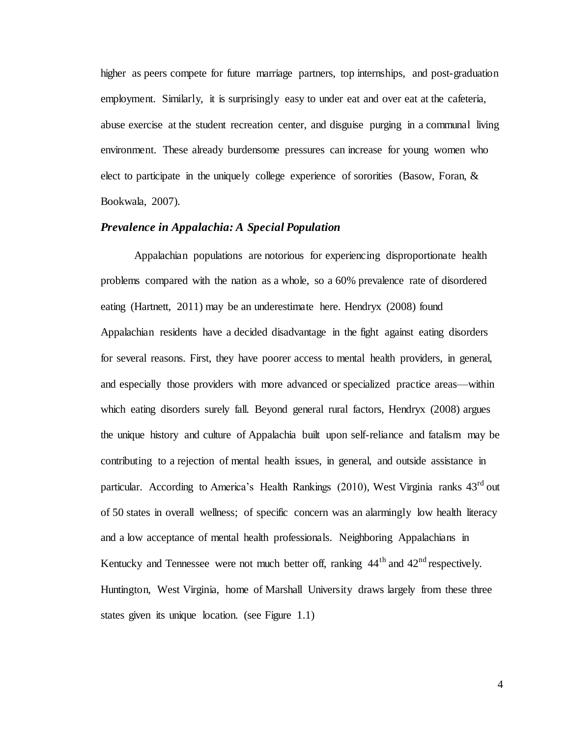higher as peers compete for future marriage partners, top internships, and post-graduation employment. Similarly, it is surprisingly easy to under eat and over eat at the cafeteria, abuse exercise at the student recreation center, and disguise purging in a communal living environment. These already burdensome pressures can increase for young women who elect to participate in the uniquely college experience of sororities (Basow, Foran, & Bookwala, 2007).

### *Prevalence in Appalachia: A Special Population*

Appalachian populations are notorious for experiencing disproportionate health problems compared with the nation as a whole, so a 60% prevalence rate of disordered eating (Hartnett, 2011) may be an underestimate here. Hendryx (2008) found Appalachian residents have a decided disadvantage in the fight against eating disorders for several reasons. First, they have poorer access to mental health providers, in general, and especially those providers with more advanced or specialized practice areas—within which eating disorders surely fall. Beyond general rural factors, Hendryx (2008) argues the unique history and culture of Appalachia built upon self-reliance and fatalism may be contributing to a rejection of mental health issues, in general, and outside assistance in particular. According to America's Health Rankings (2010), West Virginia ranks 43rd out of 50 states in overall wellness; of specific concern was an alarmingly low health literacy and a low acceptance of mental health professionals. Neighboring Appalachians in Kentucky and Tennessee were not much better off, ranking 44th and 42nd respectively. Huntington, West Virginia, home of Marshall University draws largely from these three states given its unique location. (see Figure 1.1)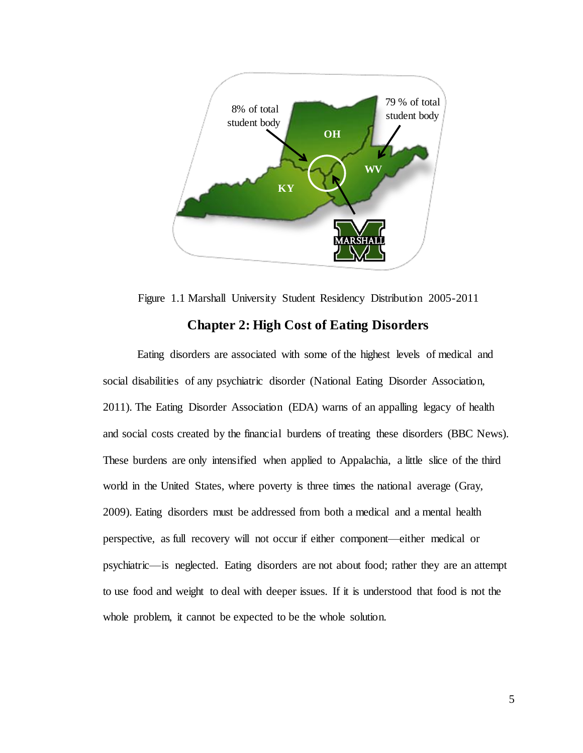Figure 1.1 Marshall University Student Residency Distribution 2005-2011

## Chapter 2: High Cost of Eating Disorders

Eating disorders are associated with some of the highest levels of medical and social disabilities of any psychiatric disorder (National Eating Disorder Association, 2011). The Eating Disorder Association (EDA) warns of an appalling legacy of health and social costs created by the financial burdens of treating these disorders (BBC News). These burdens are only intensified when applied to Appalachia, a little slice of the third world in the United States, where poverty is three times the national average (Gray, 2009). Eating disorders must be addressed from both a medical and a mental health perspective, as full recovery will not occur if either component—either medical or psychiatric—is neglected. Eating disorders are not about food; rather they are an attempt to use food and weight to deal with deeper issues. If it is understood that food is not the whole problem, it cannot be expected to be the whole solution.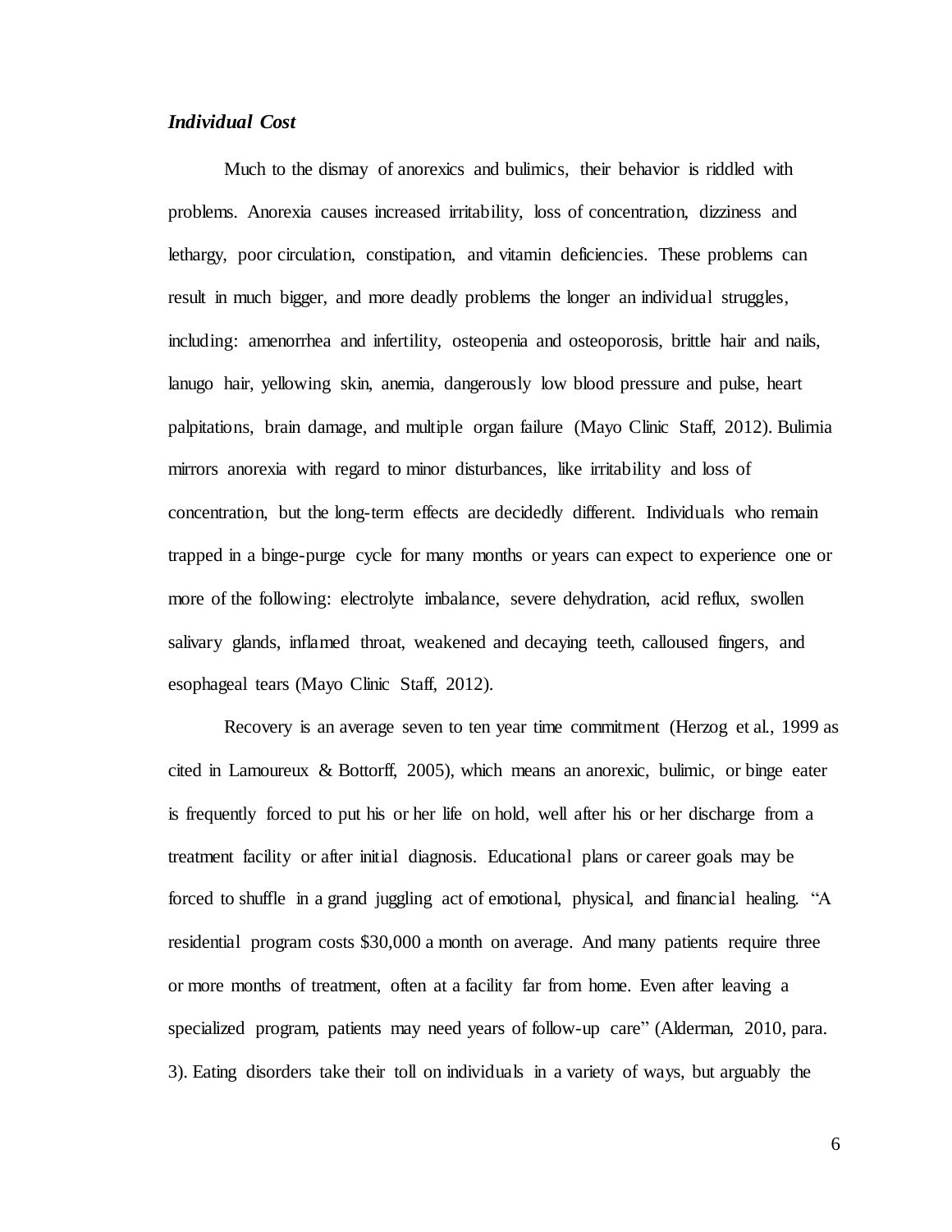### *Individual Cost*

Much to the dismay of anorexics and bulimics, their behavior is riddled with problems. Anorexia causes increased irritability, loss of concentration, dizziness and lethargy, poor circulation, constipation, and vitamin deficiencies. These problems can result in much bigger, and more deadly problems the longer an individual struggles, including: amenorrhea and infertility, osteopenia and osteoporosis, brittle hair and nails, lanugo hair, yellowing skin, anemia, dangerously low blood pressure and pulse, heart palpitations, brain damage, and multiple organ failure (Mayo Clinic Staff, 2012). Bulimia mirrors anorexia with regard to minor disturbances, like irritability and loss of concentration, but the long-term effects are decidedly different. Individuals who remain trapped in a binge-purge cycle for many months or years can expect to experience one or more of the following: electrolyte imbalance, severe dehydration, acid reflux, swollen salivary glands, inflamed throat, weakened and decaying teeth, calloused fingers, and esophageal tears (Mayo Clinic Staff, 2012).

Recovery is an average seven to ten year time commitment (Herzog et al., 1999 as cited in Lamoureux & Bottorff, 2005), which means an anorexic, bulimic, or binge eater is frequently forced to put his or her life on hold, well after his or her discharge from a treatment facility or after initial diagnosis. Educational plans or career goals may be forced to shuffle in a grand juggling act of emotional, physical, and financial healing. "A residential program costs $30,000 a month on average. And many patients require three or more months of treatment, often at a facility far from home. Even after leaving a specialized program, patients may need years of follow-up care" (Alderman, 2010, para. 3). Eating disorders take their toll on individuals in a variety of ways, but arguably the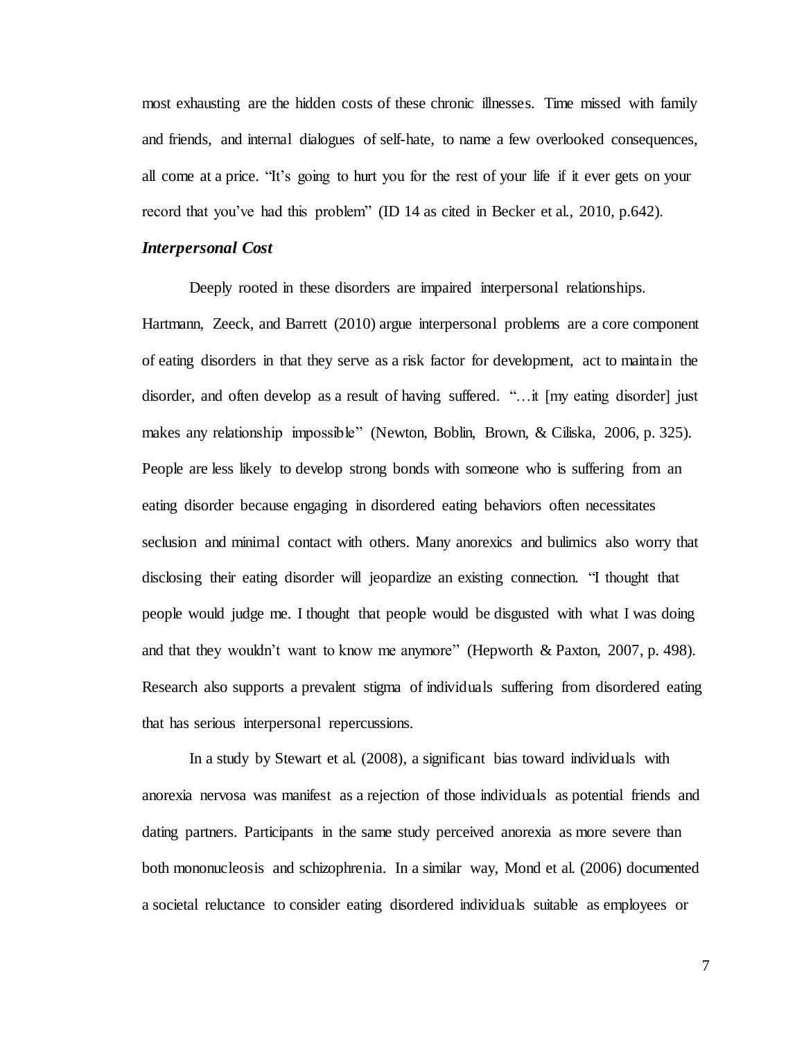most exhausting are the hidden costs of these chronic illnesses. Time missed with family and friends, and internal dialogues of self-hate, to name a few overlooked consequences, all come at a price. "It's going to hurt you for the rest of your life if it ever gets on your record that you've had this problem" (ID 14 as cited in Becker et al., 2010, p.642).

### *Interpersonal Cost*

Deeply rooted in these disorders are impaired interpersonal relationships. Hartmann, Zeeck, and Barrett (2010) argue interpersonal problems are a core component of eating disorders in that they serve as a risk factor for development, act to maintain the disorder, and often develop as a result of having suffered. "…it [my eating disorder] just makes any relationship impossible" (Newton, Boblin, Brown, & Ciliska, 2006, p. 325). People are less likely to develop strong bonds with someone who is suffering from an eating disorder because engaging in disordered eating behaviors often necessitates seclusion and minimal contact with others. Many anorexics and bulimics also worry that disclosing their eating disorder will jeopardize an existing connection. "I thought that people would judge me. I thought that people would be disgusted with what I was doing and that they wouldn't want to know me anymore" (Hepworth & Paxton, 2007, p. 498). Research also supports a prevalent stigma of individuals suffering from disordered eating that has serious interpersonal repercussions.

In a study by Stewart et al. (2008), a significant bias toward individuals with anorexia nervosa was manifest as a rejection of those individuals as potential friends and dating partners. Participants in the same study perceived anorexia as more severe than both mononucleosis and schizophrenia. In a similar way, Mond et al. (2006) documented a societal reluctance to consider eating disordered individuals suitable as employees or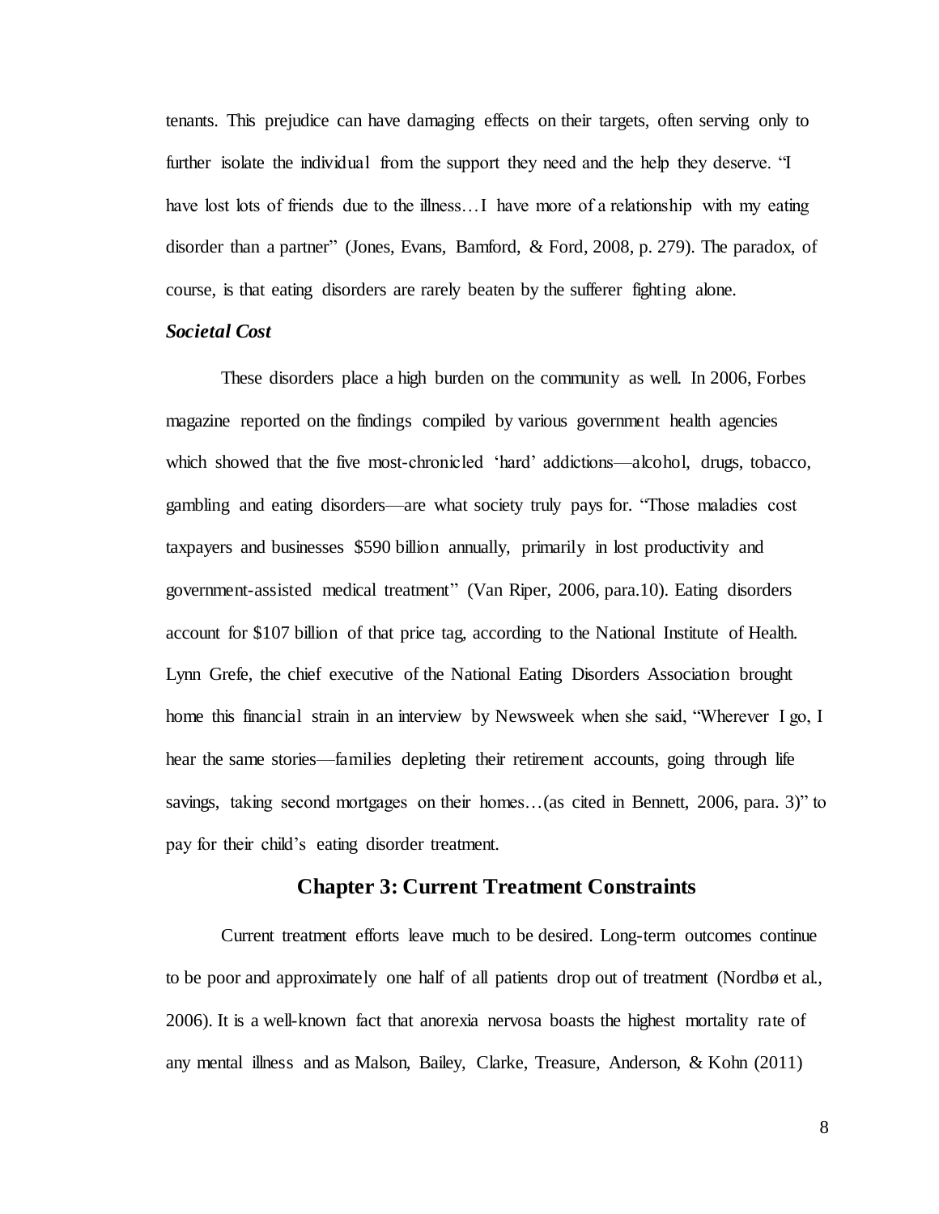tenants. This prejudice can have damaging effects on their targets, often serving only to further isolate the individual from the support they need and the help they deserve. "I have lost lots of friends due to the illness…I have more of a relationship with my eating disorder than a partner" (Jones, Evans, Bamford, & Ford, 2008, p. 279). The paradox, of course, is that eating disorders are rarely beaten by the sufferer fighting alone.

### *Societal Cost*

These disorders place a high burden on the community as well. In 2006, Forbes magazine reported on the findings compiled by various government health agencies which showed that the five most-chronicled 'hard' addictions—alcohol, drugs, tobacco, gambling and eating disorders—are what society truly pays for. "Those maladies cost taxpayers and businesses $590 billion annually, primarily in lost productivity and government-assisted medical treatment" (Van Riper, 2006, para.10). Eating disorders account for $107 billion of that price tag, according to the National Institute of Health. Lynn Grefe, the chief executive of the National Eating Disorders Association brought home this financial strain in an interview by Newsweek when she said, "Wherever I go, I hear the same stories—families depleting their retirement accounts, going through life savings, taking second mortgages on their homes…(as cited in Bennett, 2006, para. 3)" to pay for their child's eating disorder treatment.

## Chapter 3: Current Treatment Constraints

Current treatment efforts leave much to be desired. Long-term outcomes continue to be poor and approximately one half of all patients drop out of treatment (Nordbø et al., 2006). It is a well-known fact that anorexia nervosa boasts the highest mortality rate of any mental illness and as Malson, Bailey, Clarke, Treasure, Anderson, & Kohn (2011)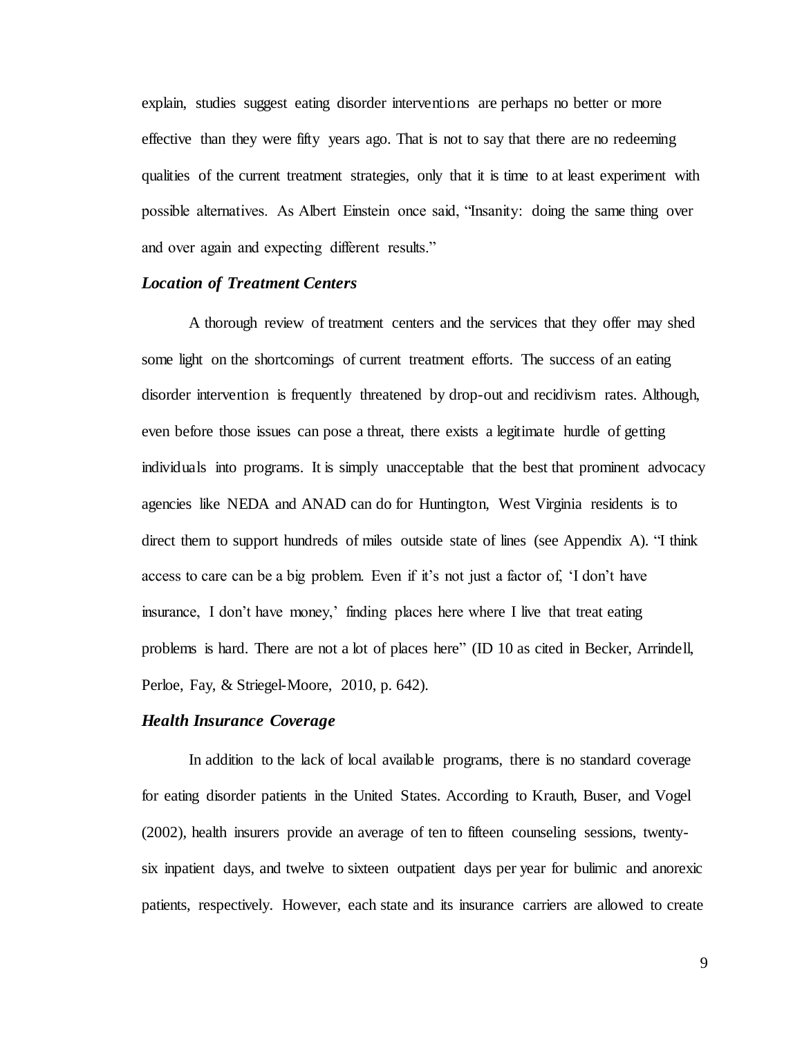explain, studies suggest eating disorder interventions are perhaps no better or more effective than they were fifty years ago. That is not to say that there are no redeeming qualities of the current treatment strategies, only that it is time to at least experiment with possible alternatives. As Albert Einstein once said, “Insanity: doing the same thing over and over again and expecting different results.”

### *Location of Treatment Centers*

A thorough review of treatment centers and the services that they offer may shed some light on the shortcomings of current treatment efforts. The success of an eating disorder intervention is frequently threatened by drop-out and recidivism rates. Although, even before those issues can pose a threat, there exists a legitimate hurdle of getting individuals into programs. It is simply unacceptable that the best that prominent advocacy agencies like NEDA and ANAD can do for Huntington, West Virginia residents is to direct them to support hundreds of miles outside state of lines (see Appendix A). “I think access to care can be a big problem. Even if it’s not just a factor of, ‘I don’t have insurance, I don’t have money,’ finding places here where I live that treat eating problems is hard. There are not a lot of places here” (ID 10 as cited in Becker, Arrindell, Perloe, Fay, & Striegel-Moore, 2010, p. 642).

### *Health Insurance Coverage*

In addition to the lack of local available programs, there is no standard coverage for eating disorder patients in the United States. According to Krauth, Buser, and Vogel (2002), health insurers provide an average of ten to fifteen counseling sessions, twenty-six inpatient days, and twelve to sixteen outpatient days per year for bulimic and anorexic patients, respectively. However, each state and its insurance carriers are allowed to create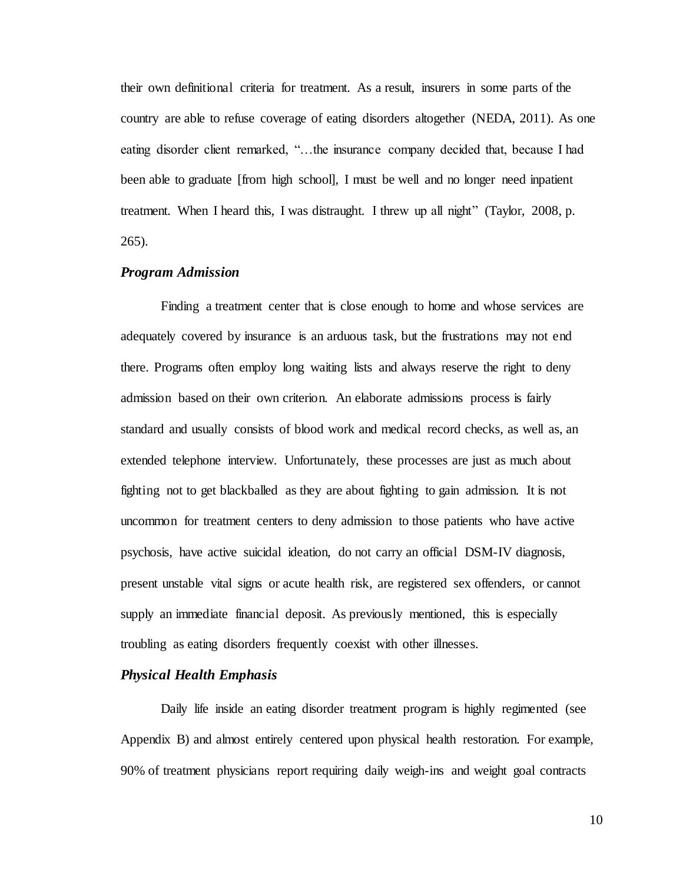their own definitional criteria for treatment. As a result, insurers in some parts of the country are able to refuse coverage of eating disorders altogether (NEDA, 2011). As one eating disorder client remarked, "…the insurance company decided that, because I had been able to graduate [from high school], I must be well and no longer need inpatient treatment. When I heard this, I was distraught. I threw up all night" (Taylor, 2008, p. 265).

### *Program Admission*

Finding a treatment center that is close enough to home and whose services are adequately covered by insurance is an arduous task, but the frustrations may not end there. Programs often employ long waiting lists and always reserve the right to deny admission based on their own criterion. An elaborate admissions process is fairly standard and usually consists of blood work and medical record checks, as well as, an extended telephone interview. Unfortunately, these processes are just as much about fighting not to get blackballed as they are about fighting to gain admission. It is not uncommon for treatment centers to deny admission to those patients who have active psychosis, have active suicidal ideation, do not carry an official DSM-IV diagnosis, present unstable vital signs or acute health risk, are registered sex offenders, or cannot supply an immediate financial deposit. As previously mentioned, this is especially troubling as eating disorders frequently coexist with other illnesses.

### *Physical Health Emphasis*

Daily life inside an eating disorder treatment program is highly regimented (see Appendix B) and almost entirely centered upon physical health restoration. For example, 90% of treatment physicians report requiring daily weigh-ins and weight goal contracts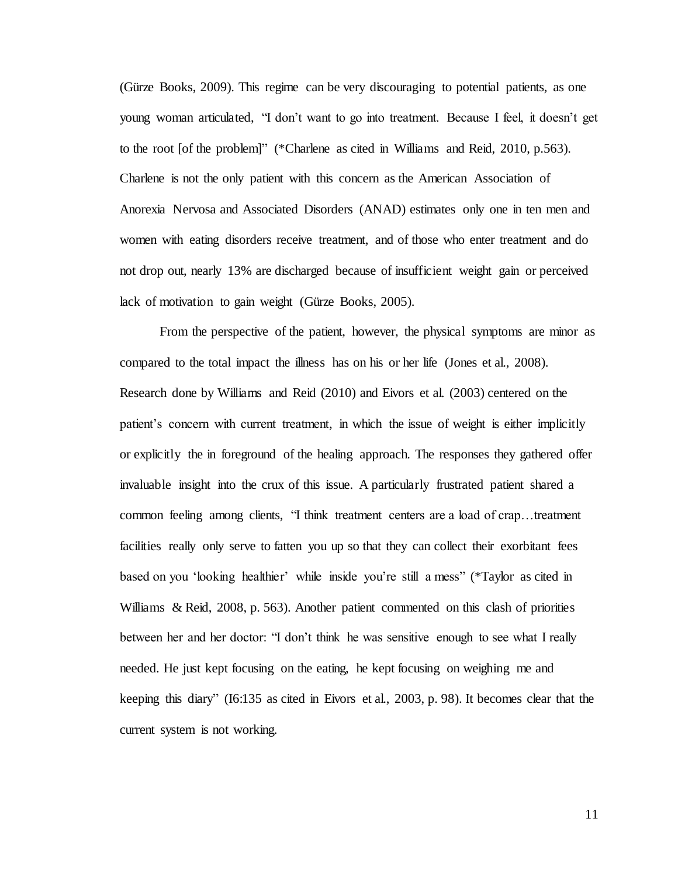(Gürze Books, 2009). This regime can be very discouraging to potential patients, as one young woman articulated, "I don't want to go into treatment. Because I feel, it doesn't get to the root [of the problem]" (*Charlene as cited in Williams and Reid, 2010, p.563). Charlene is not the only patient with this concern as the American Association of Anorexia Nervosa and Associated Disorders (ANAD) estimates only one in ten men and women with eating disorders receive treatment, and of those who enter treatment and do not drop out, nearly 13% are discharged because of insufficient weight gain or perceived lack of motivation to gain weight (Gürze Books, 2005).

From the perspective of the patient, however, the physical symptoms are minor as compared to the total impact the illness has on his or her life (Jones et al., 2008). Research done by Williams and Reid (2010) and Eivors et al. (2003) centered on the patient's concern with current treatment, in which the issue of weight is either implicitly or explicitly the in foreground of the healing approach. The responses they gathered offer invaluable insight into the crux of this issue. A particularly frustrated patient shared a common feeling among clients, "I think treatment centers are a load of crap…treatment facilities really only serve to fatten you up so that they can collect their exorbitant fees based on you 'looking healthier' while inside you're still a mess" (*Taylor as cited in Williams & Reid, 2008, p. 563). Another patient commented on this clash of priorities between her and her doctor: "I don't think he was sensitive enough to see what I really needed. He just kept focusing on the eating, he kept focusing on weighing me and keeping this diary" (I6:135 as cited in Eivors et al., 2003, p. 98). It becomes clear that the current system is not working.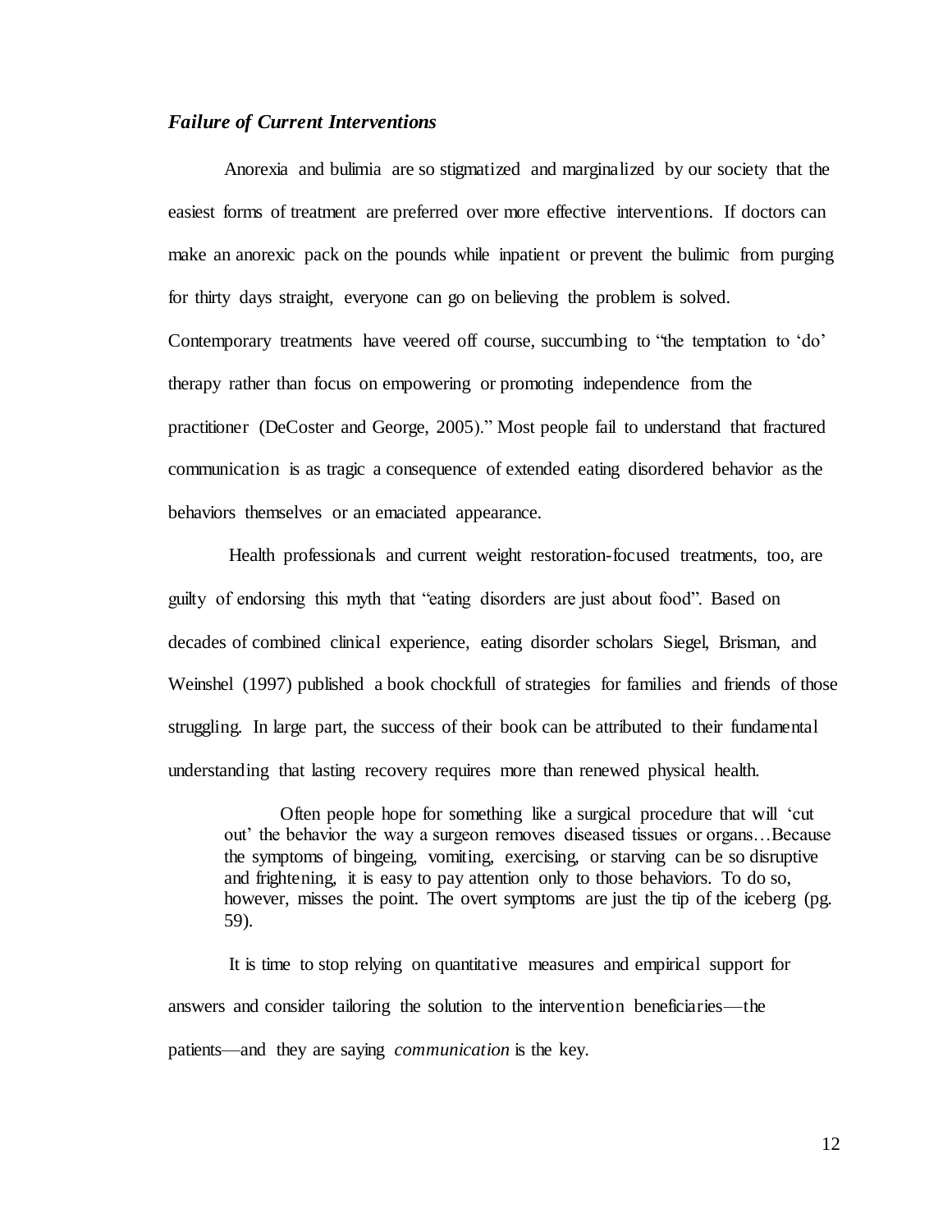### *Failure of Current Interventions*

Anorexia and bulimia are so stigmatized and marginalized by our society that the easiest forms of treatment are preferred over more effective interventions. If doctors can make an anorexic pack on the pounds while inpatient or prevent the bulimic from purging for thirty days straight, everyone can go on believing the problem is solved. Contemporary treatments have veered off course, succumbing to "the temptation to 'do' therapy rather than focus on empowering or promoting independence from the practitioner (DeCoster and George, 2005)." Most people fail to understand that fractured communication is as tragic a consequence of extended eating disordered behavior as the behaviors themselves or an emaciated appearance.

Health professionals and current weight restoration-focused treatments, too, are guilty of endorsing this myth that "eating disorders are just about food". Based on decades of combined clinical experience, eating disorder scholars Siegel, Brisman, and Weinshel (1997) published a book chockfull of strategies for families and friends of those struggling. In large part, the success of their book can be attributed to their fundamental understanding that lasting recovery requires more than renewed physical health.

> Often people hope for something like a surgical procedure that will 'cut out' the behavior the way a surgeon removes diseased tissues or organs…Because the symptoms of bingeing, vomiting, exercising, or starving can be so disruptive and frightening, it is easy to pay attention only to those behaviors. To do so, however, misses the point. The overt symptoms are just the tip of the iceberg (pg. 59).

It is time to stop relying on quantitative measures and empirical support for answers and consider tailoring the solution to the intervention beneficiaries—the patients—and they are saying *communication* is the key.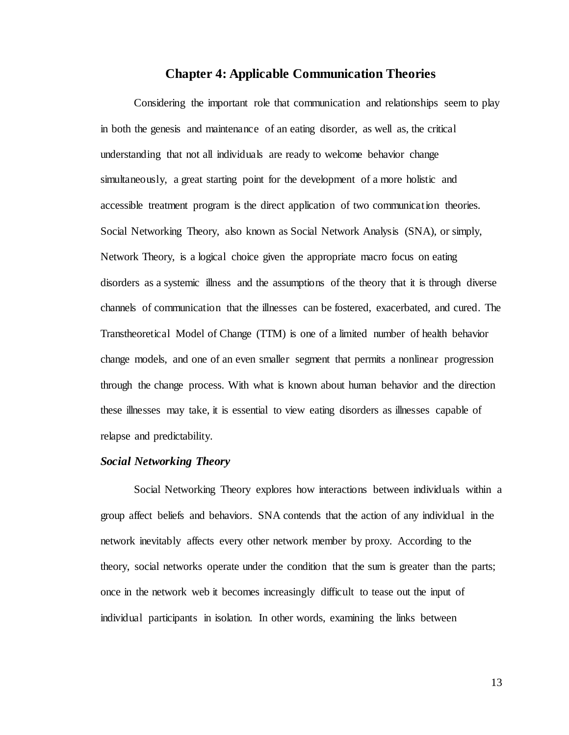## Chapter 4: Applicable Communication Theories

Considering the important role that communication and relationships seem to play in both the genesis and maintenance of an eating disorder, as well as, the critical understanding that not all individuals are ready to welcome behavior change simultaneously, a great starting point for the development of a more holistic and accessible treatment program is the direct application of two communication theories. Social Networking Theory, also known as Social Network Analysis (SNA), or simply, Network Theory, is a logical choice given the appropriate macro focus on eating disorders as a systemic illness and the assumptions of the theory that it is through diverse channels of communication that the illnesses can be fostered, exacerbated, and cured. The Transtheoretical Model of Change (TTM) is one of a limited number of health behavior change models, and one of an even smaller segment that permits a nonlinear progression through the change process. With what is known about human behavior and the direction these illnesses may take, it is essential to view eating disorders as illnesses capable of relapse and predictability.

### *Social Networking Theory*

Social Networking Theory explores how interactions between individuals within a group affect beliefs and behaviors. SNA contends that the action of any individual in the network inevitably affects every other network member by proxy. According to the theory, social networks operate under the condition that the sum is greater than the parts; once in the network web it becomes increasingly difficult to tease out the input of individual participants in isolation. In other words, examining the links between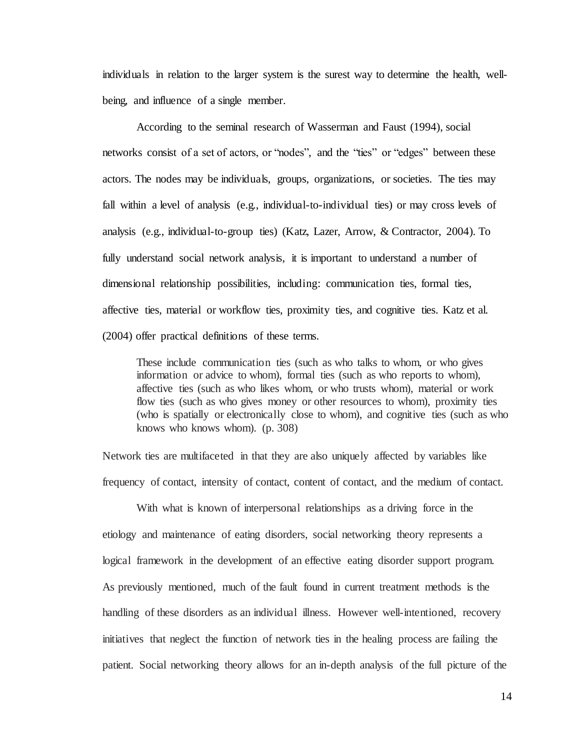individuals in relation to the larger system is the surest way to determine the health, well-being, and influence of a single member.

According to the seminal research of Wasserman and Faust (1994), social networks consist of a set of actors, or "nodes", and the "ties" or "edges" between these actors. The nodes may be individuals, groups, organizations, or societies. The ties may fall within a level of analysis (e.g., individual-to-individual ties) or may cross levels of analysis (e.g., individual-to-group ties) (Katz, Lazer, Arrow, & Contractor, 2004). To fully understand social network analysis, it is important to understand a number of dimensional relationship possibilities, including: communication ties, formal ties, affective ties, material or workflow ties, proximity ties, and cognitive ties. Katz et al. (2004) offer practical definitions of these terms.

> These include communication ties (such as who talks to whom, or who gives information or advice to whom), formal ties (such as who reports to whom), affective ties (such as who likes whom, or who trusts whom), material or work flow ties (such as who gives money or other resources to whom), proximity ties (who is spatially or electronically close to whom), and cognitive ties (such as who knows who knows whom). (p. 308)

Network ties are multifaceted in that they are also uniquely affected by variables like frequency of contact, intensity of contact, content of contact, and the medium of contact.

With what is known of interpersonal relationships as a driving force in the etiology and maintenance of eating disorders, social networking theory represents a logical framework in the development of an effective eating disorder support program. As previously mentioned, much of the fault found in current treatment methods is the handling of these disorders as an individual illness. However well-intentioned, recovery initiatives that neglect the function of network ties in the healing process are failing the patient. Social networking theory allows for an in-depth analysis of the full picture of the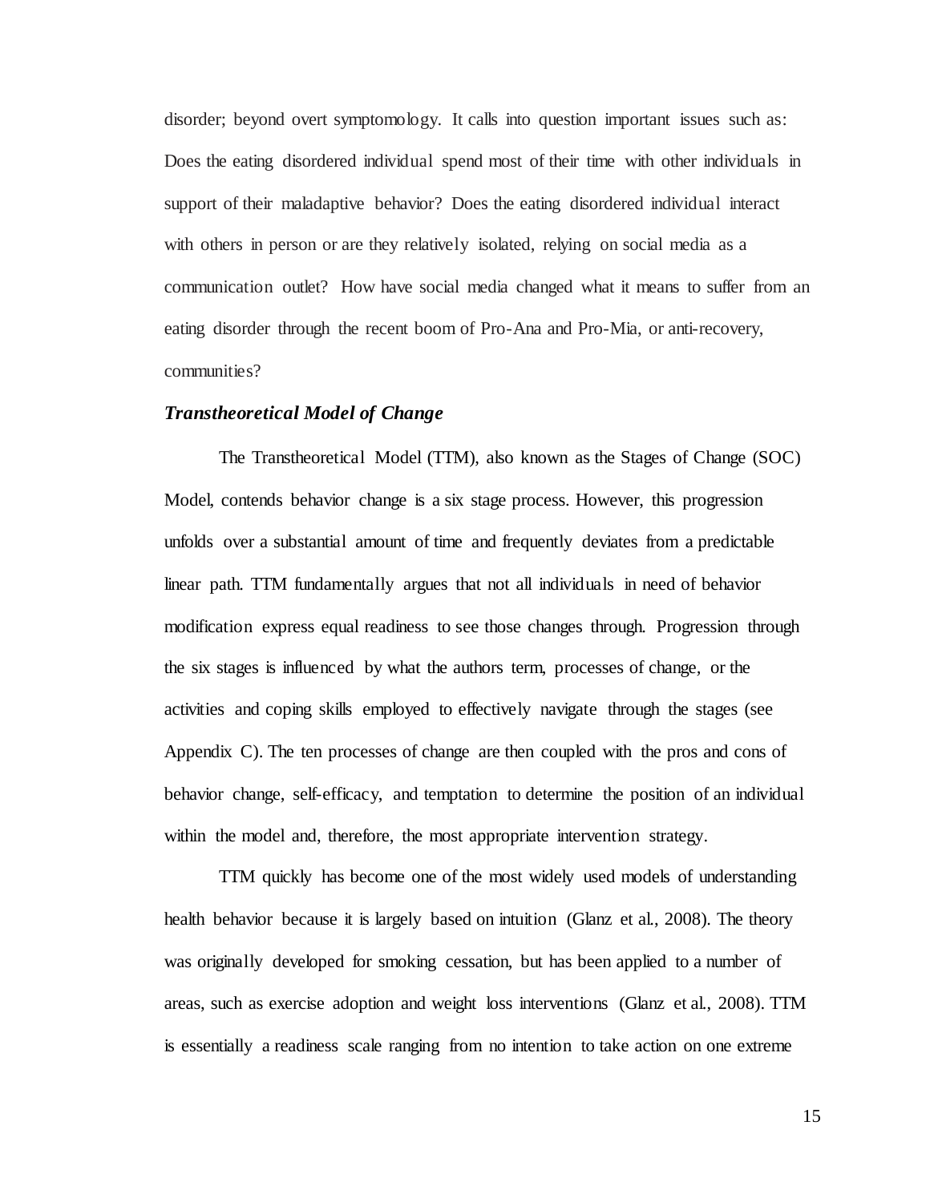disorder; beyond overt symptomology. It calls into question important issues such as: Does the eating disordered individual spend most of their time with other individuals in support of their maladaptive behavior? Does the eating disordered individual interact with others in person or are they relatively isolated, relying on social media as a communication outlet? How have social media changed what it means to suffer from an eating disorder through the recent boom of Pro-Ana and Pro-Mia, or anti-recovery, communities?

### *Transtheoretical Model of Change*

The Transtheoretical Model (TTM), also known as the Stages of Change (SOC) Model, contends behavior change is a six stage process. However, this progression unfolds over a substantial amount of time and frequently deviates from a predictable linear path. TTM fundamentally argues that not all individuals in need of behavior modification express equal readiness to see those changes through. Progression through the six stages is influenced by what the authors term, processes of change, or the activities and coping skills employed to effectively navigate through the stages (see Appendix C). The ten processes of change are then coupled with the pros and cons of behavior change, self-efficacy, and temptation to determine the position of an individual within the model and, therefore, the most appropriate intervention strategy.

TTM quickly has become one of the most widely used models of understanding health behavior because it is largely based on intuition (Glanz et al., 2008). The theory was originally developed for smoking cessation, but has been applied to a number of areas, such as exercise adoption and weight loss interventions (Glanz et al., 2008). TTM is essentially a readiness scale ranging from no intention to take action on one extreme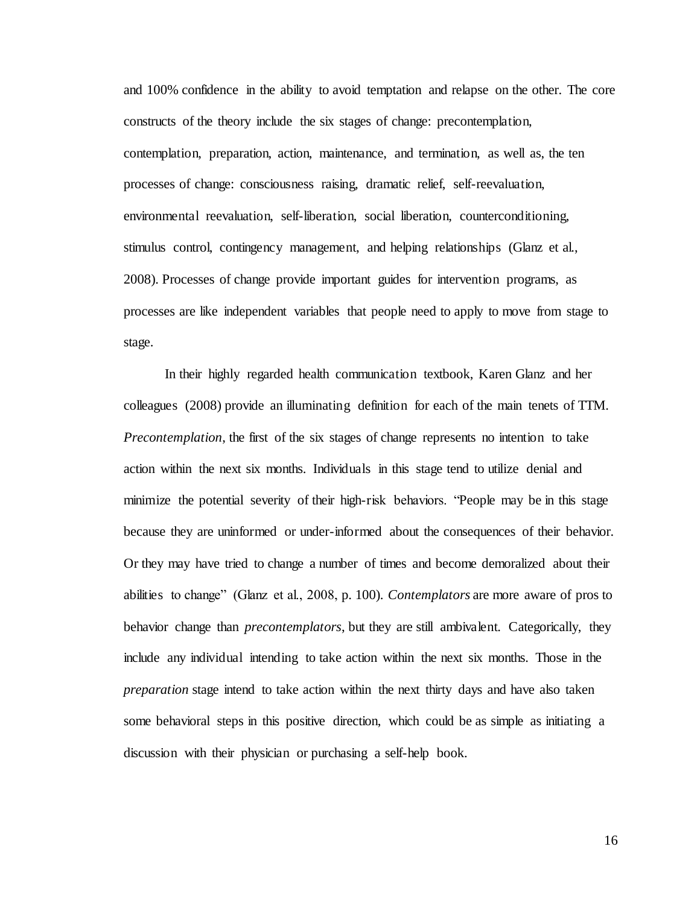and 100% confidence in the ability to avoid temptation and relapse on the other. The core constructs of the theory include the six stages of change: precontemplation, contemplation, preparation, action, maintenance, and termination, as well as, the ten processes of change: consciousness raising, dramatic relief, self-reevaluation, environmental reevaluation, self-liberation, social liberation, counterconditioning, stimulus control, contingency management, and helping relationships (Glanz et al., 2008). Processes of change provide important guides for intervention programs, as processes are like independent variables that people need to apply to move from stage to stage.

In their highly regarded health communication textbook, Karen Glanz and her colleagues (2008) provide an illuminating definition for each of the main tenets of TTM. *Precontemplation*, the first of the six stages of change represents no intention to take action within the next six months. Individuals in this stage tend to utilize denial and minimize the potential severity of their high-risk behaviors. "People may be in this stage because they are uninformed or under-informed about the consequences of their behavior. Or they may have tried to change a number of times and become demoralized about their abilities to change" (Glanz et al., 2008, p. 100). *Contemplators* are more aware of pros to behavior change than *precontemplators*, but they are still ambivalent. Categorically, they include any individual intending to take action within the next six months. Those in the *preparation* stage intend to take action within the next thirty days and have also taken some behavioral steps in this positive direction, which could be as simple as initiating a discussion with their physician or purchasing a self-help book.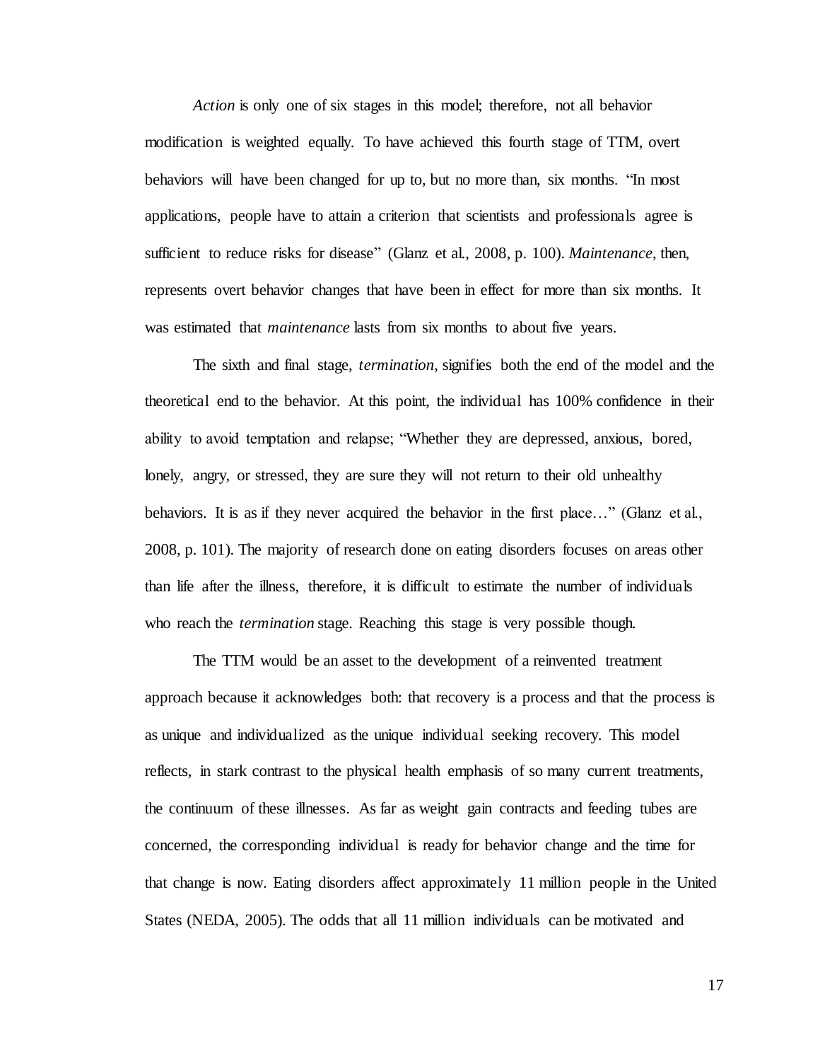*Action* is only one of six stages in this model; therefore, not all behavior modification is weighted equally. To have achieved this fourth stage of TTM, overt behaviors will have been changed for up to, but no more than, six months. "In most applications, people have to attain a criterion that scientists and professionals agree is sufficient to reduce risks for disease" (Glanz et al., 2008, p. 100). *Maintenance*, then, represents overt behavior changes that have been in effect for more than six months. It was estimated that *maintenance* lasts from six months to about five years.

The sixth and final stage, *termination*, signifies both the end of the model and the theoretical end to the behavior. At this point, the individual has 100% confidence in their ability to avoid temptation and relapse; "Whether they are depressed, anxious, bored, lonely, angry, or stressed, they are sure they will not return to their old unhealthy behaviors. It is as if they never acquired the behavior in the first place…" (Glanz et al., 2008, p. 101). The majority of research done on eating disorders focuses on areas other than life after the illness, therefore, it is difficult to estimate the number of individuals who reach the *termination* stage. Reaching this stage is very possible though.

The TTM would be an asset to the development of a reinvented treatment approach because it acknowledges both: that recovery is a process and that the process is as unique and individualized as the unique individual seeking recovery. This model reflects, in stark contrast to the physical health emphasis of so many current treatments, the continuum of these illnesses. As far as weight gain contracts and feeding tubes are concerned, the corresponding individual is ready for behavior change and the time for that change is now. Eating disorders affect approximately 11 million people in the United States (NEDA, 2005). The odds that all 11 million individuals can be motivated and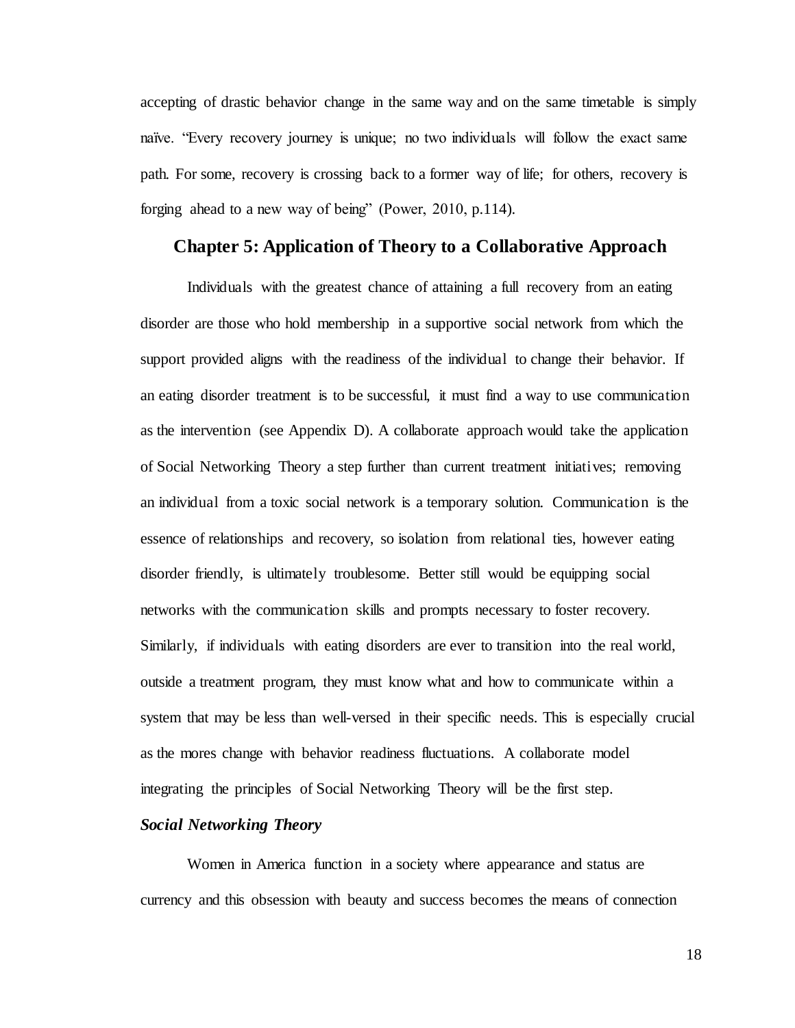accepting of drastic behavior change in the same way and on the same timetable is simply naïve. "Every recovery journey is unique; no two individuals will follow the exact same path. For some, recovery is crossing back to a former way of life; for others, recovery is forging ahead to a new way of being" (Power, 2010, p.114).

## Chapter 5: Application of Theory to a Collaborative Approach

Individuals with the greatest chance of attaining a full recovery from an eating disorder are those who hold membership in a supportive social network from which the support provided aligns with the readiness of the individual to change their behavior. If an eating disorder treatment is to be successful, it must find a way to use communication as the intervention (see Appendix D). A collaborate approach would take the application of Social Networking Theory a step further than current treatment initiatives; removing an individual from a toxic social network is a temporary solution. Communication is the essence of relationships and recovery, so isolation from relational ties, however eating disorder friendly, is ultimately troublesome. Better still would be equipping social networks with the communication skills and prompts necessary to foster recovery. Similarly, if individuals with eating disorders are ever to transition into the real world, outside a treatment program, they must know what and how to communicate within a system that may be less than well-versed in their specific needs. This is especially crucial as the mores change with behavior readiness fluctuations. A collaborate model integrating the principles of Social Networking Theory will be the first step.

### *Social Networking Theory*

Women in America function in a society where appearance and status are currency and this obsession with beauty and success becomes the means of connection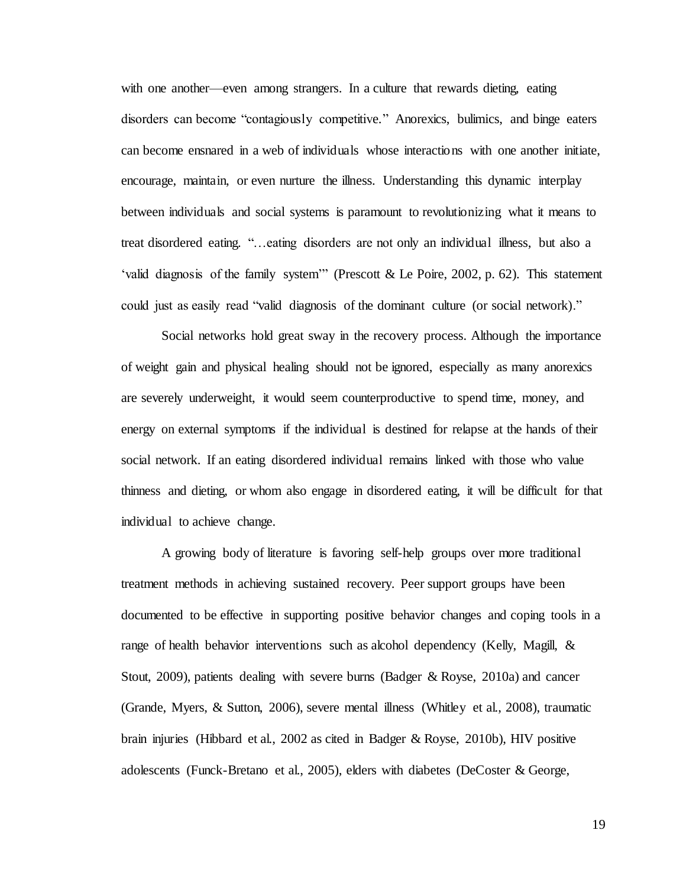with one another—even among strangers. In a culture that rewards dieting, eating disorders can become "contagiously competitive." Anorexics, bulimics, and binge eaters can become ensnared in a web of individuals whose interactions with one another initiate, encourage, maintain, or even nurture the illness. Understanding this dynamic interplay between individuals and social systems is paramount to revolutionizing what it means to treat disordered eating. "…eating disorders are not only an individual illness, but also a 'valid diagnosis of the family system'" (Prescott & Le Poire, 2002, p. 62). This statement could just as easily read "valid diagnosis of the dominant culture (or social network)."

Social networks hold great sway in the recovery process. Although the importance of weight gain and physical healing should not be ignored, especially as many anorexics are severely underweight, it would seem counterproductive to spend time, money, and energy on external symptoms if the individual is destined for relapse at the hands of their social network. If an eating disordered individual remains linked with those who value thinness and dieting, or whom also engage in disordered eating, it will be difficult for that individual to achieve change.

A growing body of literature is favoring self-help groups over more traditional treatment methods in achieving sustained recovery. Peer support groups have been documented to be effective in supporting positive behavior changes and coping tools in a range of health behavior interventions such as alcohol dependency (Kelly, Magill, & Stout, 2009), patients dealing with severe burns (Badger & Royse, 2010a) and cancer (Grande, Myers, & Sutton, 2006), severe mental illness (Whitley et al., 2008), traumatic brain injuries (Hibbard et al., 2002 as cited in Badger & Royse, 2010b), HIV positive adolescents (Funck-Bretano et al., 2005), elders with diabetes (DeCoster & George,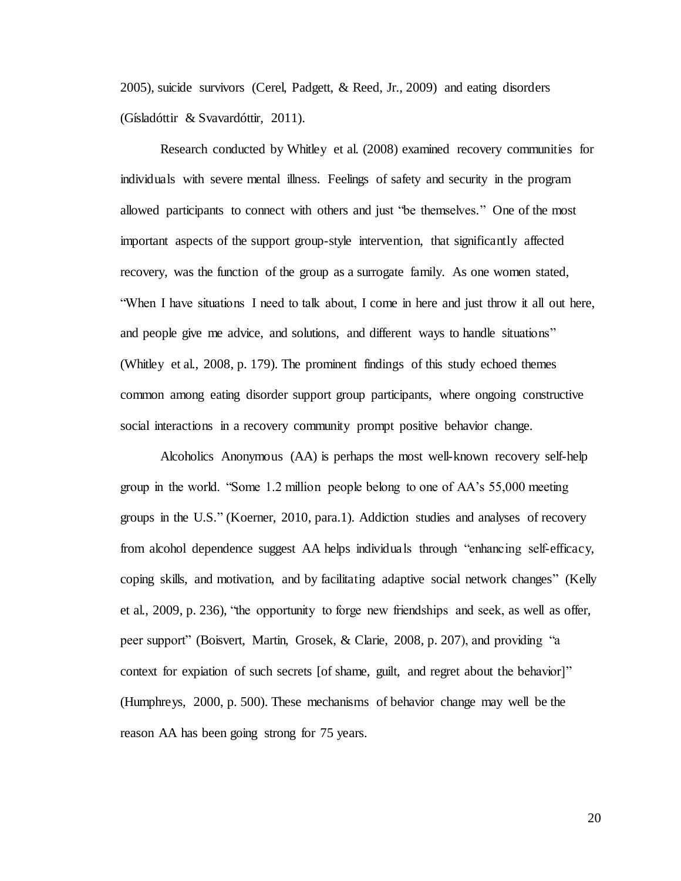2005), suicide survivors (Cerel, Padgett, & Reed, Jr., 2009) and eating disorders (Gísladóttir & Svavardóttir, 2011).

Research conducted by Whitley et al. (2008) examined recovery communities for individuals with severe mental illness. Feelings of safety and security in the program allowed participants to connect with others and just "be themselves." One of the most important aspects of the support group-style intervention, that significantly affected recovery, was the function of the group as a surrogate family. As one women stated, "When I have situations I need to talk about, I come in here and just throw it all out here, and people give me advice, and solutions, and different ways to handle situations" (Whitley et al., 2008, p. 179). The prominent findings of this study echoed themes common among eating disorder support group participants, where ongoing constructive social interactions in a recovery community prompt positive behavior change.

Alcoholics Anonymous (AA) is perhaps the most well-known recovery self-help group in the world. "Some 1.2 million people belong to one of AA's 55,000 meeting groups in the U.S." (Koerner, 2010, para.1). Addiction studies and analyses of recovery from alcohol dependence suggest AA helps individuals through "enhancing self-efficacy, coping skills, and motivation, and by facilitating adaptive social network changes" (Kelly et al., 2009, p. 236), "the opportunity to forge new friendships and seek, as well as offer, peer support" (Boisvert, Martin, Grosek, & Clarie, 2008, p. 207), and providing "a context for expiation of such secrets [of shame, guilt, and regret about the behavior]" (Humphreys, 2000, p. 500). These mechanisms of behavior change may well be the reason AA has been going strong for 75 years.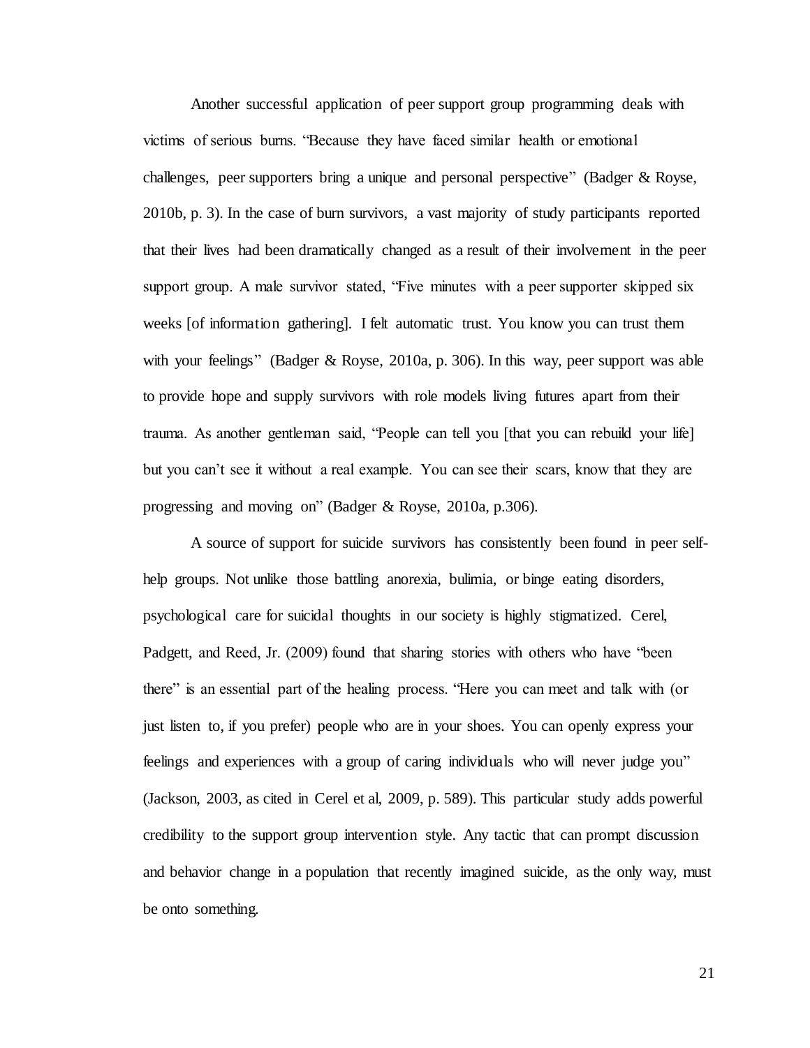Another successful application of peer support group programming deals with victims of serious burns. "Because they have faced similar health or emotional challenges, peer supporters bring a unique and personal perspective" (Badger & Royse, 2010b, p. 3). In the case of burn survivors, a vast majority of study participants reported that their lives had been dramatically changed as a result of their involvement in the peer support group. A male survivor stated, "Five minutes with a peer supporter skipped six weeks [of information gathering]. I felt automatic trust. You know you can trust them with your feelings" (Badger & Royse, 2010a, p. 306). In this way, peer support was able to provide hope and supply survivors with role models living futures apart from their trauma. As another gentleman said, "People can tell you [that you can rebuild your life] but you can't see it without a real example. You can see their scars, know that they are progressing and moving on" (Badger & Royse, 2010a, p.306).

A source of support for suicide survivors has consistently been found in peer self-help groups. Not unlike those battling anorexia, bulimia, or binge eating disorders, psychological care for suicidal thoughts in our society is highly stigmatized. Cerel, Padgett, and Reed, Jr. (2009) found that sharing stories with others who have "been there" is an essential part of the healing process. "Here you can meet and talk with (or just listen to, if you prefer) people who are in your shoes. You can openly express your feelings and experiences with a group of caring individuals who will never judge you" (Jackson, 2003, as cited in Cerel et al, 2009, p. 589). This particular study adds powerful credibility to the support group intervention style. Any tactic that can prompt discussion and behavior change in a population that recently imagined suicide, as the only way, must be onto something.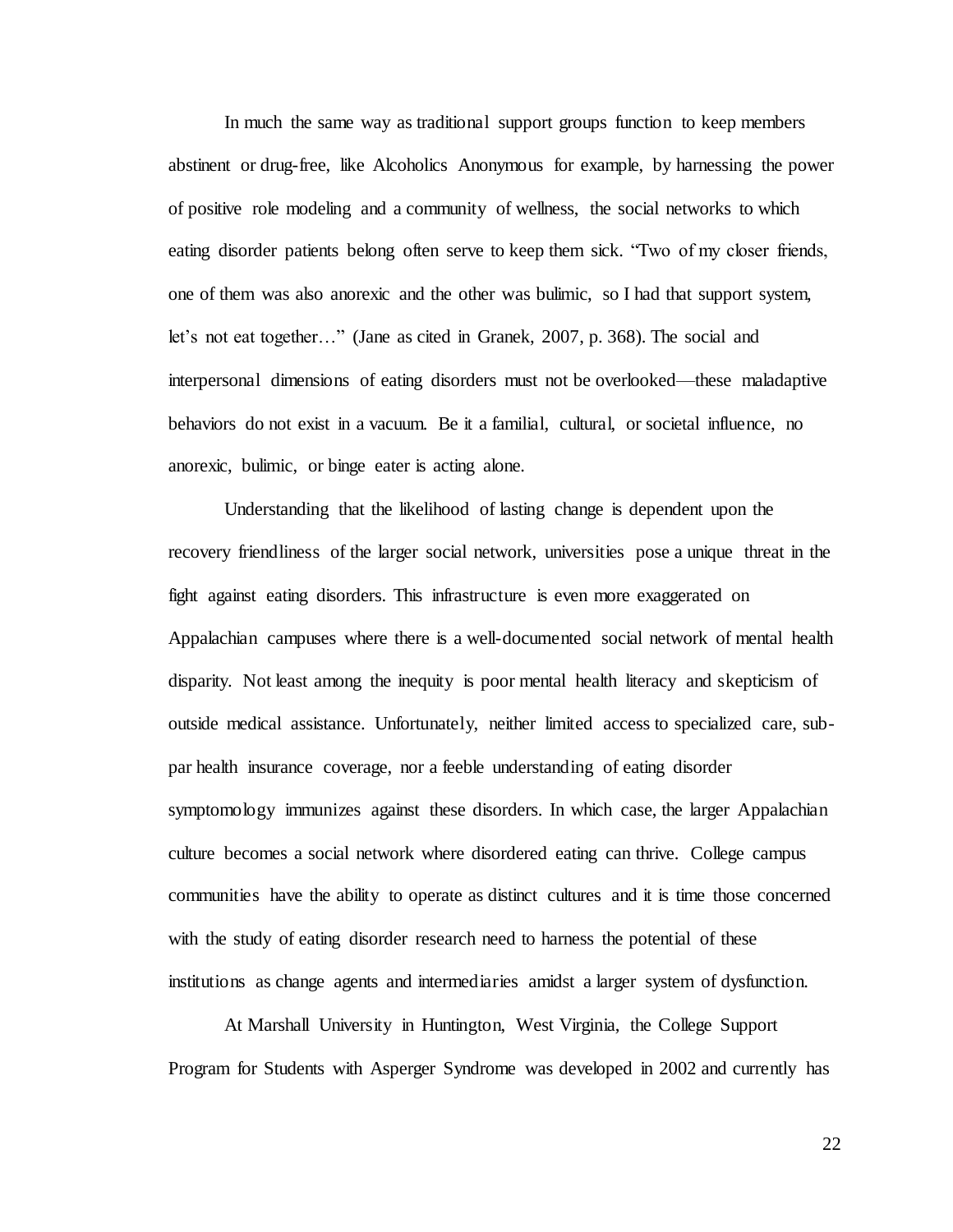In much the same way as traditional support groups function to keep members abstinent or drug-free, like Alcoholics Anonymous for example, by harnessing the power of positive role modeling and a community of wellness, the social networks to which eating disorder patients belong often serve to keep them sick. "Two of my closer friends, one of them was also anorexic and the other was bulimic, so I had that support system, let's not eat together…" (Jane as cited in Granek, 2007, p. 368). The social and interpersonal dimensions of eating disorders must not be overlooked—these maladaptive behaviors do not exist in a vacuum. Be it a familial, cultural, or societal influence, no anorexic, bulimic, or binge eater is acting alone.

Understanding that the likelihood of lasting change is dependent upon the recovery friendliness of the larger social network, universities pose a unique threat in the fight against eating disorders. This infrastructure is even more exaggerated on Appalachian campuses where there is a well-documented social network of mental health disparity. Not least among the inequity is poor mental health literacy and skepticism of outside medical assistance. Unfortunately, neither limited access to specialized care, sub-par health insurance coverage, nor a feeble understanding of eating disorder symptomology immunizes against these disorders. In which case, the larger Appalachian culture becomes a social network where disordered eating can thrive. College campus communities have the ability to operate as distinct cultures and it is time those concerned with the study of eating disorder research need to harness the potential of these institutions as change agents and intermediaries amidst a larger system of dysfunction.

At Marshall University in Huntington, West Virginia, the College Support Program for Students with Asperger Syndrome was developed in 2002 and currently has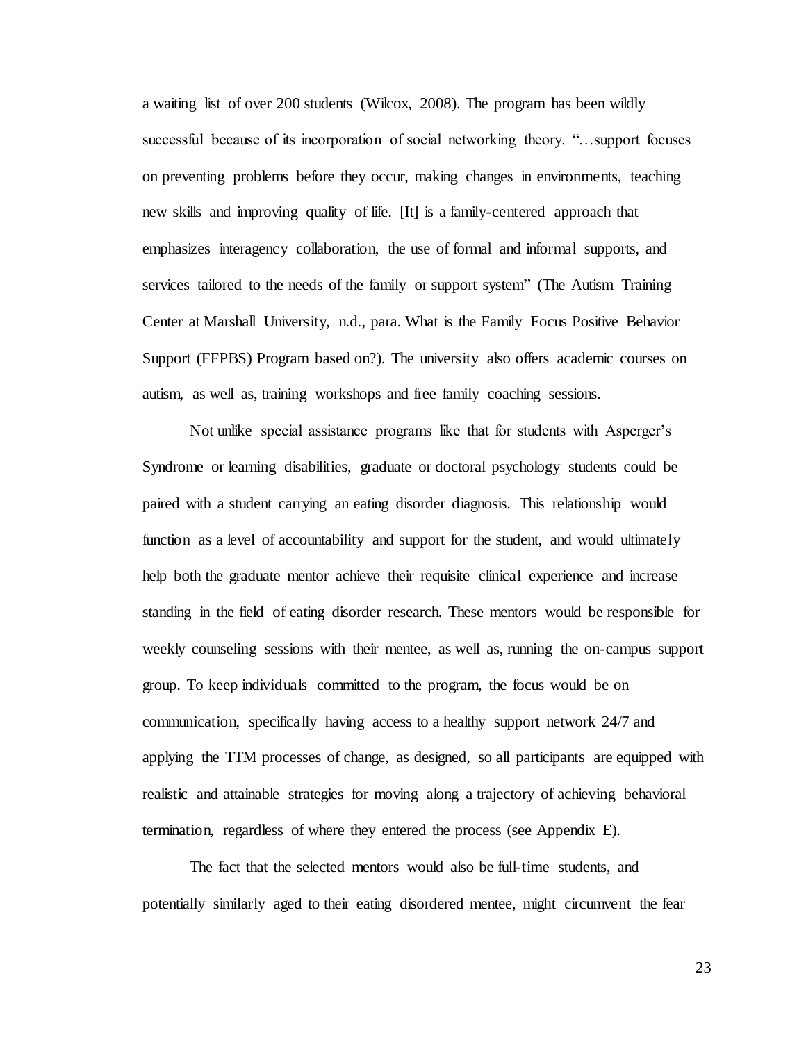a waiting list of over 200 students (Wilcox, 2008). The program has been wildly successful because of its incorporation of social networking theory. "…support focuses on preventing problems before they occur, making changes in environments, teaching new skills and improving quality of life. [It] is a family-centered approach that emphasizes interagency collaboration, the use of formal and informal supports, and services tailored to the needs of the family or support system" (The Autism Training Center at Marshall University, n.d., para. What is the Family Focus Positive Behavior Support (FFPBS) Program based on?). The university also offers academic courses on autism, as well as, training workshops and free family coaching sessions.

Not unlike special assistance programs like that for students with Asperger's Syndrome or learning disabilities, graduate or doctoral psychology students could be paired with a student carrying an eating disorder diagnosis. This relationship would function as a level of accountability and support for the student, and would ultimately help both the graduate mentor achieve their requisite clinical experience and increase standing in the field of eating disorder research. These mentors would be responsible for weekly counseling sessions with their mentee, as well as, running the on-campus support group. To keep individuals committed to the program, the focus would be on communication, specifically having access to a healthy support network 24/7 and applying the TTM processes of change, as designed, so all participants are equipped with realistic and attainable strategies for moving along a trajectory of achieving behavioral termination, regardless of where they entered the process (see Appendix E).

The fact that the selected mentors would also be full-time students, and potentially similarly aged to their eating disordered mentee, might circumvent the fear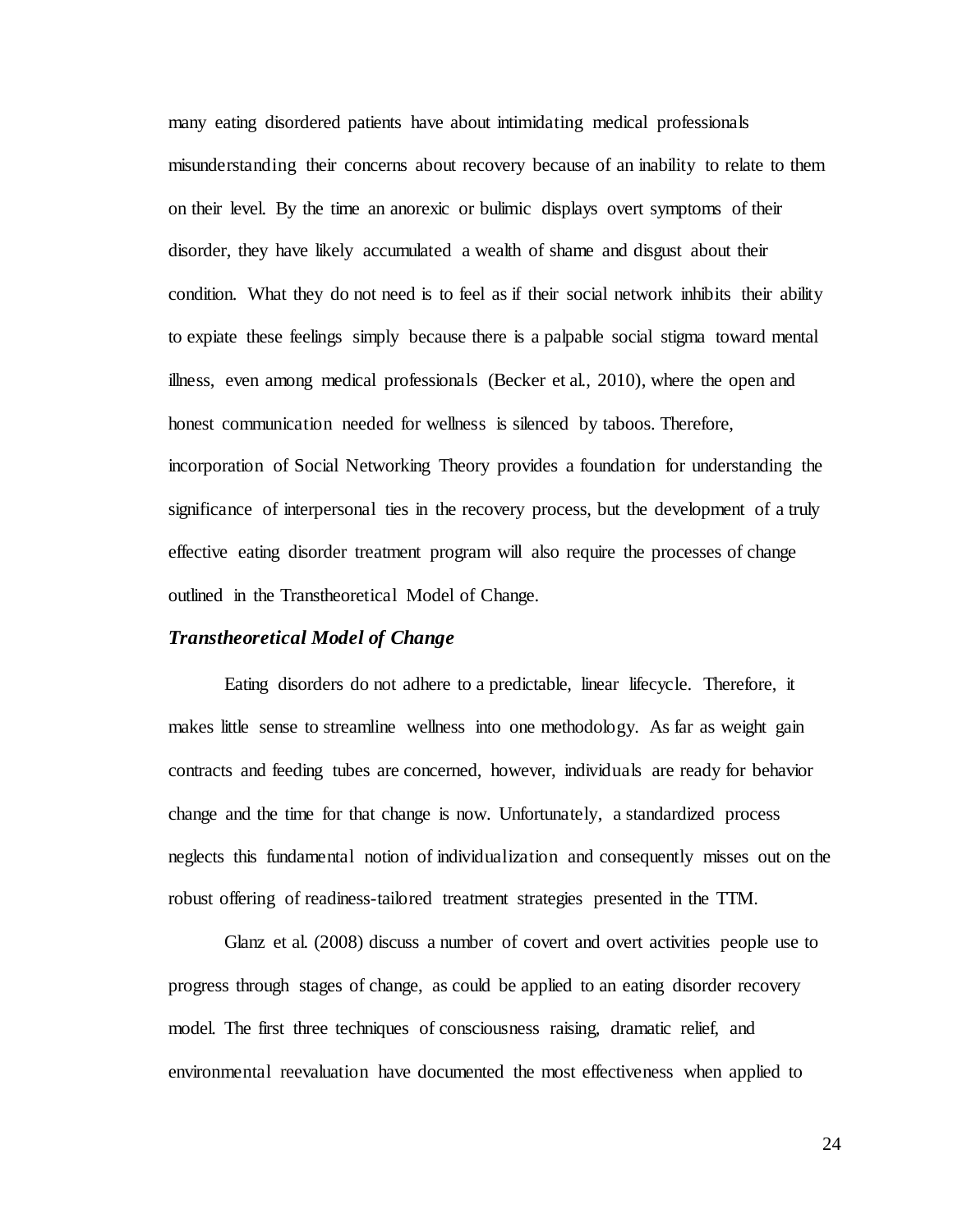many eating disordered patients have about intimidating medical professionals misunderstanding their concerns about recovery because of an inability to relate to them on their level. By the time an anorexic or bulimic displays overt symptoms of their disorder, they have likely accumulated a wealth of shame and disgust about their condition. What they do not need is to feel as if their social network inhibits their ability to expiate these feelings simply because there is a palpable social stigma toward mental illness, even among medical professionals (Becker et al., 2010), where the open and honest communication needed for wellness is silenced by taboos. Therefore, incorporation of Social Networking Theory provides a foundation for understanding the significance of interpersonal ties in the recovery process, but the development of a truly effective eating disorder treatment program will also require the processes of change outlined in the Transtheoretical Model of Change.

### *Transtheoretical Model of Change*

Eating disorders do not adhere to a predictable, linear lifecycle. Therefore, it makes little sense to streamline wellness into one methodology. As far as weight gain contracts and feeding tubes are concerned, however, individuals are ready for behavior change and the time for that change is now. Unfortunately, a standardized process neglects this fundamental notion of individualization and consequently misses out on the robust offering of readiness-tailored treatment strategies presented in the TTM.

Glanz et al. (2008) discuss a number of covert and overt activities people use to progress through stages of change, as could be applied to an eating disorder recovery model. The first three techniques of consciousness raising, dramatic relief, and environmental reevaluation have documented the most effectiveness when applied to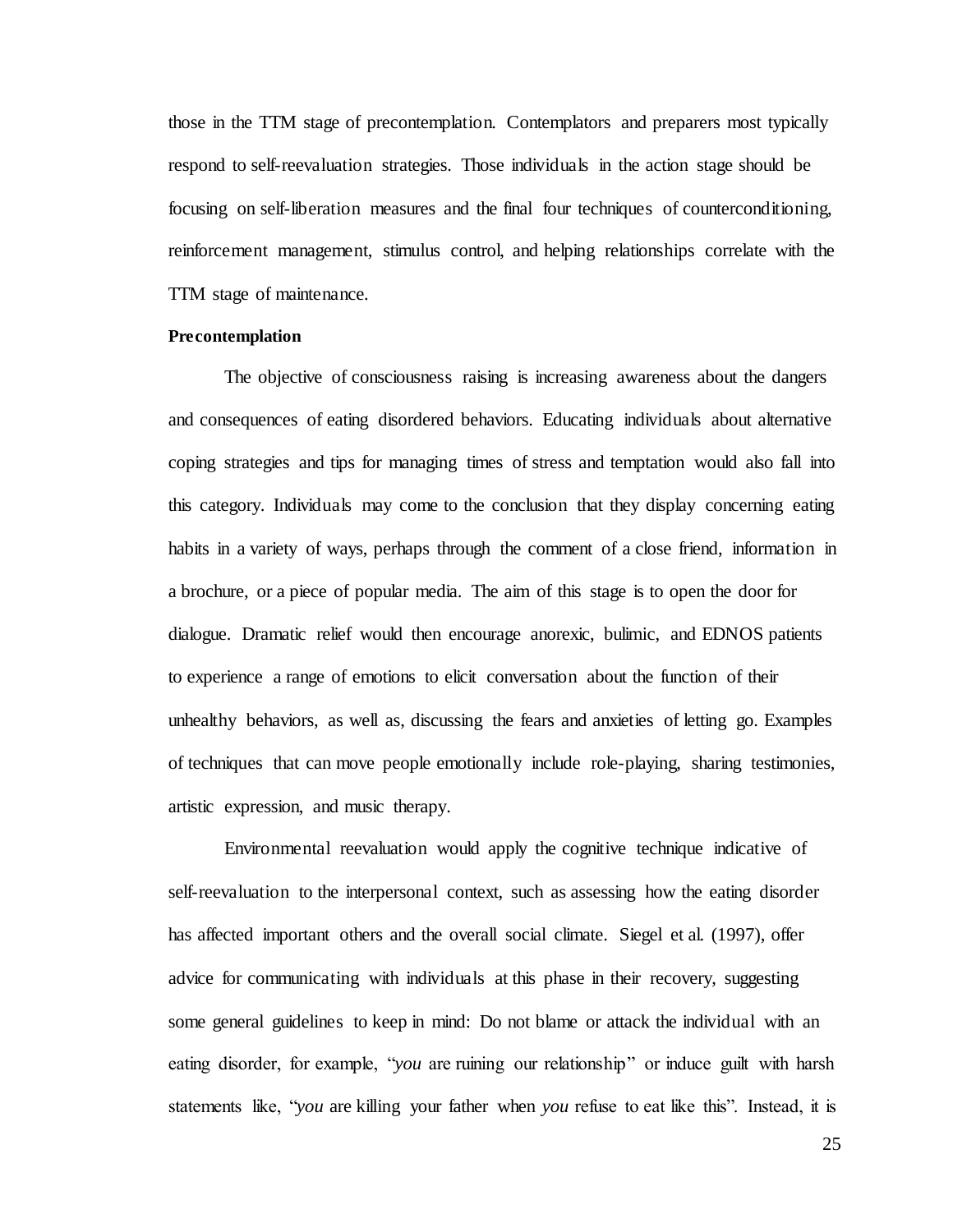those in the TTM stage of precontemplation. Contemplators and preparers most typically respond to self-reevaluation strategies. Those individuals in the action stage should be focusing on self-liberation measures and the final four techniques of counterconditioning, reinforcement management, stimulus control, and helping relationships correlate with the TTM stage of maintenance.

**Precontemplation**

The objective of consciousness raising is increasing awareness about the dangers and consequences of eating disordered behaviors. Educating individuals about alternative coping strategies and tips for managing times of stress and temptation would also fall into this category. Individuals may come to the conclusion that they display concerning eating habits in a variety of ways, perhaps through the comment of a close friend, information in a brochure, or a piece of popular media. The aim of this stage is to open the door for dialogue. Dramatic relief would then encourage anorexic, bulimic, and EDNOS patients to experience a range of emotions to elicit conversation about the function of their unhealthy behaviors, as well as, discussing the fears and anxieties of letting go. Examples of techniques that can move people emotionally include role-playing, sharing testimonies, artistic expression, and music therapy.

Environmental reevaluation would apply the cognitive technique indicative of self-reevaluation to the interpersonal context, such as assessing how the eating disorder has affected important others and the overall social climate. Siegel et al. (1997), offer advice for communicating with individuals at this phase in their recovery, suggesting some general guidelines to keep in mind: Do not blame or attack the individual with an eating disorder, for example, "*you* are ruining our relationship" or induce guilt with harsh statements like, "*you* are killing your father when *you* refuse to eat like this". Instead, it is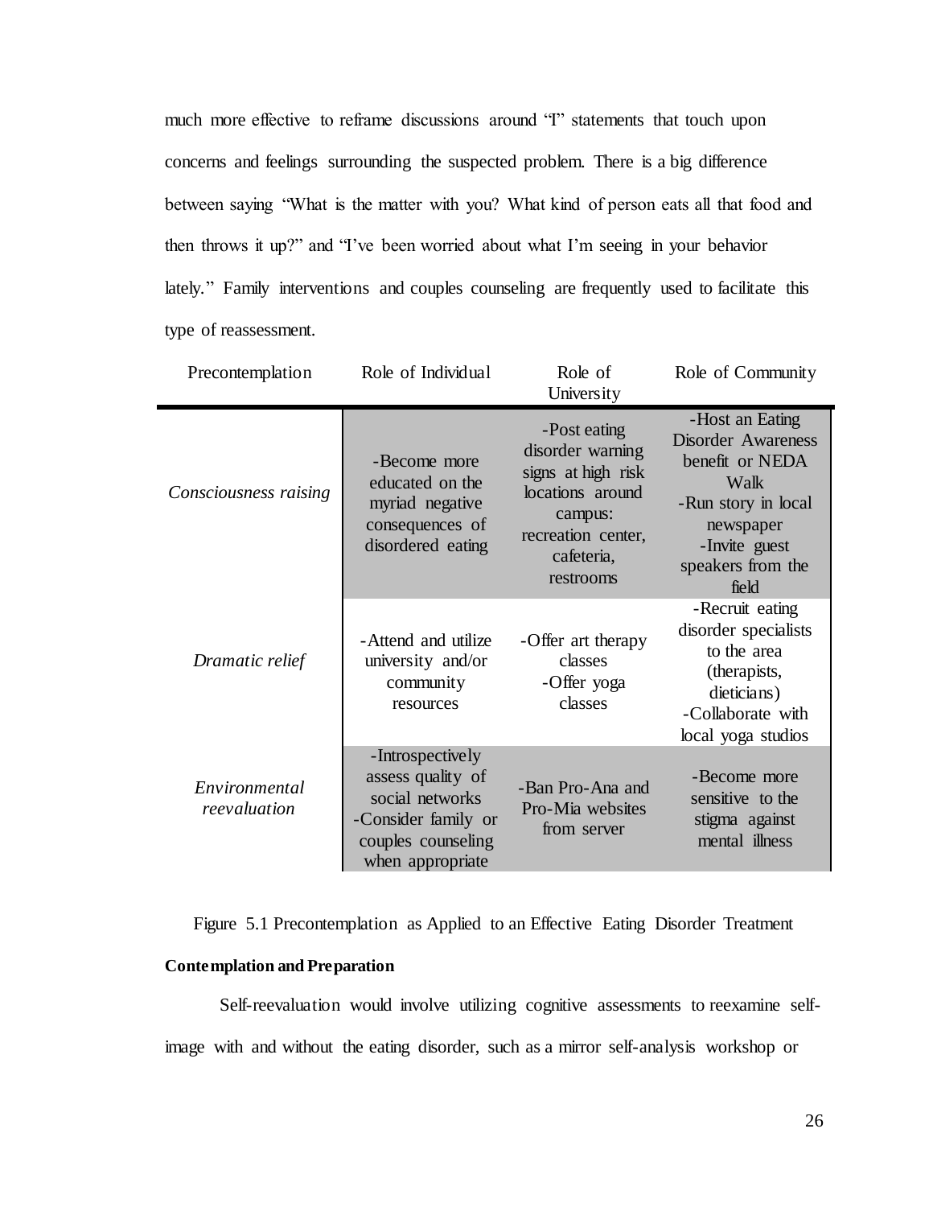much more effective to reframe discussions around "I" statements that touch upon concerns and feelings surrounding the suspected problem. There is a big difference between saying "What is the matter with you? What kind of person eats all that food and then throws it up?" and "I've been worried about what I'm seeing in your behavior lately." Family interventions and couples counseling are frequently used to facilitate this type of reassessment.

| Precontemplation | Role of Individual | Role of University | Role of Community |
|---|---|---|---|
| *Consciousness raising* | -Become more educated on the myriad negative consequences of disordered eating | -Post eating disorder warning signs at high risk locations around campus: recreation center, cafeteria, restrooms | -Host an Eating Disorder Awareness benefit or NEDA Walk<br>-Run story in local newspaper<br>-Invite guest speakers from the field |
| *Dramatic relief* | -Attend and utilize university and/or community resources | -Offer art therapy classes<br>-Offer yoga classes | -Recruit eating disorder specialists to the area (therapists, dieticians)<br>-Collaborate with local yoga studios |
| *Environmental reevaluation* | -Introspectively assess quality of social networks<br>-Consider family or couples counseling when appropriate | -Ban Pro-Ana and Pro-Mia websites from server | -Become more sensitive to the stigma against mental illness |

Figure 5.1 Precontemplation as Applied to an Effective Eating Disorder Treatment

**Contemplation and Preparation**

Self-reevaluation would involve utilizing cognitive assessments to reexamine self-image with and without the eating disorder, such as a mirror self-analysis workshop or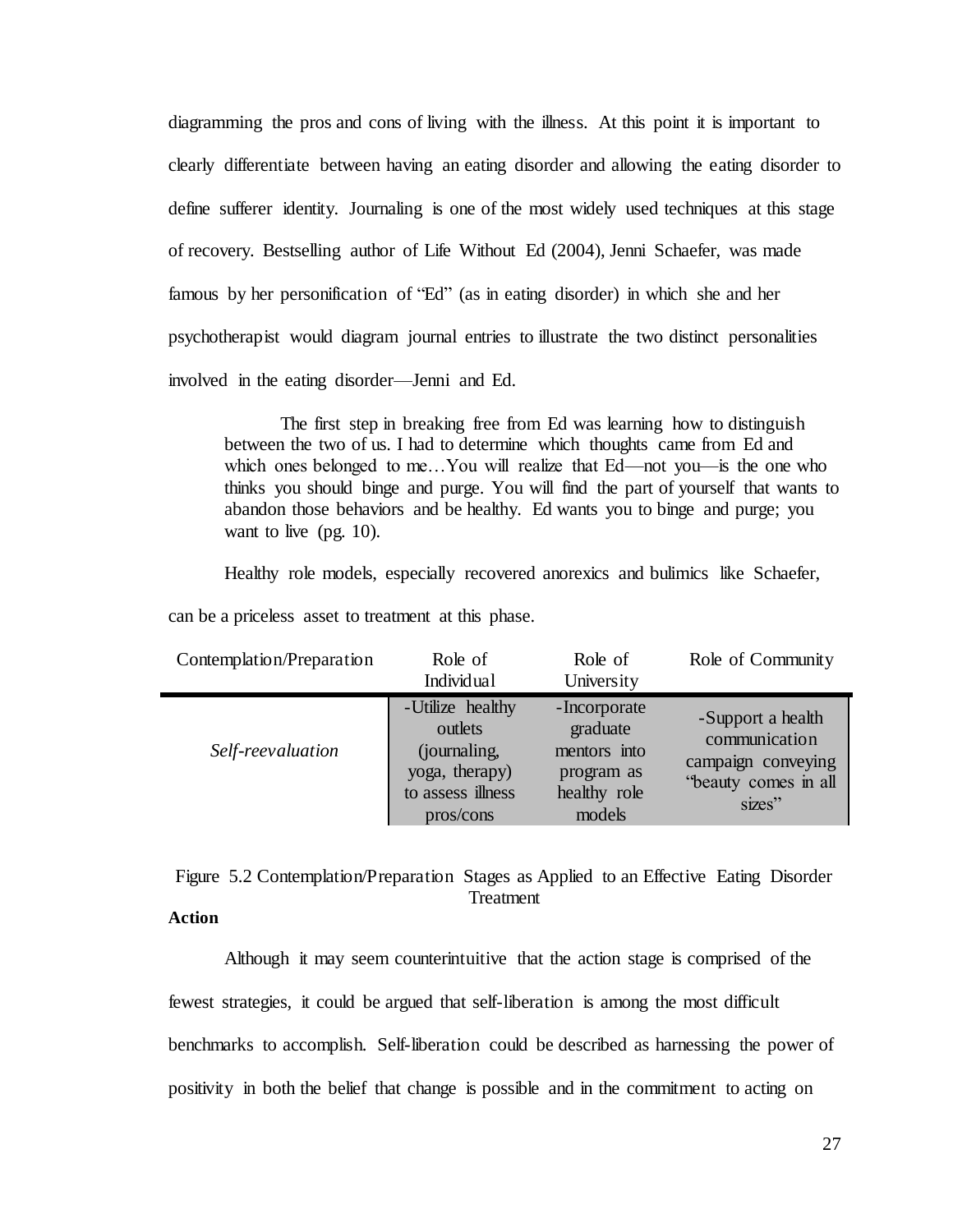diagramming the pros and cons of living with the illness. At this point it is important to clearly differentiate between having an eating disorder and allowing the eating disorder to define sufferer identity. Journaling is one of the most widely used techniques at this stage of recovery. Bestselling author of Life Without Ed (2004), Jenni Schaefer, was made famous by her personification of "Ed" (as in eating disorder) in which she and her psychotherapist would diagram journal entries to illustrate the two distinct personalities involved in the eating disorder—Jenni and Ed.

> The first step in breaking free from Ed was learning how to distinguish between the two of us. I had to determine which thoughts came from Ed and which ones belonged to me…You will realize that Ed—not you—is the one who thinks you should binge and purge. You will find the part of yourself that wants to abandon those behaviors and be healthy. Ed wants you to binge and purge; you want to live (pg. 10).

Healthy role models, especially recovered anorexics and bulimics like Schaefer, can be a priceless asset to treatment at this phase.

| Contemplation/Preparation | Role of Individual | Role of University | Role of Community |
|---|---|---|---|
| *Self-reevaluation* | -Utilize healthy outlets (journaling, yoga, therapy) to assess illness pros/cons | -Incorporate graduate mentors into program as healthy role models | -Support a health communication campaign conveying "beauty comes in all sizes" |

Figure 5.2 Contemplation/Preparation Stages as Applied to an Effective Eating Disorder Treatment

**Action**

Although it may seem counterintuitive that the action stage is comprised of the fewest strategies, it could be argued that self-liberation is among the most difficult benchmarks to accomplish. Self-liberation could be described as harnessing the power of positivity in both the belief that change is possible and in the commitment to acting on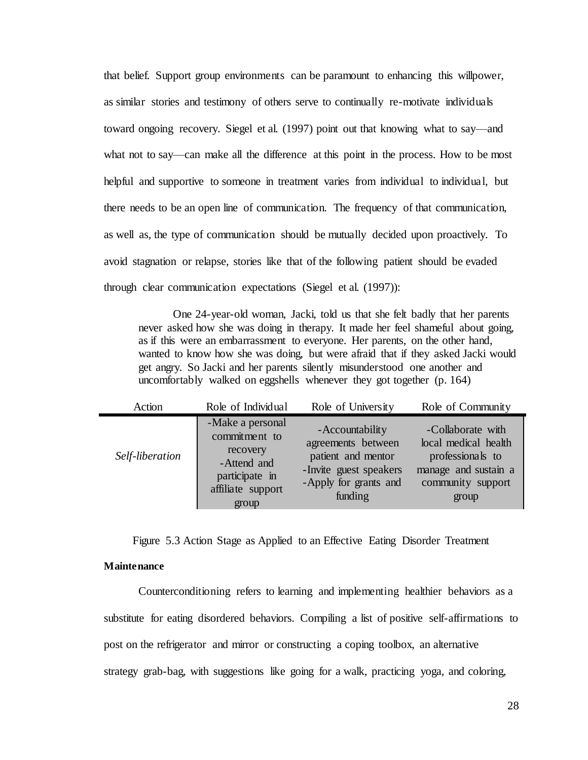that belief. Support group environments can be paramount to enhancing this willpower, as similar stories and testimony of others serve to continually re-motivate individuals toward ongoing recovery. Siegel et al. (1997) point out that knowing what to say—and what not to say—can make all the difference at this point in the process. How to be most helpful and supportive to someone in treatment varies from individual to individual, but there needs to be an open line of communication. The frequency of that communication, as well as, the type of communication should be mutually decided upon proactively. To avoid stagnation or relapse, stories like that of the following patient should be evaded through clear communication expectations (Siegel et al. (1997)):

> One 24-year-old woman, Jacki, told us that she felt badly that her parents never asked how she was doing in therapy. It made her feel shameful about going, as if this were an embarrassment to everyone. Her parents, on the other hand, wanted to know how she was doing, but were afraid that if they asked Jacki would get angry. So Jacki and her parents silently misunderstood one another and uncomfortably walked on eggshells whenever they got together (p. 164)

| Action | Role of Individual | Role of University | Role of Community |
|---|---|---|---|
| *Self-liberation* | -Make a personal commitment to recovery<br>-Attend and participate in affiliate support group | -Accountability agreements between patient and mentor<br>-Invite guest speakers<br>-Apply for grants and funding | -Collaborate with local medical health professionals to manage and sustain a community support group |

Figure 5.3 Action Stage as Applied to an Effective Eating Disorder Treatment

**Maintenance**

Counterconditioning refers to learning and implementing healthier behaviors as a substitute for eating disordered behaviors. Compiling a list of positive self-affirmations to post on the refrigerator and mirror or constructing a coping toolbox, an alternative strategy grab-bag, with suggestions like going for a walk, practicing yoga, and coloring,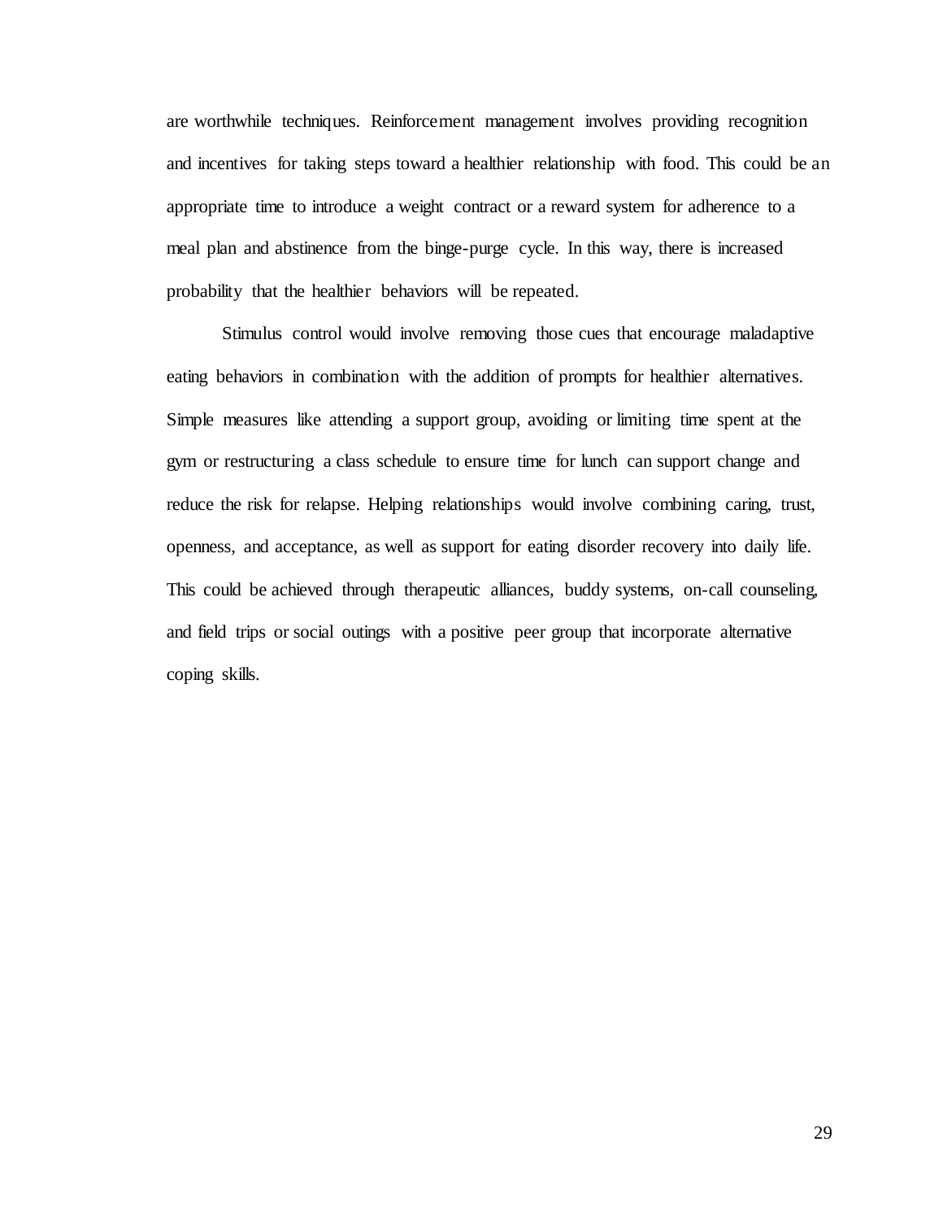are worthwhile techniques. Reinforcement management involves providing recognition and incentives for taking steps toward a healthier relationship with food. This could be an appropriate time to introduce a weight contract or a reward system for adherence to a meal plan and abstinence from the binge-purge cycle. In this way, there is increased probability that the healthier behaviors will be repeated.

Stimulus control would involve removing those cues that encourage maladaptive eating behaviors in combination with the addition of prompts for healthier alternatives. Simple measures like attending a support group, avoiding or limiting time spent at the gym or restructuring a class schedule to ensure time for lunch can support change and reduce the risk for relapse. Helping relationships would involve combining caring, trust, openness, and acceptance, as well as support for eating disorder recovery into daily life. This could be achieved through therapeutic alliances, buddy systems, on-call counseling, and field trips or social outings with a positive peer group that incorporate alternative coping skills.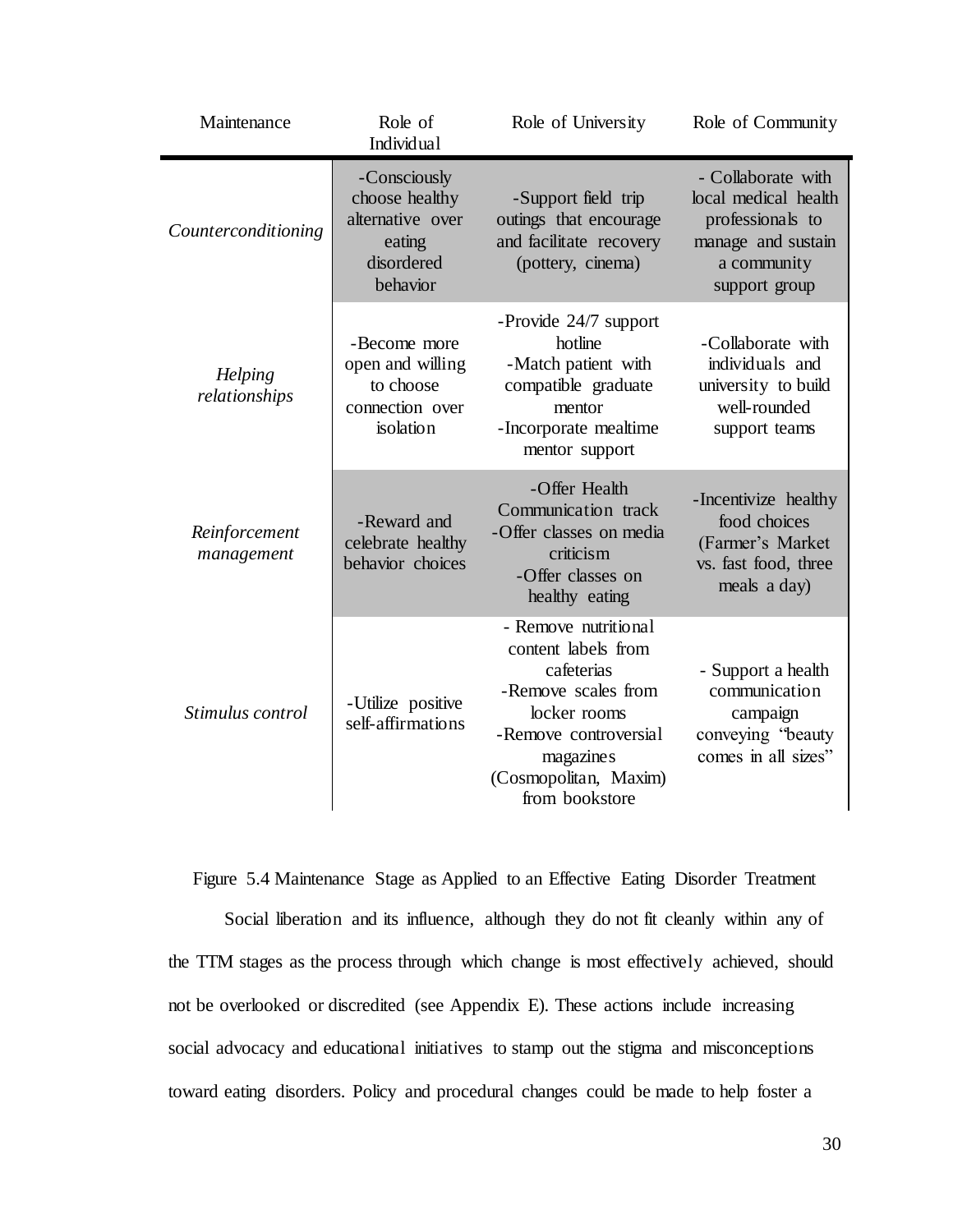| Maintenance | Role of Individual | Role of University | Role of Community |
|---|---|---|---|
| *Counterconditioning* | -Consciously choose healthy alternative over eating disordered behavior | -Support field trip outings that encourage and facilitate recovery (pottery, cinema) | - Collaborate with local medical health professionals to manage and sustain a community support group |
| *Helping relationships* | -Become more open and willing to choose connection over isolation | -Provide 24/7 support hotline<br>-Match patient with compatible graduate mentor<br>-Incorporate mealtime mentor support | -Collaborate with individuals and university to build well-rounded support teams |
| *Reinforcement management* | -Reward and celebrate healthy behavior choices | -Offer Health Communication track<br>-Offer classes on media criticism<br>-Offer classes on healthy eating | -Incentivize healthy food choices (Farmer's Market vs. fast food, three meals a day) |
| *Stimulus control* | -Utilize positive self-affirmations | - Remove nutritional content labels from cafeterias<br>-Remove scales from locker rooms<br>-Remove controversial magazines (Cosmopolitan, Maxim) from bookstore | - Support a health communication campaign conveying "beauty comes in all sizes" |

Figure 5.4 Maintenance Stage as Applied to an Effective Eating Disorder Treatment

Social liberation and its influence, although they do not fit cleanly within any of the TTM stages as the process through which change is most effectively achieved, should not be overlooked or discredited (see Appendix E). These actions include increasing social advocacy and educational initiatives to stamp out the stigma and misconceptions toward eating disorders. Policy and procedural changes could be made to help foster a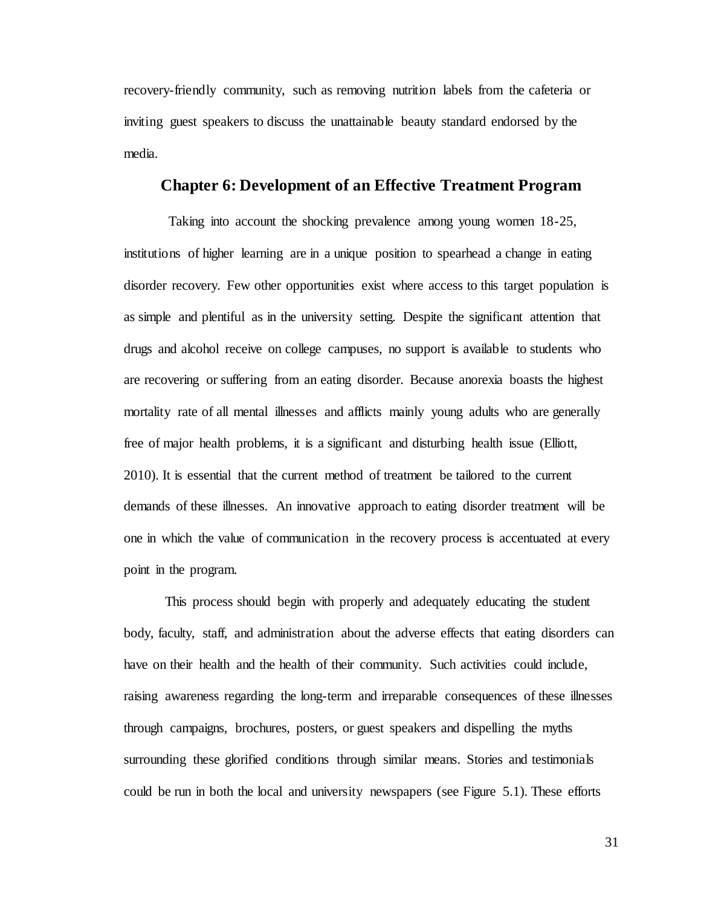recovery-friendly community, such as removing nutrition labels from the cafeteria or inviting guest speakers to discuss the unattainable beauty standard endorsed by the media.

## Chapter 6: Development of an Effective Treatment Program

Taking into account the shocking prevalence among young women 18-25, institutions of higher learning are in a unique position to spearhead a change in eating disorder recovery. Few other opportunities exist where access to this target population is as simple and plentiful as in the university setting. Despite the significant attention that drugs and alcohol receive on college campuses, no support is available to students who are recovering or suffering from an eating disorder. Because anorexia boasts the highest mortality rate of all mental illnesses and afflicts mainly young adults who are generally free of major health problems, it is a significant and disturbing health issue (Elliott, 2010). It is essential that the current method of treatment be tailored to the current demands of these illnesses. An innovative approach to eating disorder treatment will be one in which the value of communication in the recovery process is accentuated at every point in the program.

This process should begin with properly and adequately educating the student body, faculty, staff, and administration about the adverse effects that eating disorders can have on their health and the health of their community. Such activities could include, raising awareness regarding the long-term and irreparable consequences of these illnesses through campaigns, brochures, posters, or guest speakers and dispelling the myths surrounding these glorified conditions through similar means. Stories and testimonials could be run in both the local and university newspapers (see Figure 5.1). These efforts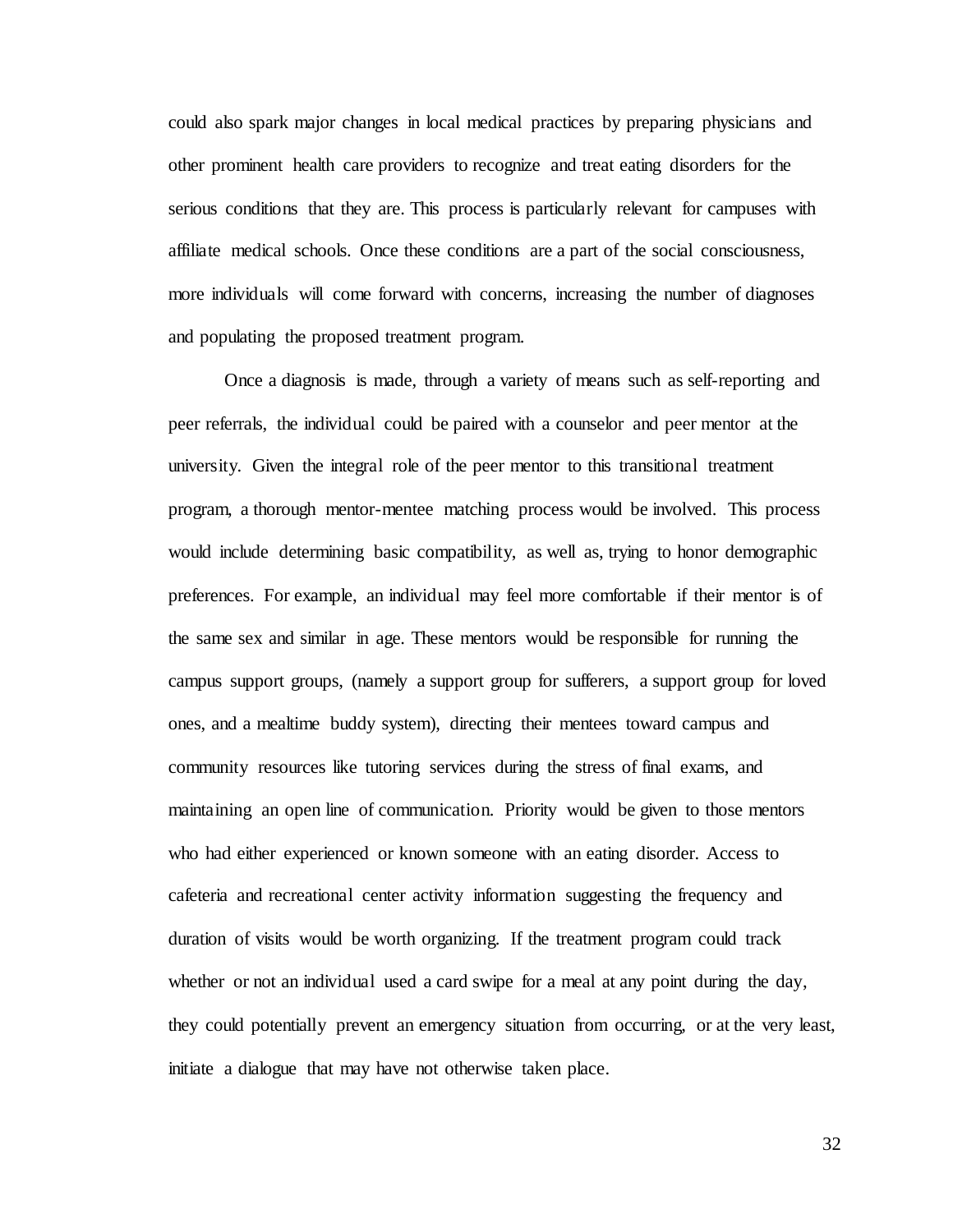could also spark major changes in local medical practices by preparing physicians and other prominent health care providers to recognize and treat eating disorders for the serious conditions that they are. This process is particularly relevant for campuses with affiliate medical schools. Once these conditions are a part of the social consciousness, more individuals will come forward with concerns, increasing the number of diagnoses and populating the proposed treatment program.

Once a diagnosis is made, through a variety of means such as self-reporting and peer referrals, the individual could be paired with a counselor and peer mentor at the university. Given the integral role of the peer mentor to this transitional treatment program, a thorough mentor-mentee matching process would be involved. This process would include determining basic compatibility, as well as, trying to honor demographic preferences. For example, an individual may feel more comfortable if their mentor is of the same sex and similar in age. These mentors would be responsible for running the campus support groups, (namely a support group for sufferers, a support group for loved ones, and a mealtime buddy system), directing their mentees toward campus and community resources like tutoring services during the stress of final exams, and maintaining an open line of communication. Priority would be given to those mentors who had either experienced or known someone with an eating disorder. Access to cafeteria and recreational center activity information suggesting the frequency and duration of visits would be worth organizing. If the treatment program could track whether or not an individual used a card swipe for a meal at any point during the day, they could potentially prevent an emergency situation from occurring, or at the very least, initiate a dialogue that may have not otherwise taken place.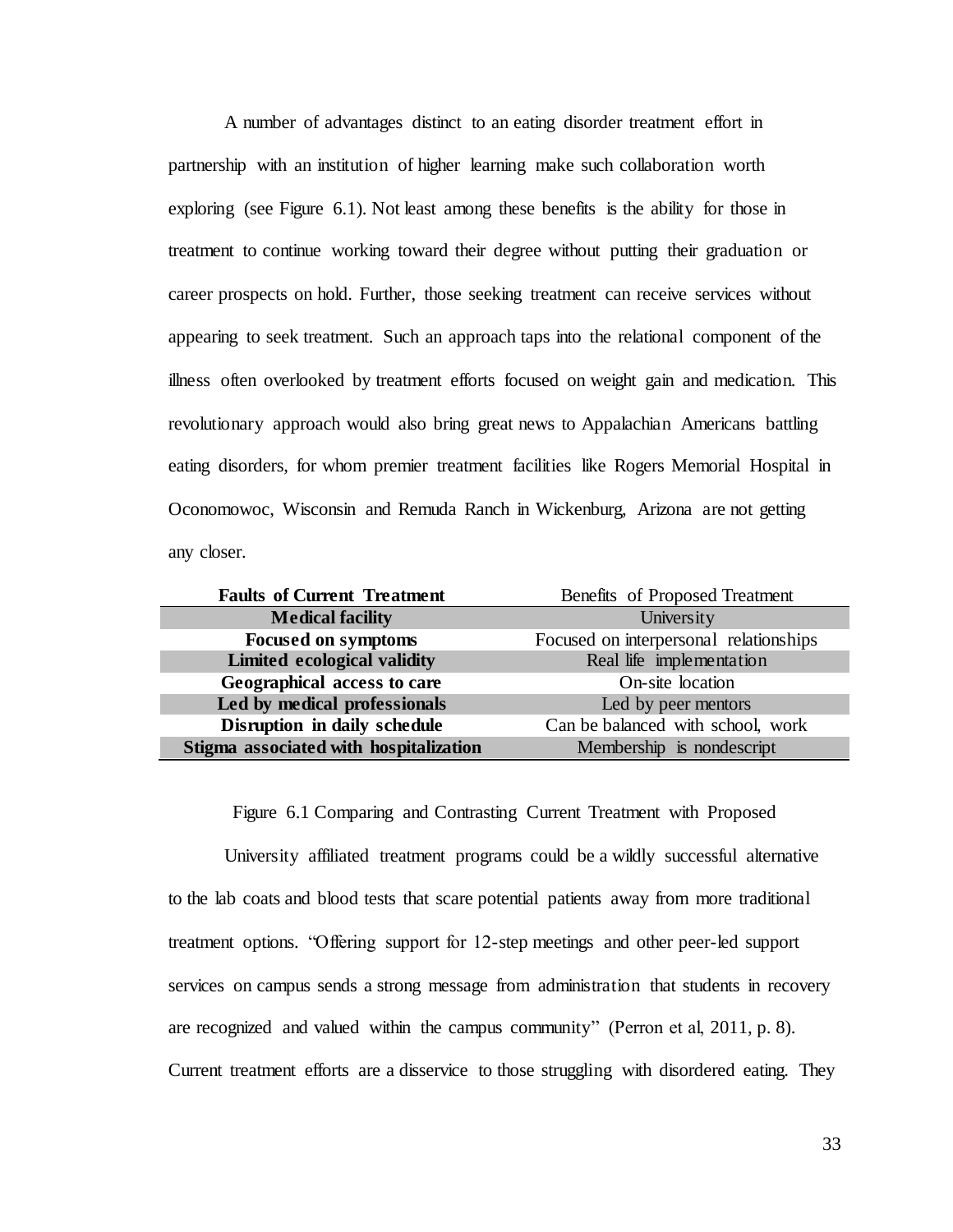A number of advantages distinct to an eating disorder treatment effort in partnership with an institution of higher learning make such collaboration worth exploring (see Figure 6.1). Not least among these benefits is the ability for those in treatment to continue working toward their degree without putting their graduation or career prospects on hold. Further, those seeking treatment can receive services without appearing to seek treatment. Such an approach taps into the relational component of the illness often overlooked by treatment efforts focused on weight gain and medication. This revolutionary approach would also bring great news to Appalachian Americans battling eating disorders, for whom premier treatment facilities like Rogers Memorial Hospital in Oconomowoc, Wisconsin and Remuda Ranch in Wickenburg, Arizona are not getting any closer.

| **Faults of Current Treatment** | Benefits of Proposed Treatment |
| --- | --- |
| **Medical facility** | University |
| **Focused on symptoms** | Focused on interpersonal relationships |
| **Limited ecological validity** | Real life implementation |
| **Geographical access to care** | On-site location |
| **Led by medical professionals** | Led by peer mentors |
| **Disruption in daily schedule** | Can be balanced with school, work |
| **Stigma associated with hospitalization** | Membership is nondescript |

Figure 6.1 Comparing and Contrasting Current Treatment with Proposed

University affiliated treatment programs could be a wildly successful alternative to the lab coats and blood tests that scare potential patients away from more traditional treatment options. “Offering support for 12-step meetings and other peer-led support services on campus sends a strong message from administration that students in recovery are recognized and valued within the campus community” (Perron et al, 2011, p. 8). Current treatment efforts are a disservice to those struggling with disordered eating. They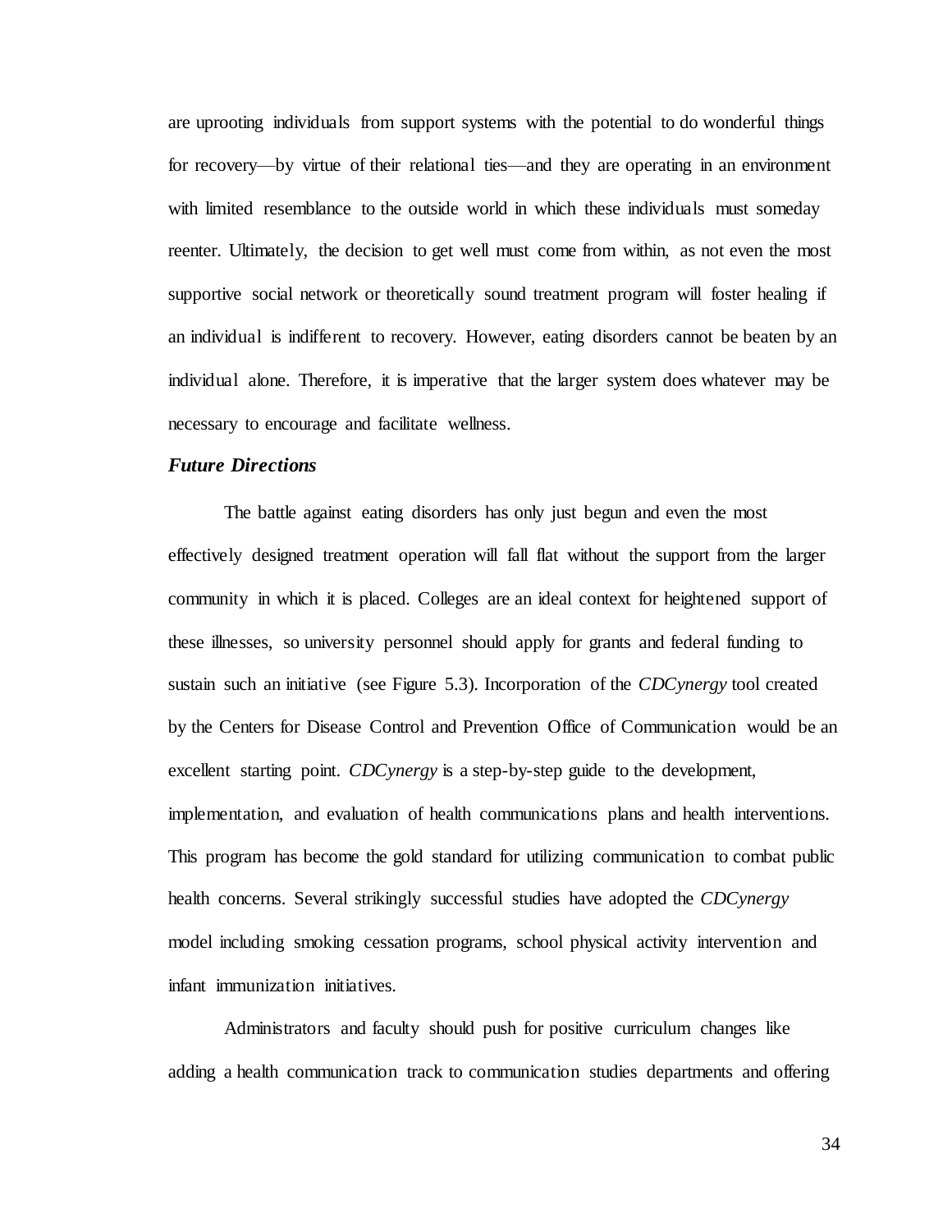are uprooting individuals from support systems with the potential to do wonderful things for recovery—by virtue of their relational ties—and they are operating in an environment with limited resemblance to the outside world in which these individuals must someday reenter. Ultimately, the decision to get well must come from within, as not even the most supportive social network or theoretically sound treatment program will foster healing if an individual is indifferent to recovery. However, eating disorders cannot be beaten by an individual alone. Therefore, it is imperative that the larger system does whatever may be necessary to encourage and facilitate wellness.

### *Future Directions*

The battle against eating disorders has only just begun and even the most effectively designed treatment operation will fall flat without the support from the larger community in which it is placed. Colleges are an ideal context for heightened support of these illnesses, so university personnel should apply for grants and federal funding to sustain such an initiative (see Figure 5.3). Incorporation of the *CDCynergy* tool created by the Centers for Disease Control and Prevention Office of Communication would be an excellent starting point. *CDCynergy* is a step-by-step guide to the development, implementation, and evaluation of health communications plans and health interventions. This program has become the gold standard for utilizing communication to combat public health concerns. Several strikingly successful studies have adopted the *CDCynergy* model including smoking cessation programs, school physical activity intervention and infant immunization initiatives.

Administrators and faculty should push for positive curriculum changes like adding a health communication track to communication studies departments and offering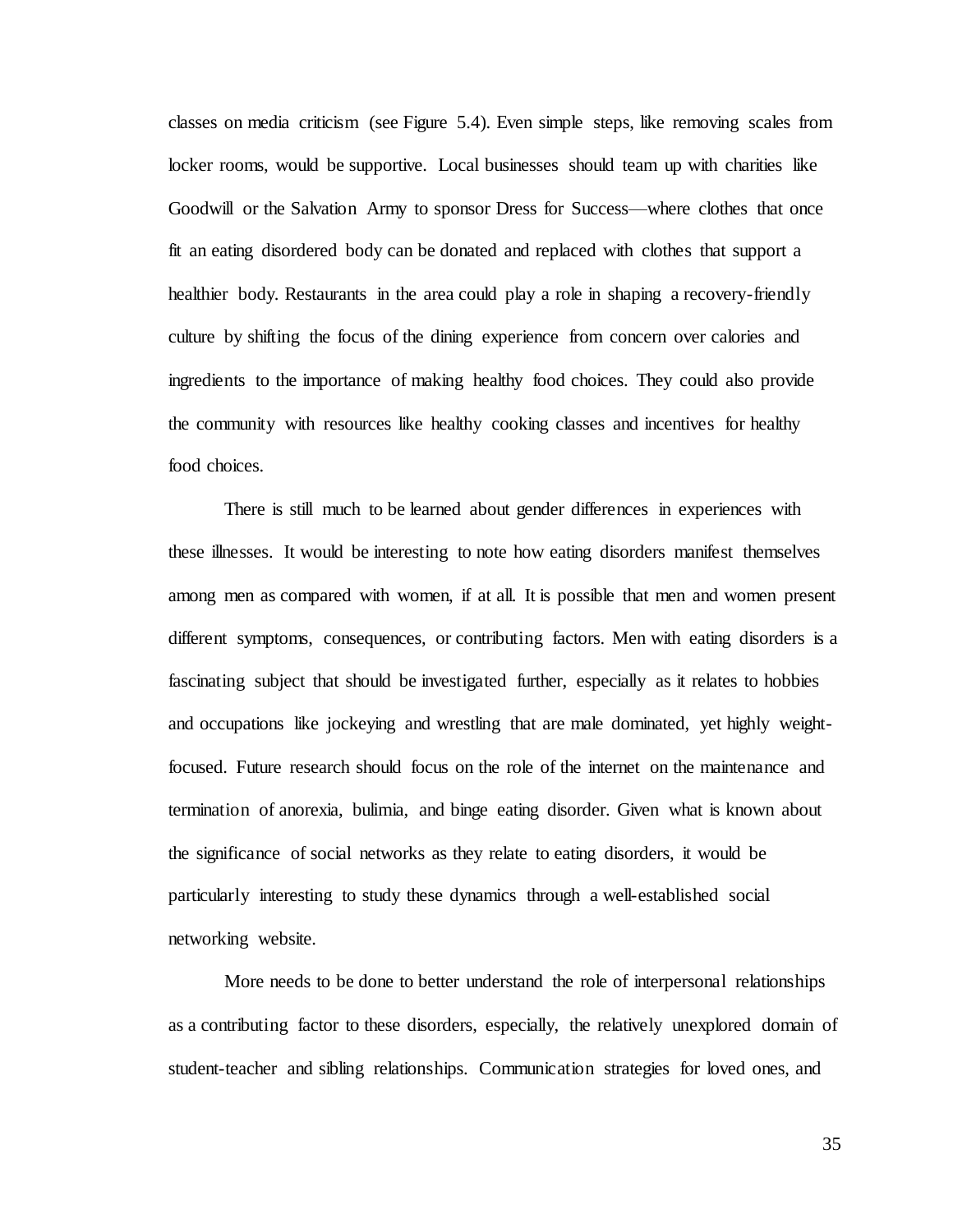classes on media criticism (see Figure 5.4). Even simple steps, like removing scales from locker rooms, would be supportive. Local businesses should team up with charities like Goodwill or the Salvation Army to sponsor Dress for Success—where clothes that once fit an eating disordered body can be donated and replaced with clothes that support a healthier body. Restaurants in the area could play a role in shaping a recovery-friendly culture by shifting the focus of the dining experience from concern over calories and ingredients to the importance of making healthy food choices. They could also provide the community with resources like healthy cooking classes and incentives for healthy food choices.

There is still much to be learned about gender differences in experiences with these illnesses. It would be interesting to note how eating disorders manifest themselves among men as compared with women, if at all. It is possible that men and women present different symptoms, consequences, or contributing factors. Men with eating disorders is a fascinating subject that should be investigated further, especially as it relates to hobbies and occupations like jockeying and wrestling that are male dominated, yet highly weight-focused. Future research should focus on the role of the internet on the maintenance and termination of anorexia, bulimia, and binge eating disorder. Given what is known about the significance of social networks as they relate to eating disorders, it would be particularly interesting to study these dynamics through a well-established social networking website.

More needs to be done to better understand the role of interpersonal relationships as a contributing factor to these disorders, especially, the relatively unexplored domain of student-teacher and sibling relationships. Communication strategies for loved ones, and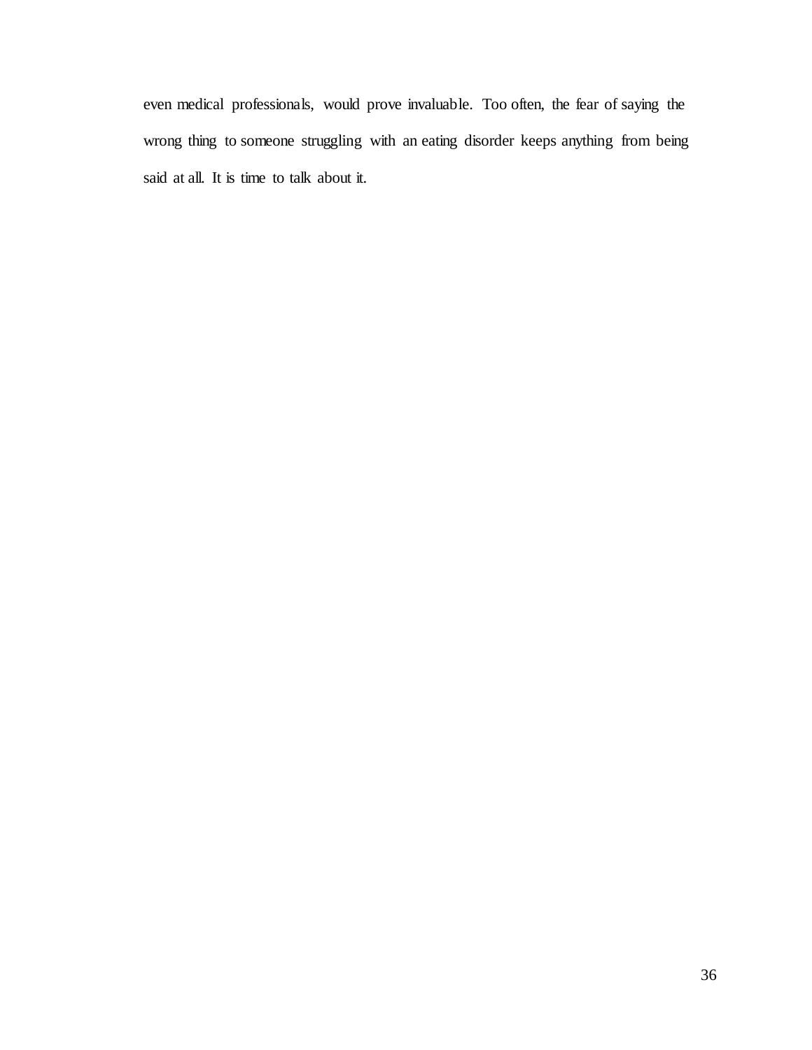even medical professionals, would prove invaluable. Too often, the fear of saying the wrong thing to someone struggling with an eating disorder keeps anything from being said at all. It is time to talk about it.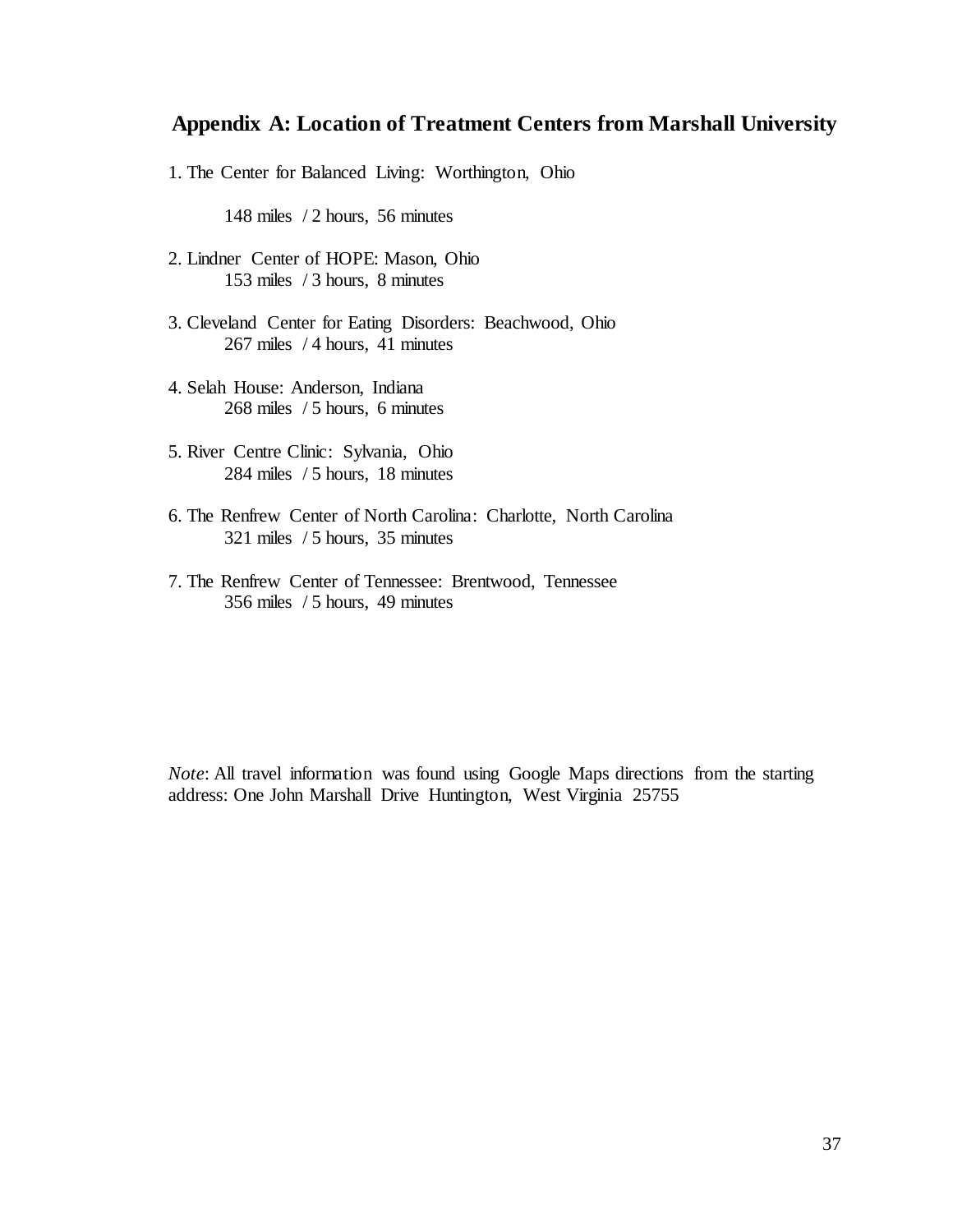## Appendix A: Location of Treatment Centers from Marshall University

1. The Center for Balanced Living: Worthington, Ohio

   148 miles / 2 hours, 56 minutes

2. Lindner Center of HOPE: Mason, Ohio
   153 miles / 3 hours, 8 minutes

3. Cleveland Center for Eating Disorders: Beachwood, Ohio
   267 miles / 4 hours, 41 minutes

4. Selah House: Anderson, Indiana
   268 miles / 5 hours, 6 minutes

5. River Centre Clinic: Sylvania, Ohio
   284 miles / 5 hours, 18 minutes

6. The Renfrew Center of North Carolina: Charlotte, North Carolina
   321 miles / 5 hours, 35 minutes

7. The Renfrew Center of Tennessee: Brentwood, Tennessee
   356 miles / 5 hours, 49 minutes

*Note*: All travel information was found using Google Maps directions from the starting address: One John Marshall Drive Huntington, West Virginia 25755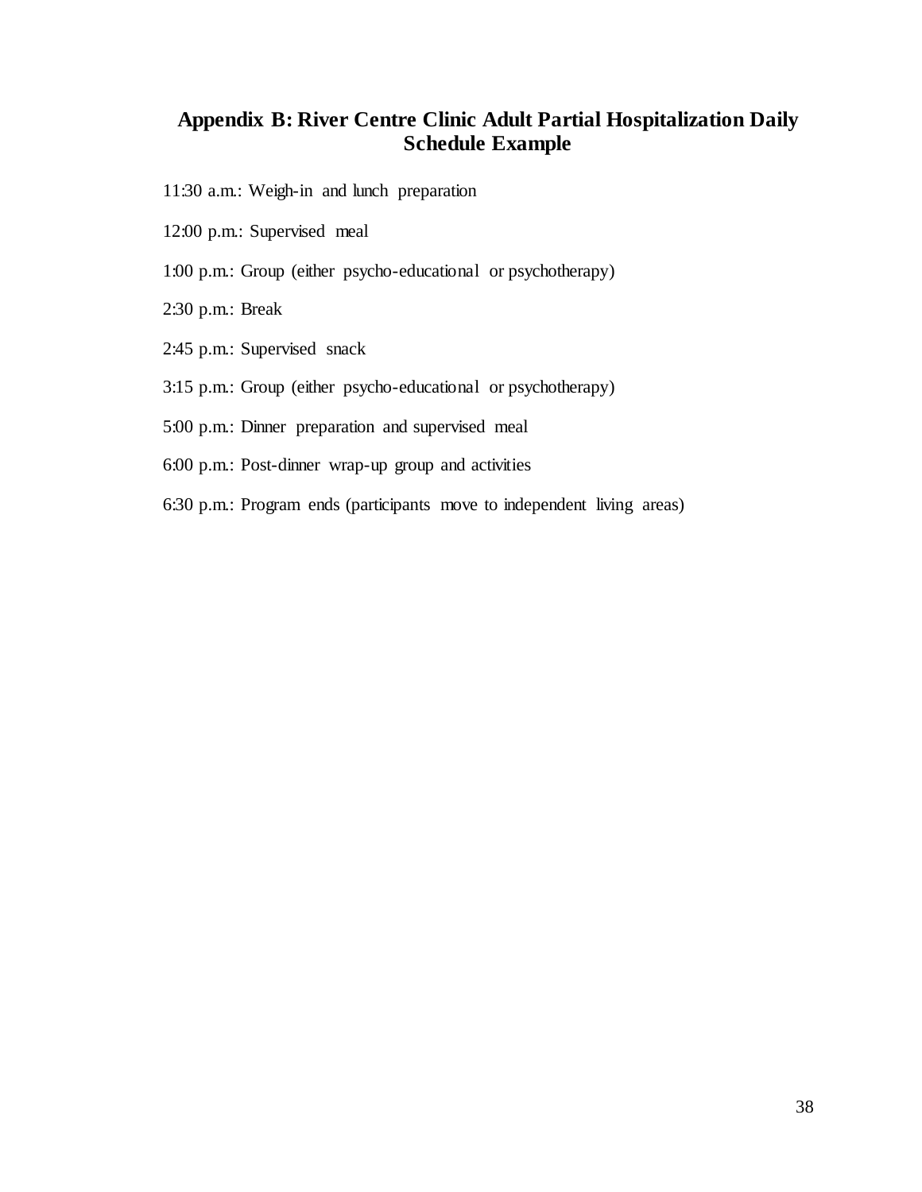## Appendix B: River Centre Clinic Adult Partial Hospitalization Daily Schedule Example

11:30 a.m.: Weigh-in and lunch preparation

12:00 p.m.: Supervised meal

1:00 p.m.: Group (either psycho-educational or psychotherapy)

2:30 p.m.: Break

2:45 p.m.: Supervised snack

3:15 p.m.: Group (either psycho-educational or psychotherapy)

5:00 p.m.: Dinner preparation and supervised meal

6:00 p.m.: Post-dinner wrap-up group and activities

6:30 p.m.: Program ends (participants move to independent living areas)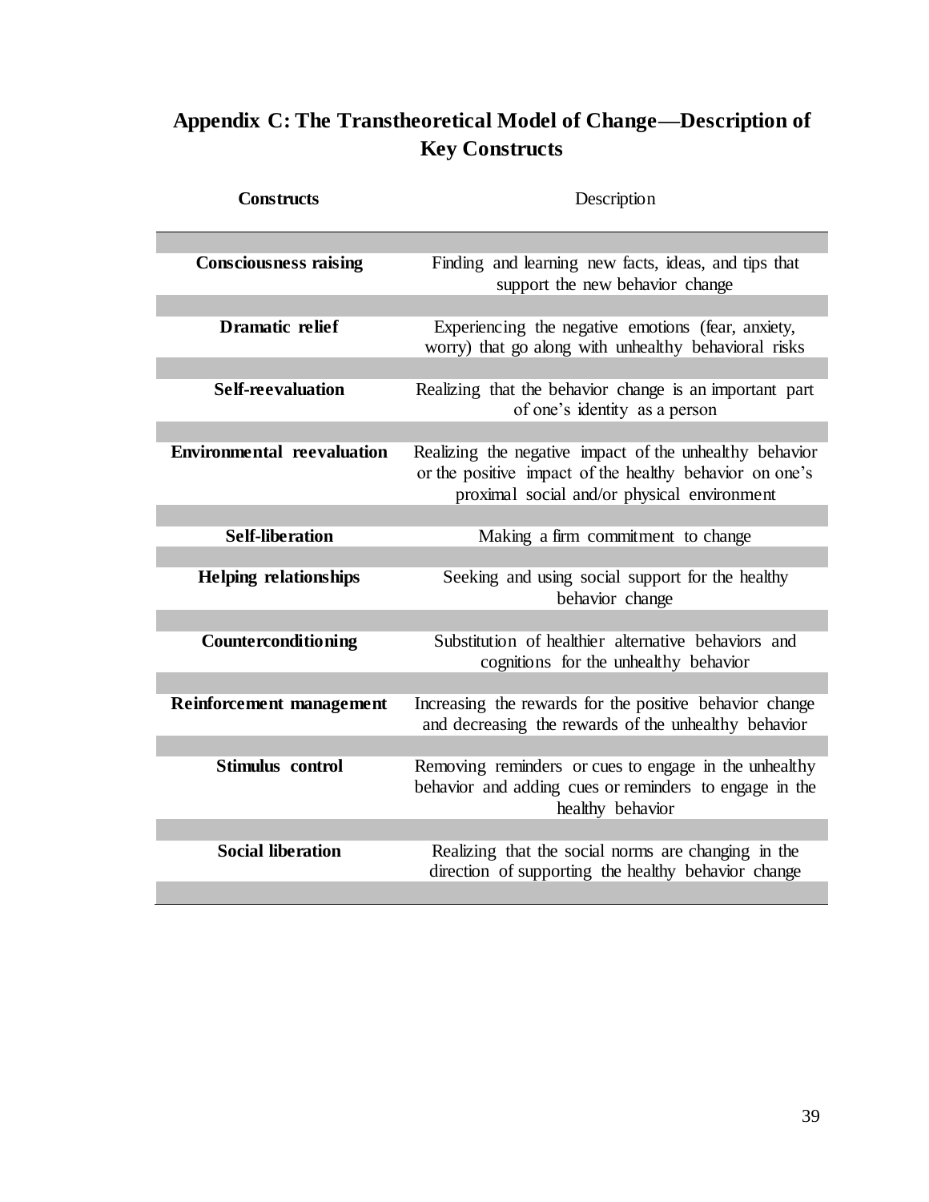# Appendix C: The Transtheoretical Model of Change—Description of Key Constructs

| Constructs | Description |
|---|---|
| **Consciousness raising** | Finding and learning new facts, ideas, and tips that support the new behavior change |
| **Dramatic relief** | Experiencing the negative emotions (fear, anxiety, worry) that go along with unhealthy behavioral risks |
| **Self-reevaluation** | Realizing that the behavior change is an important part of one's identity as a person |
| **Environmental reevaluation** | Realizing the negative impact of the unhealthy behavior or the positive impact of the healthy behavior on one's proximal social and/or physical environment |
| **Self-liberation** | Making a firm commitment to change |
| **Helping relationships** | Seeking and using social support for the healthy behavior change |
| **Counterconditioning** | Substitution of healthier alternative behaviors and cognitions for the unhealthy behavior |
| **Reinforcement management** | Increasing the rewards for the positive behavior change and decreasing the rewards of the unhealthy behavior |
| **Stimulus control** | Removing reminders or cues to engage in the unhealthy behavior and adding cues or reminders to engage in the healthy behavior |
| **Social liberation** | Realizing that the social norms are changing in the direction of supporting the healthy behavior change |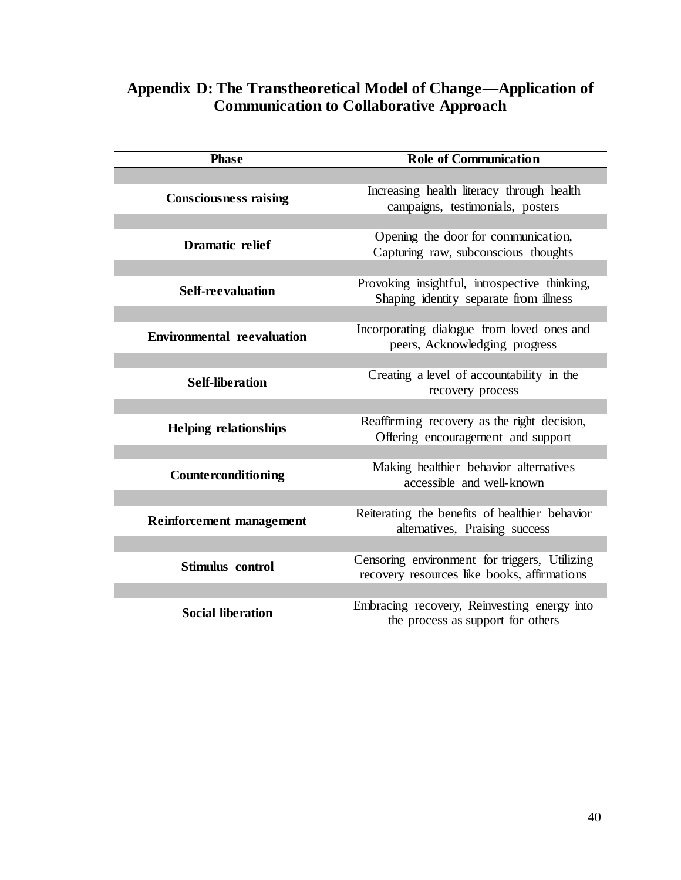# Appendix D: The Transtheoretical Model of Change—Application of Communication to Collaborative Approach

| Phase | Role of Communication |
|---|---|
| **Consciousness raising** | Increasing health literacy through health campaigns, testimonials, posters |
| **Dramatic relief** | Opening the door for communication, Capturing raw, subconscious thoughts |
| **Self-reevaluation** | Provoking insightful, introspective thinking, Shaping identity separate from illness |
| **Environmental reevaluation** | Incorporating dialogue from loved ones and peers, Acknowledging progress |
| **Self-liberation** | Creating a level of accountability in the recovery process |
| **Helping relationships** | Reaffirming recovery as the right decision, Offering encouragement and support |
| **Counterconditioning** | Making healthier behavior alternatives accessible and well-known |
| **Reinforcement management** | Reiterating the benefits of healthier behavior alternatives, Praising success |
| **Stimulus control** | Censoring environment for triggers, Utilizing recovery resources like books, affirmations |
| **Social liberation** | Embracing recovery, Reinvesting energy into the process as support for others |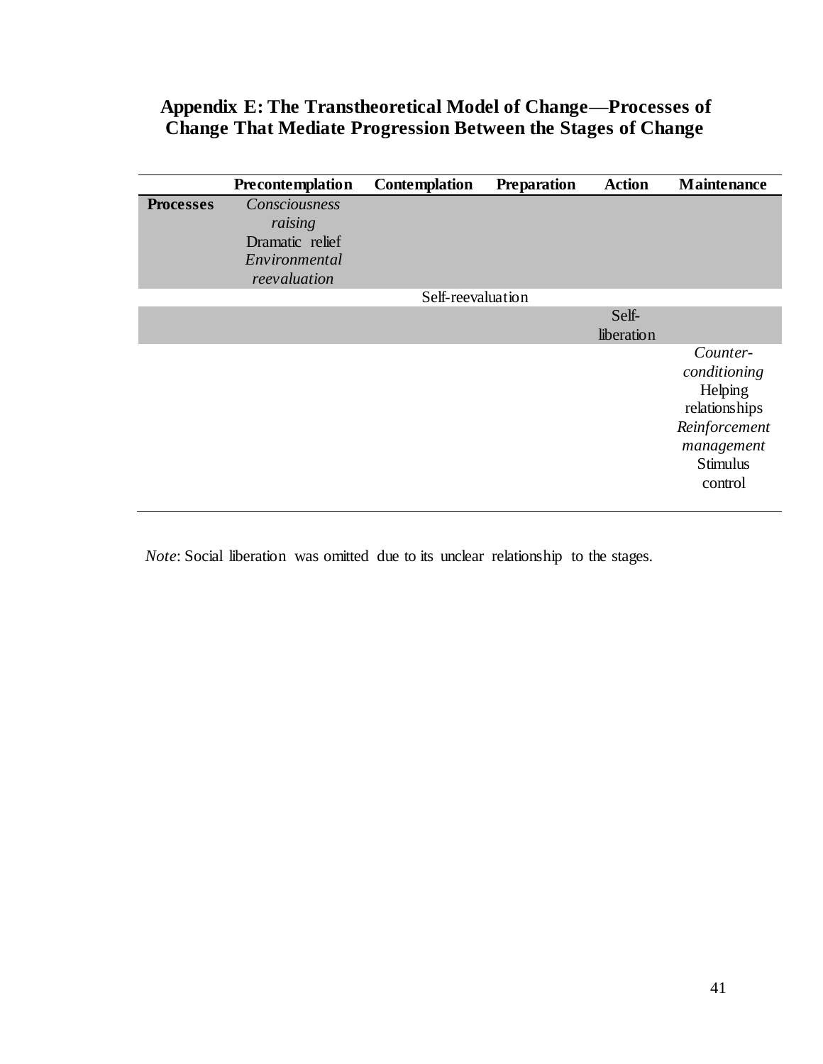## Appendix E: The Transtheoretical Model of Change—Processes of Change That Mediate Progression Between the Stages of Change

| | Precontemplation | Contemplation | Preparation | Action | Maintenance |
|---|---|---|---|---|---|
| **Processes** | *Consciousness raising*<br>Dramatic relief<br>*Environmental reevaluation* | | | | |
| | | Self-reevaluation | | | |
| | | | | Self-liberation | |
| | | | | | *Counter-conditioning*<br>Helping relationships<br>*Reinforcement management*<br>Stimulus control |

*Note*: Social liberation was omitted due to its unclear relationship to the stages.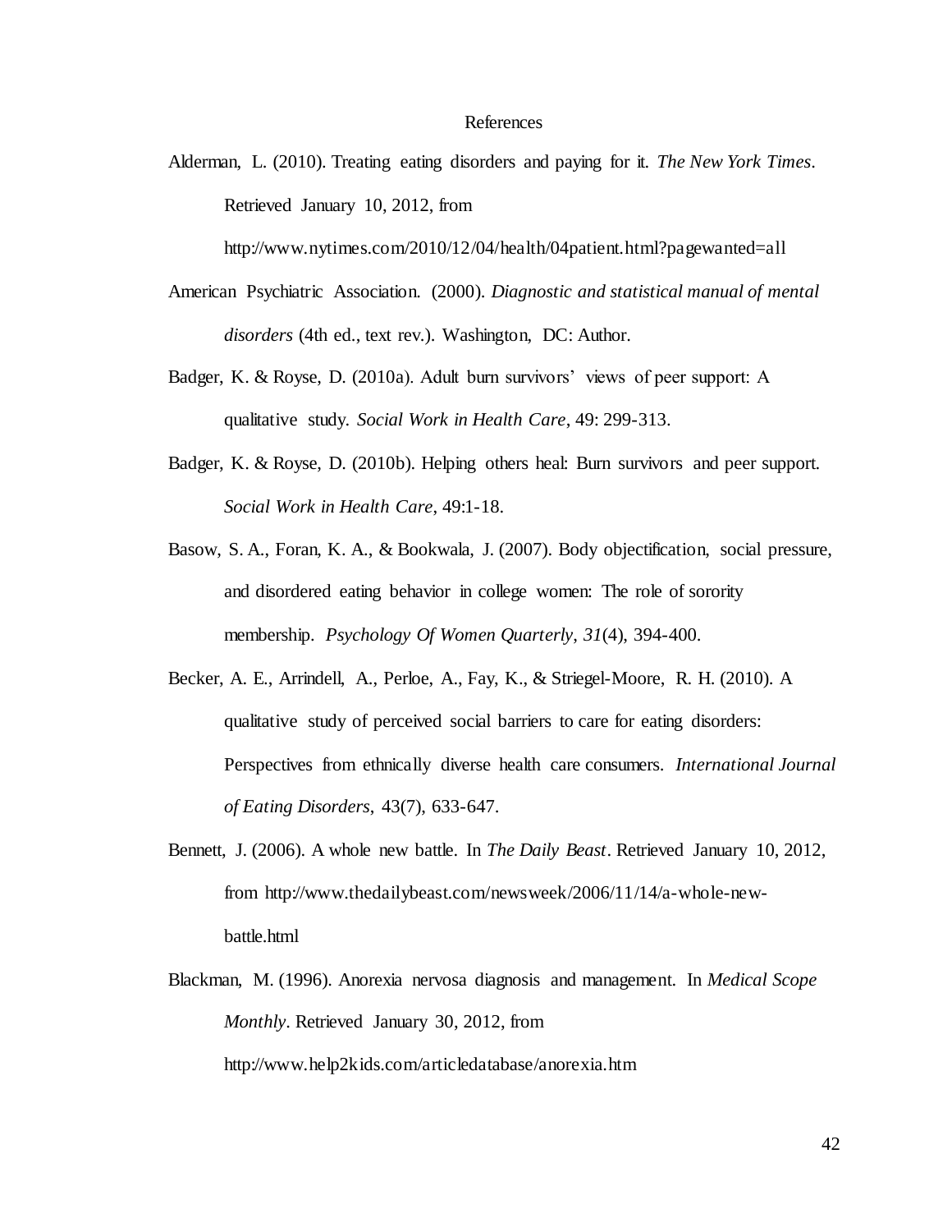# References

Alderman, L. (2010). Treating eating disorders and paying for it. *The New York Times*. Retrieved January 10, 2012, from http://www.nytimes.com/2010/12/04/health/04patient.html?pagewanted=all

American Psychiatric Association. (2000). *Diagnostic and statistical manual of mental disorders* (4th ed., text rev.). Washington, DC: Author.

Badger, K. & Royse, D. (2010a). Adult burn survivors' views of peer support: A qualitative study. *Social Work in Health Care*, 49: 299-313.

Badger, K. & Royse, D. (2010b). Helping others heal: Burn survivors and peer support. *Social Work in Health Care*, 49:1-18.

Basow, S. A., Foran, K. A., & Bookwala, J. (2007). Body objectification, social pressure, and disordered eating behavior in college women: The role of sorority membership. *Psychology Of Women Quarterly*, *31*(4), 394-400.

Becker, A. E., Arrindell, A., Perloe, A., Fay, K., & Striegel-Moore, R. H. (2010). A qualitative study of perceived social barriers to care for eating disorders: Perspectives from ethnically diverse health care consumers. *International Journal of Eating Disorders*, 43(7), 633-647.

Bennett, J. (2006). A whole new battle. In *The Daily Beast*. Retrieved January 10, 2012, from http://www.thedailybeast.com/newsweek/2006/11/14/a-whole-new-battle.html

Blackman, M. (1996). Anorexia nervosa diagnosis and management. In *Medical Scope Monthly*. Retrieved January 30, 2012, from http://www.help2kids.com/articledatabase/anorexia.htm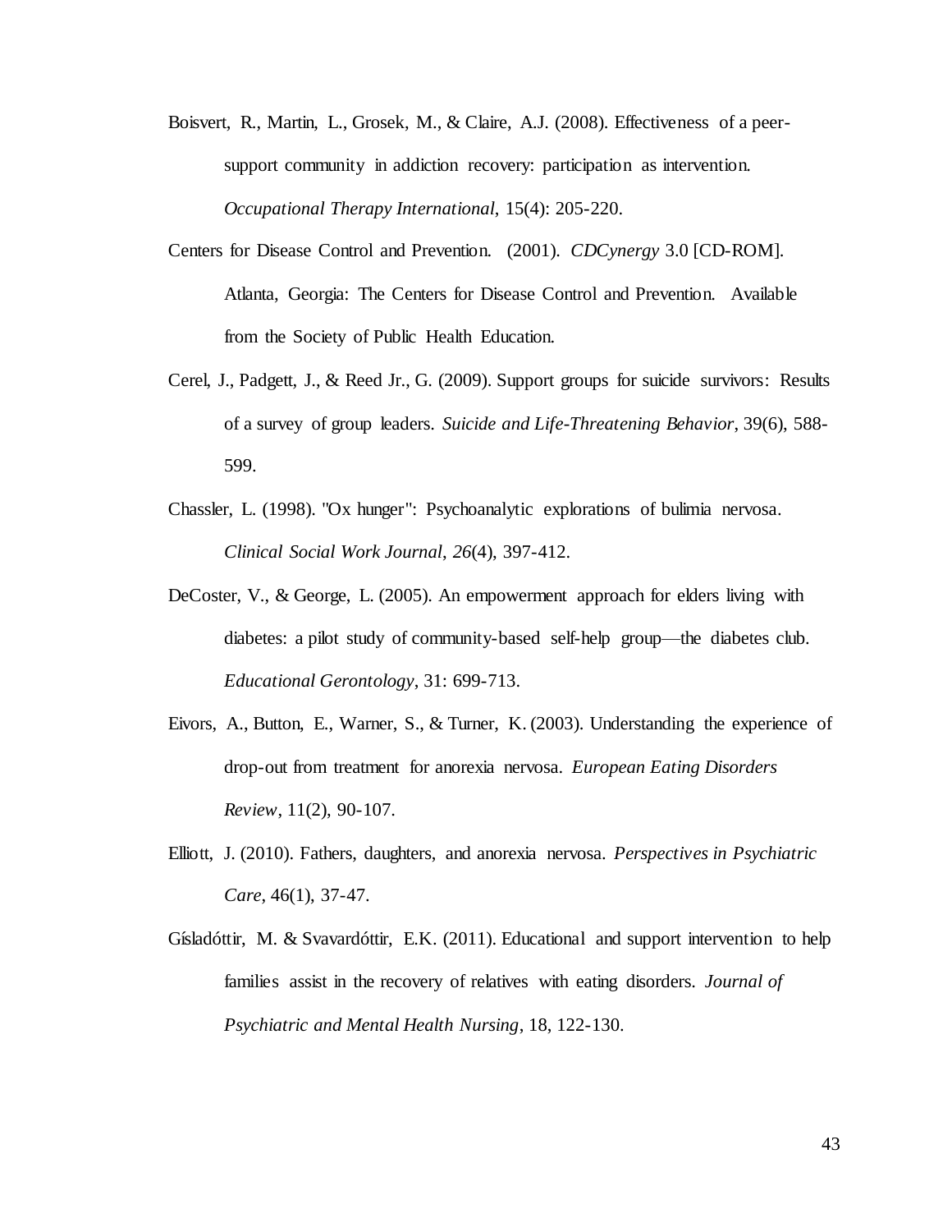Boisvert, R., Martin, L., Grosek, M., & Claire, A.J. (2008). Effectiveness of a peer-support community in addiction recovery: participation as intervention. *Occupational Therapy International*, 15(4): 205-220.

Centers for Disease Control and Prevention. (2001). *CDCynergy* 3.0 [CD-ROM]. Atlanta, Georgia: The Centers for Disease Control and Prevention. Available from the Society of Public Health Education.

Cerel, J., Padgett, J., & Reed Jr., G. (2009). Support groups for suicide survivors: Results of a survey of group leaders. *Suicide and Life-Threatening Behavior*, 39(6), 588-599.

Chassler, L. (1998). "Ox hunger": Psychoanalytic explorations of bulimia nervosa. *Clinical Social Work Journal*, *26*(4), 397-412.

DeCoster, V., & George, L. (2005). An empowerment approach for elders living with diabetes: a pilot study of community-based self-help group—the diabetes club. *Educational Gerontology*, 31: 699-713.

Eivors, A., Button, E., Warner, S., & Turner, K. (2003). Understanding the experience of drop-out from treatment for anorexia nervosa. *European Eating Disorders Review*, 11(2), 90-107.

Elliott, J. (2010). Fathers, daughters, and anorexia nervosa. *Perspectives in Psychiatric Care*, 46(1), 37-47.

Gísladóttir, M. & Svavardóttir, E.K. (2011). Educational and support intervention to help families assist in the recovery of relatives with eating disorders. *Journal of Psychiatric and Mental Health Nursing*, 18, 122-130.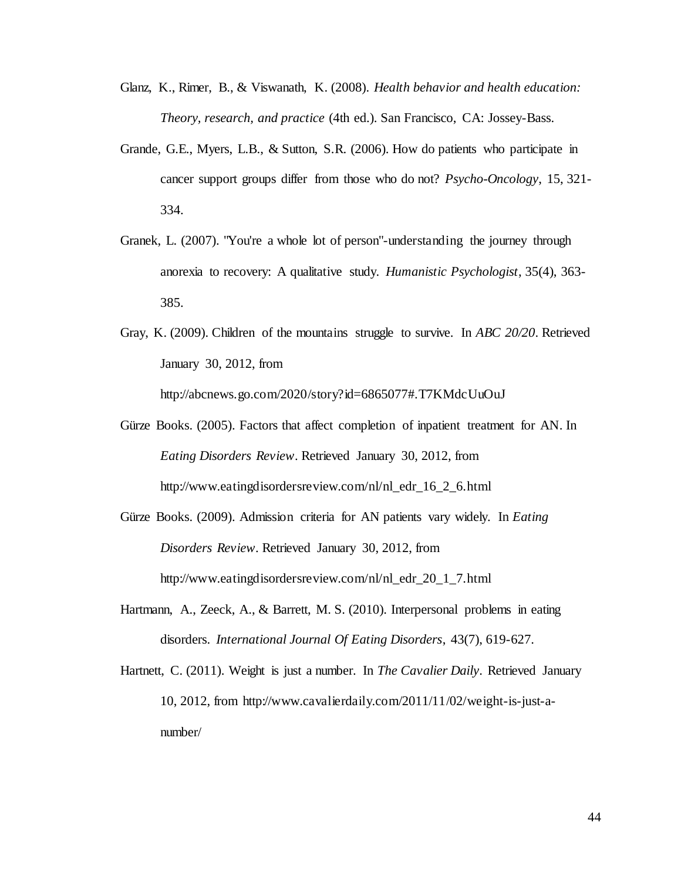Glanz, K., Rimer, B., & Viswanath, K. (2008). *Health behavior and health education: Theory, research, and practice* (4th ed.). San Francisco, CA: Jossey-Bass.

Grande, G.E., Myers, L.B., & Sutton, S.R. (2006). How do patients who participate in cancer support groups differ from those who do not? *Psycho-Oncology*, 15, 321-334.

Granek, L. (2007). "You're a whole lot of person"-understanding the journey through anorexia to recovery: A qualitative study. *Humanistic Psychologist*, 35(4), 363-385.

Gray, K. (2009). Children of the mountains struggle to survive. In *ABC 20/20*. Retrieved January 30, 2012, from http://abcnews.go.com/2020/story?id=6865077#.T7KMdcUuOuJ

Gürze Books. (2005). Factors that affect completion of inpatient treatment for AN. In *Eating Disorders Review*. Retrieved January 30, 2012, from http://www.eatingdisordersreview.com/nl/nl_edr_16_2_6.html

Gürze Books. (2009). Admission criteria for AN patients vary widely. In *Eating Disorders Review*. Retrieved January 30, 2012, from http://www.eatingdisordersreview.com/nl/nl_edr_20_1_7.html

Hartmann, A., Zeeck, A., & Barrett, M. S. (2010). Interpersonal problems in eating disorders. *International Journal Of Eating Disorders*, 43(7), 619-627.

Hartnett, C. (2011). Weight is just a number. In *The Cavalier Daily*. Retrieved January 10, 2012, from http://www.cavalierdaily.com/2011/11/02/weight-is-just-a-number/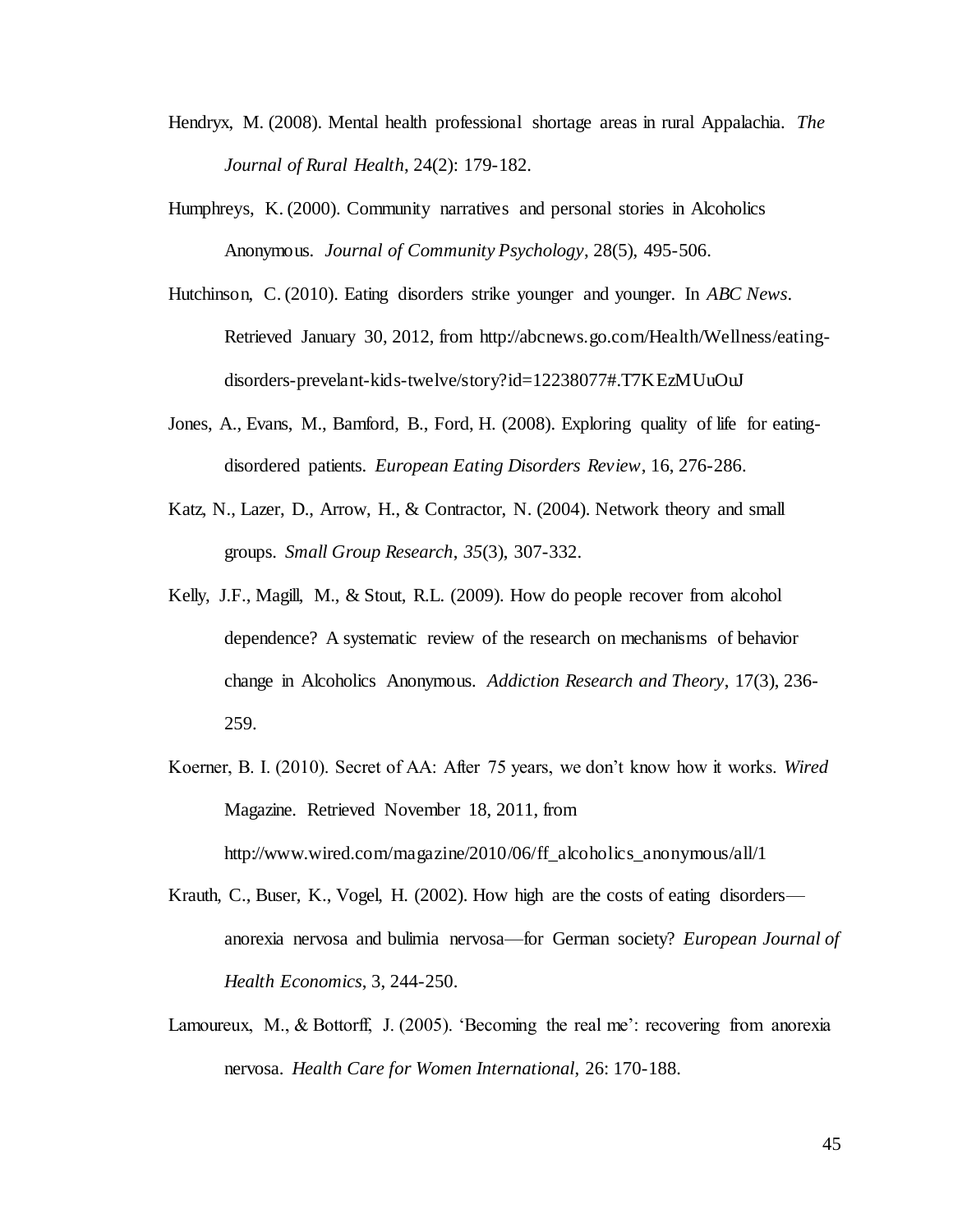Hendryx, M. (2008). Mental health professional shortage areas in rural Appalachia. *The Journal of Rural Health*, 24(2): 179-182.

Humphreys, K. (2000). Community narratives and personal stories in Alcoholics Anonymous. *Journal of Community Psychology*, 28(5), 495-506.

Hutchinson, C. (2010). Eating disorders strike younger and younger. In *ABC News*. Retrieved January 30, 2012, from http://abcnews.go.com/Health/Wellness/eating-disorders-prevelant-kids-twelve/story?id=12238077#.T7KEzMUuOuJ

Jones, A., Evans, M., Bamford, B., Ford, H. (2008). Exploring quality of life for eating-disordered patients. *European Eating Disorders Review*, 16, 276-286.

Katz, N., Lazer, D., Arrow, H., & Contractor, N. (2004). Network theory and small groups. *Small Group Research*, *35*(3), 307-332.

Kelly, J.F., Magill, M., & Stout, R.L. (2009). How do people recover from alcohol dependence? A systematic review of the research on mechanisms of behavior change in Alcoholics Anonymous. *Addiction Research and Theory*, 17(3), 236-259.

Koerner, B. I. (2010). Secret of AA: After 75 years, we don't know how it works. *Wired* Magazine. Retrieved November 18, 2011, from http://www.wired.com/magazine/2010/06/ff_alcoholics_anonymous/all/1

Krauth, C., Buser, K., Vogel, H. (2002). How high are the costs of eating disorders—anorexia nervosa and bulimia nervosa—for German society? *European Journal of Health Economics*, 3, 244-250.

Lamoureux, M., & Bottorff, J. (2005). 'Becoming the real me': recovering from anorexia nervosa. *Health Care for Women International*, 26: 170-188.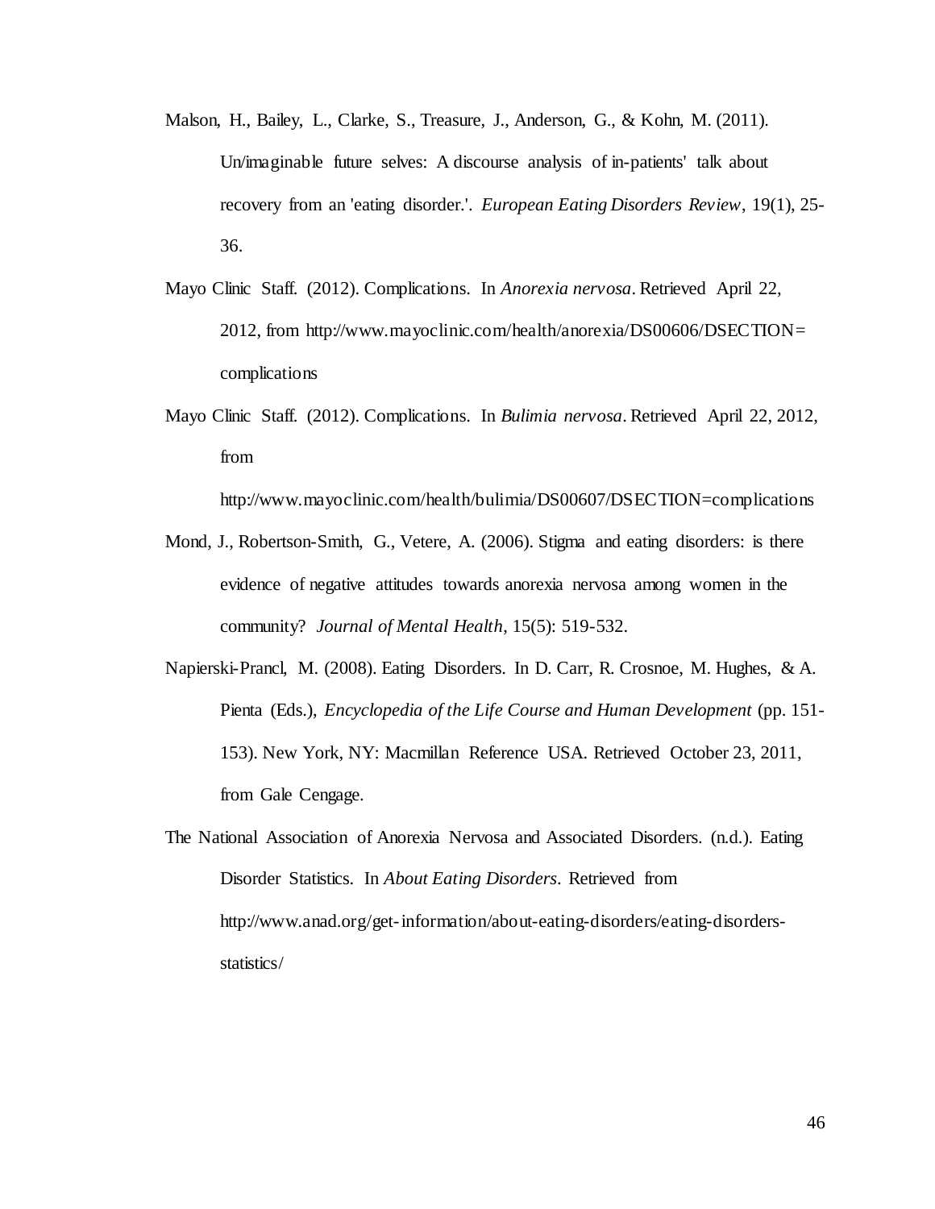Malson, H., Bailey, L., Clarke, S., Treasure, J., Anderson, G., & Kohn, M. (2011). Un/imaginable future selves: A discourse analysis of in-patients' talk about recovery from an 'eating disorder.'. *European Eating Disorders Review*, 19(1), 25-36.

Mayo Clinic Staff. (2012). Complications. In *Anorexia nervosa*. Retrieved April 22, 2012, from http://www.mayoclinic.com/health/anorexia/DS00606/DSECTION=complications

Mayo Clinic Staff. (2012). Complications. In *Bulimia nervosa*. Retrieved April 22, 2012, from http://www.mayoclinic.com/health/bulimia/DS00607/DSECTION=complications

Mond, J., Robertson-Smith, G., Vetere, A. (2006). Stigma and eating disorders: is there evidence of negative attitudes towards anorexia nervosa among women in the community? *Journal of Mental Health*, 15(5): 519-532.

Napierski-Prancl, M. (2008). Eating Disorders. In D. Carr, R. Crosnoe, M. Hughes, & A. Pienta (Eds.), *Encyclopedia of the Life Course and Human Development* (pp. 151-153). New York, NY: Macmillan Reference USA. Retrieved October 23, 2011, from Gale Cengage.

The National Association of Anorexia Nervosa and Associated Disorders. (n.d.). Eating Disorder Statistics. In *About Eating Disorders*. Retrieved from http://www.anad.org/get-information/about-eating-disorders/eating-disorders-statistics/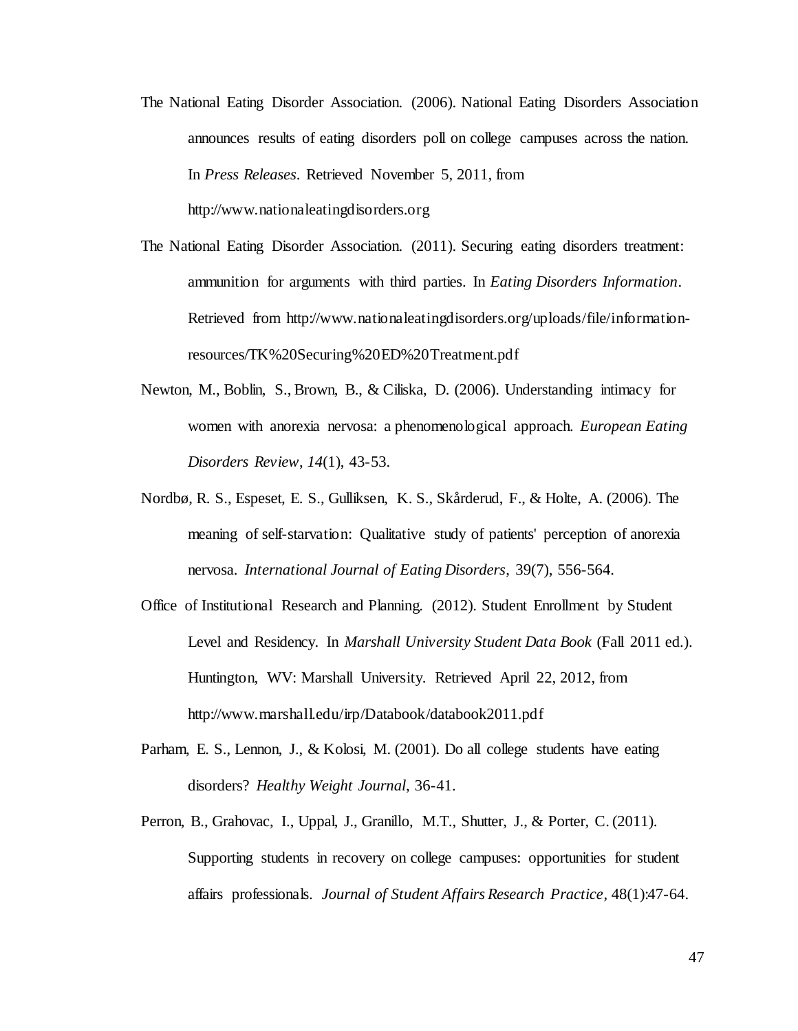The National Eating Disorder Association. (2006). National Eating Disorders Association announces results of eating disorders poll on college campuses across the nation. In *Press Releases*. Retrieved November 5, 2011, from http://www.nationaleatingdisorders.org

The National Eating Disorder Association. (2011). Securing eating disorders treatment: ammunition for arguments with third parties. In *Eating Disorders Information*. Retrieved from http://www.nationaleatingdisorders.org/uploads/file/information-resources/TK%20Securing%20ED%20Treatment.pdf

Newton, M., Boblin, S., Brown, B., & Ciliska, D. (2006). Understanding intimacy for women with anorexia nervosa: a phenomenological approach. *European Eating Disorders Review*, *14*(1), 43-53.

Nordbø, R. S., Espeset, E. S., Gulliksen, K. S., Skårderud, F., & Holte, A. (2006). The meaning of self-starvation: Qualitative study of patients' perception of anorexia nervosa. *International Journal of Eating Disorders*, 39(7), 556-564.

Office of Institutional Research and Planning. (2012). Student Enrollment by Student Level and Residency. In *Marshall University Student Data Book* (Fall 2011 ed.). Huntington, WV: Marshall University. Retrieved April 22, 2012, from http://www.marshall.edu/irp/Databook/databook2011.pdf

Parham, E. S., Lennon, J., & Kolosi, M. (2001). Do all college students have eating disorders? *Healthy Weight Journal*, 36-41.

Perron, B., Grahovac, I., Uppal, J., Granillo, M.T., Shutter, J., & Porter, C. (2011). Supporting students in recovery on college campuses: opportunities for student affairs professionals. *Journal of Student Affairs Research Practice*, 48(1):47-64.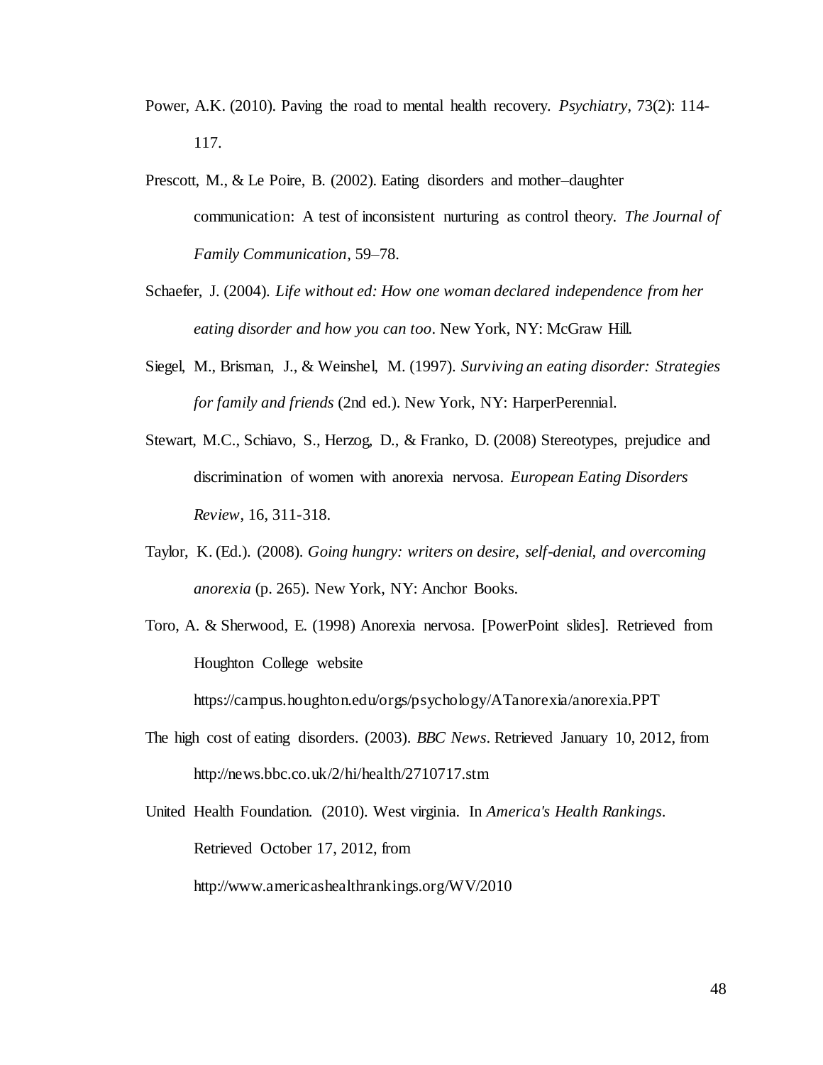Power, A.K. (2010). Paving the road to mental health recovery. *Psychiatry*, 73(2): 114-117.

Prescott, M., & Le Poire, B. (2002). Eating disorders and mother–daughter communication: A test of inconsistent nurturing as control theory. *The Journal of Family Communication*, 59–78.

Schaefer, J. (2004). *Life without ed: How one woman declared independence from her eating disorder and how you can too*. New York, NY: McGraw Hill.

Siegel, M., Brisman, J., & Weinshel, M. (1997). *Surviving an eating disorder: Strategies for family and friends* (2nd ed.). New York, NY: HarperPerennial.

Stewart, M.C., Schiavo, S., Herzog, D., & Franko, D. (2008) Stereotypes, prejudice and discrimination of women with anorexia nervosa. *European Eating Disorders Review*, 16, 311-318.

Taylor, K. (Ed.). (2008). *Going hungry: writers on desire, self-denial, and overcoming anorexia* (p. 265). New York, NY: Anchor Books.

Toro, A. & Sherwood, E. (1998) Anorexia nervosa. [PowerPoint slides]. Retrieved from Houghton College website https://campus.houghton.edu/orgs/psychology/ATanorexia/anorexia.PPT

The high cost of eating disorders. (2003). *BBC News*. Retrieved January 10, 2012, from http://news.bbc.co.uk/2/hi/health/2710717.stm

United Health Foundation. (2010). West virginia. In *America's Health Rankings*. Retrieved October 17, 2012, from http://www.americashealthrankings.org/WV/2010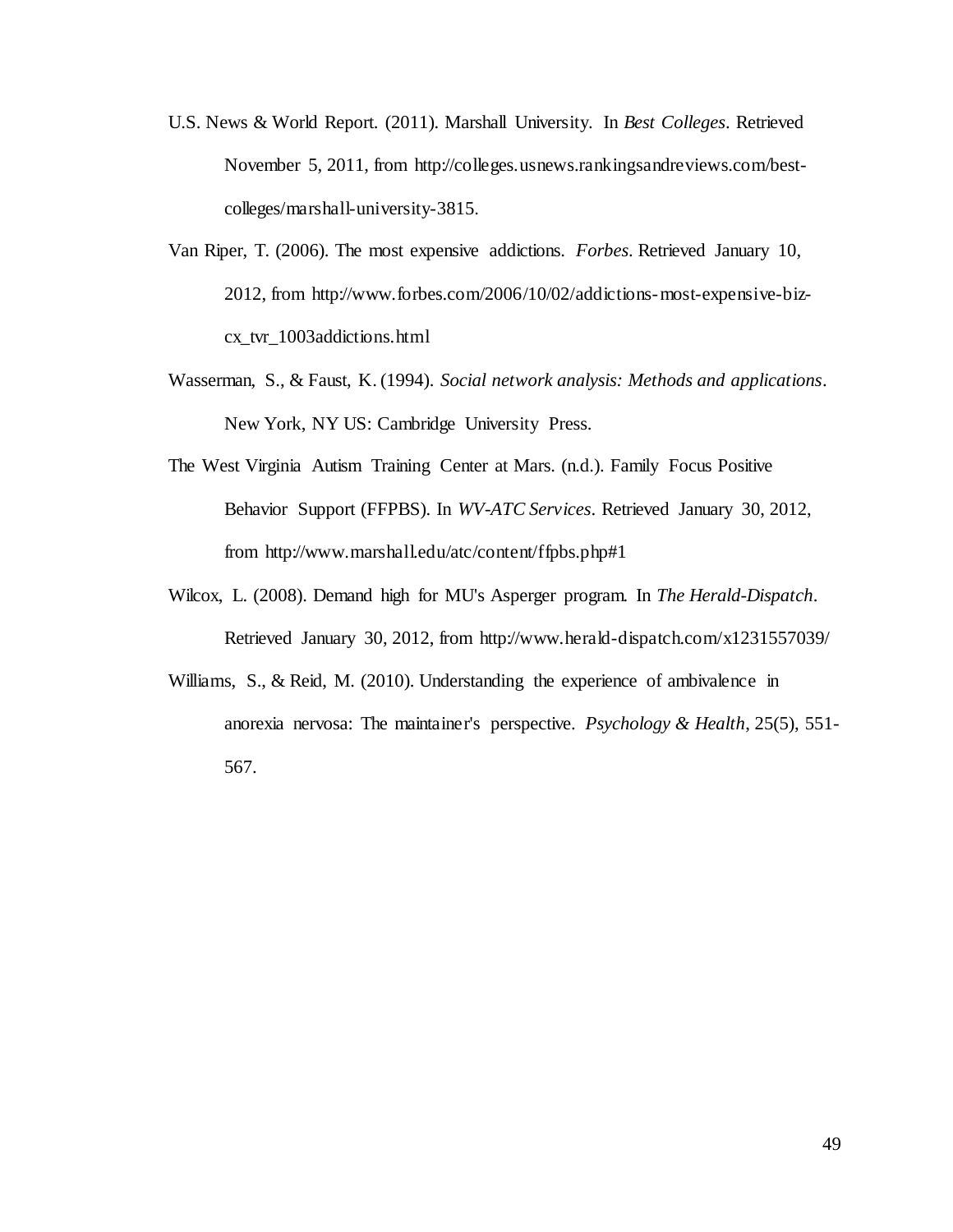U.S. News & World Report. (2011). Marshall University. In *Best Colleges*. Retrieved November 5, 2011, from http://colleges.usnews.rankingsandreviews.com/best-colleges/marshall-university-3815.

Van Riper, T. (2006). The most expensive addictions. *Forbes*. Retrieved January 10, 2012, from http://www.forbes.com/2006/10/02/addictions-most-expensive-biz-cx_tvr_1003addictions.html

Wasserman, S., & Faust, K. (1994). *Social network analysis: Methods and applications*. New York, NY US: Cambridge University Press.

The West Virginia Autism Training Center at Mars. (n.d.). Family Focus Positive Behavior Support (FFPBS). In *WV-ATC Services*. Retrieved January 30, 2012, from http://www.marshall.edu/atc/content/ffpbs.php#1

Wilcox, L. (2008). Demand high for MU's Asperger program. In *The Herald-Dispatch*. Retrieved January 30, 2012, from http://www.herald-dispatch.com/x1231557039/

Williams, S., & Reid, M. (2010). Understanding the experience of ambivalence in anorexia nervosa: The maintainer's perspective. *Psychology & Health*, 25(5), 551-567.